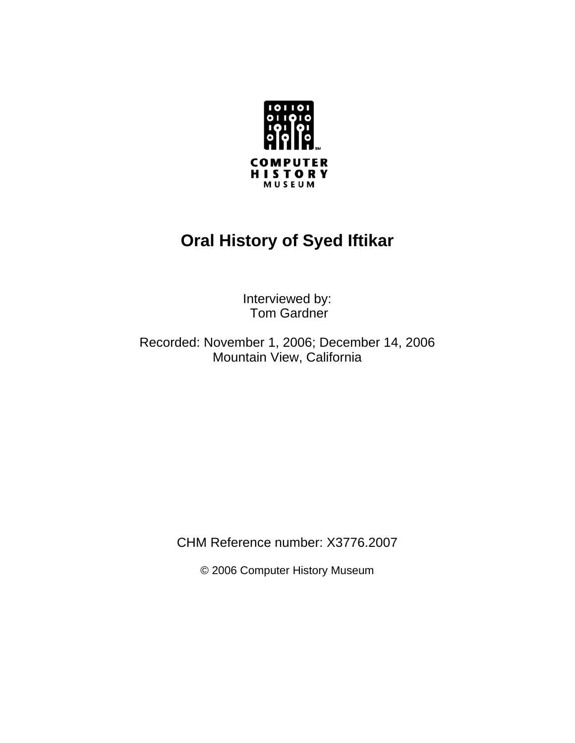COMPUTER
HISTORY
MUSEUM

# Oral History of Syed Iftikar

Interviewed by:
Tom Gardner

Recorded: November 1, 2006; December 14, 2006
Mountain View, California

CHM Reference number: X3776.2007

© 2006 Computer History Museum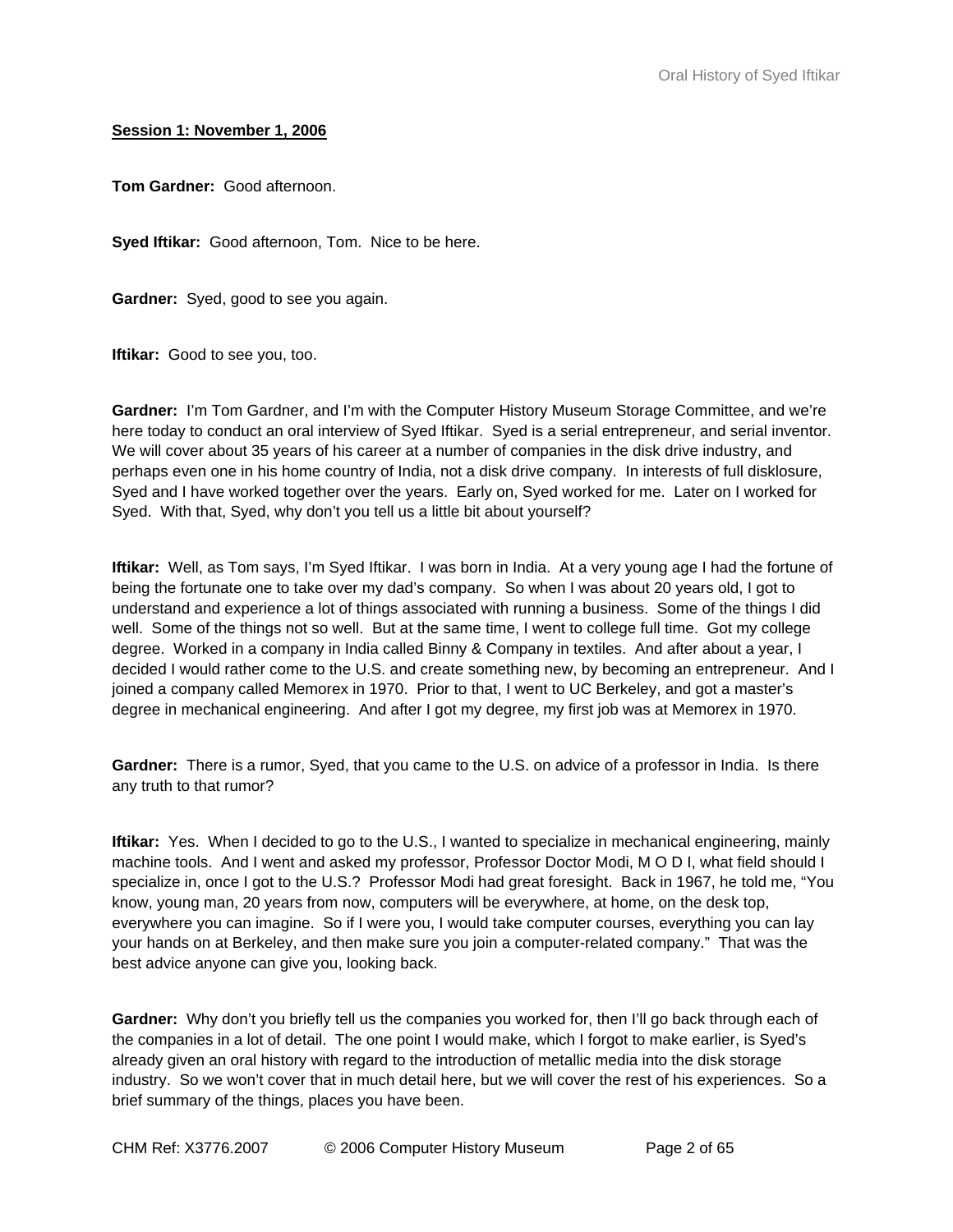**Session 1: November 1, 2006**

**Tom Gardner:** Good afternoon.

**Syed Iftikar:** Good afternoon, Tom. Nice to be here.

**Gardner:** Syed, good to see you again.

**Iftikar:** Good to see you, too.

**Gardner:** I'm Tom Gardner, and I'm with the Computer History Museum Storage Committee, and we're here today to conduct an oral interview of Syed Iftikar. Syed is a serial entrepreneur, and serial inventor. We will cover about 35 years of his career at a number of companies in the disk drive industry, and perhaps even one in his home country of India, not a disk drive company. In interests of full disklosure, Syed and I have worked together over the years. Early on, Syed worked for me. Later on I worked for Syed. With that, Syed, why don't you tell us a little bit about yourself?

**Iftikar:** Well, as Tom says, I'm Syed Iftikar. I was born in India. At a very young age I had the fortune of being the fortunate one to take over my dad's company. So when I was about 20 years old, I got to understand and experience a lot of things associated with running a business. Some of the things I did well. Some of the things not so well. But at the same time, I went to college full time. Got my college degree. Worked in a company in India called Binny & Company in textiles. And after about a year, I decided I would rather come to the U.S. and create something new, by becoming an entrepreneur. And I joined a company called Memorex in 1970. Prior to that, I went to UC Berkeley, and got a master's degree in mechanical engineering. And after I got my degree, my first job was at Memorex in 1970.

**Gardner:** There is a rumor, Syed, that you came to the U.S. on advice of a professor in India. Is there any truth to that rumor?

**Iftikar:** Yes. When I decided to go to the U.S., I wanted to specialize in mechanical engineering, mainly machine tools. And I went and asked my professor, Professor Doctor Modi, M O D I, what field should I specialize in, once I got to the U.S.? Professor Modi had great foresight. Back in 1967, he told me, "You know, young man, 20 years from now, computers will be everywhere, at home, on the desk top, everywhere you can imagine. So if I were you, I would take computer courses, everything you can lay your hands on at Berkeley, and then make sure you join a computer-related company." That was the best advice anyone can give you, looking back.

**Gardner:** Why don't you briefly tell us the companies you worked for, then I'll go back through each of the companies in a lot of detail. The one point I would make, which I forgot to make earlier, is Syed's already given an oral history with regard to the introduction of metallic media into the disk storage industry. So we won't cover that in much detail here, but we will cover the rest of his experiences. So a brief summary of the things, places you have been.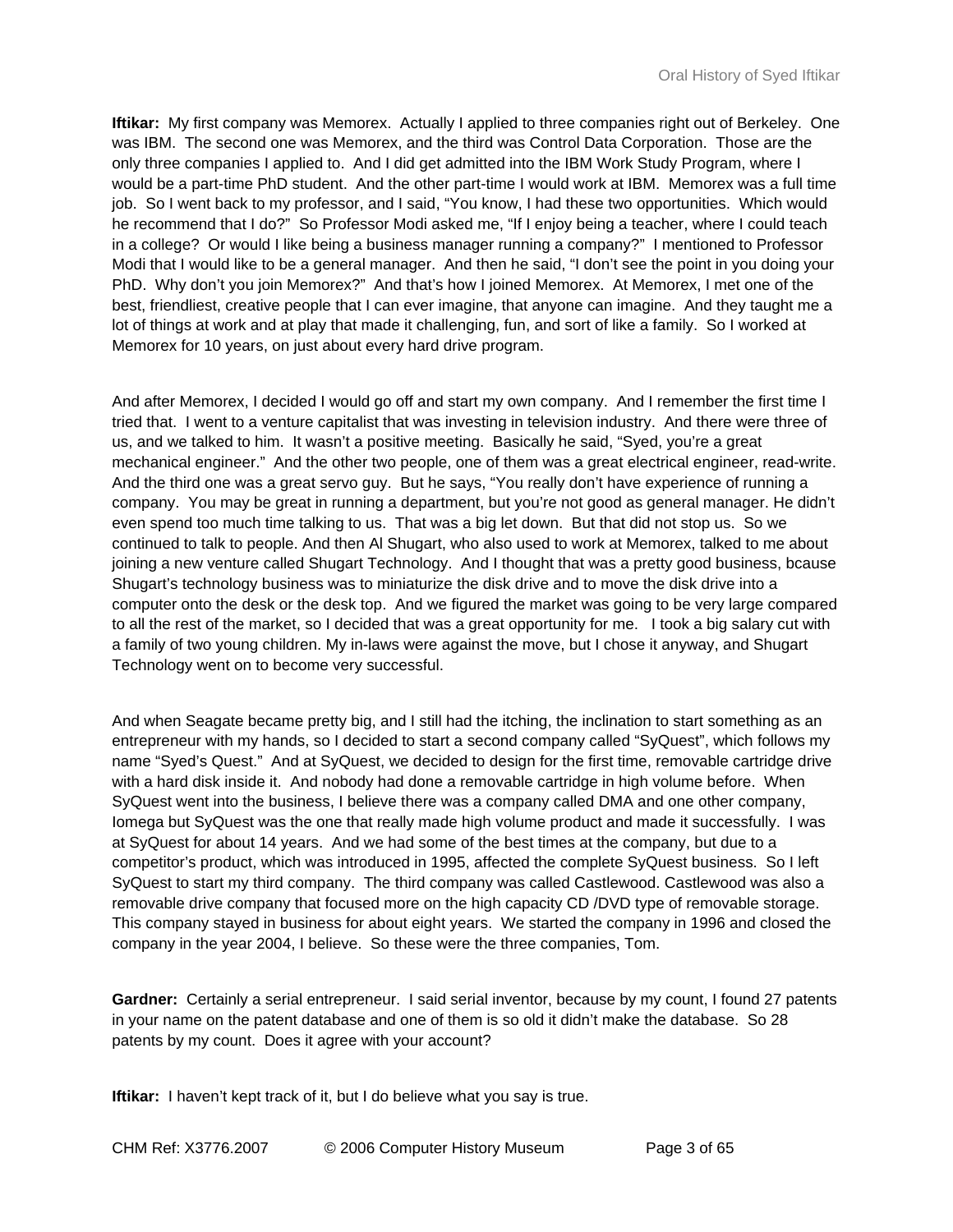**Iftikar:** My first company was Memorex. Actually I applied to three companies right out of Berkeley. One was IBM. The second one was Memorex, and the third was Control Data Corporation. Those are the only three companies I applied to. And I did get admitted into the IBM Work Study Program, where I would be a part-time PhD student. And the other part-time I would work at IBM. Memorex was a full time job. So I went back to my professor, and I said, "You know, I had these two opportunities. Which would he recommend that I do?" So Professor Modi asked me, "If I enjoy being a teacher, where I could teach in a college? Or would I like being a business manager running a company?" I mentioned to Professor Modi that I would like to be a general manager. And then he said, "I don't see the point in you doing your PhD. Why don't you join Memorex?" And that's how I joined Memorex. At Memorex, I met one of the best, friendliest, creative people that I can ever imagine, that anyone can imagine. And they taught me a lot of things at work and at play that made it challenging, fun, and sort of like a family. So I worked at Memorex for 10 years, on just about every hard drive program.

And after Memorex, I decided I would go off and start my own company. And I remember the first time I tried that. I went to a venture capitalist that was investing in television industry. And there were three of us, and we talked to him. It wasn't a positive meeting. Basically he said, "Syed, you're a great mechanical engineer." And the other two people, one of them was a great electrical engineer, read-write. And the third one was a great servo guy. But he says, "You really don't have experience of running a company. You may be great in running a department, but you're not good as general manager. He didn't even spend too much time talking to us. That was a big let down. But that did not stop us. So we continued to talk to people. And then Al Shugart, who also used to work at Memorex, talked to me about joining a new venture called Shugart Technology. And I thought that was a pretty good business, bcause Shugart's technology business was to miniaturize the disk drive and to move the disk drive into a computer onto the desk or the desk top. And we figured the market was going to be very large compared to all the rest of the market, so I decided that was a great opportunity for me. I took a big salary cut with a family of two young children. My in-laws were against the move, but I chose it anyway, and Shugart Technology went on to become very successful.

And when Seagate became pretty big, and I still had the itching, the inclination to start something as an entrepreneur with my hands, so I decided to start a second company called "SyQuest", which follows my name "Syed's Quest." And at SyQuest, we decided to design for the first time, removable cartridge drive with a hard disk inside it. And nobody had done a removable cartridge in high volume before. When SyQuest went into the business, I believe there was a company called DMA and one other company, Iomega but SyQuest was the one that really made high volume product and made it successfully. I was at SyQuest for about 14 years. And we had some of the best times at the company, but due to a competitor's product, which was introduced in 1995, affected the complete SyQuest business. So I left SyQuest to start my third company. The third company was called Castlewood. Castlewood was also a removable drive company that focused more on the high capacity CD /DVD type of removable storage. This company stayed in business for about eight years. We started the company in 1996 and closed the company in the year 2004, I believe. So these were the three companies, Tom.

**Gardner:** Certainly a serial entrepreneur. I said serial inventor, because by my count, I found 27 patents in your name on the patent database and one of them is so old it didn't make the database. So 28 patents by my count. Does it agree with your account?

**Iftikar:** I haven't kept track of it, but I do believe what you say is true.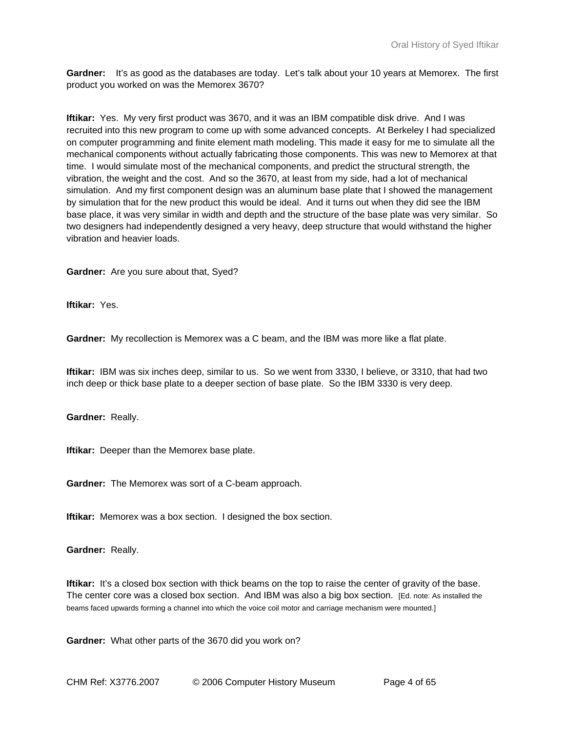**Gardner:** It's as good as the databases are today. Let's talk about your 10 years at Memorex. The first product you worked on was the Memorex 3670?

**Iftikar:** Yes. My very first product was 3670, and it was an IBM compatible disk drive. And I was recruited into this new program to come up with some advanced concepts. At Berkeley I had specialized on computer programming and finite element math modeling. This made it easy for me to simulate all the mechanical components without actually fabricating those components. This was new to Memorex at that time. I would simulate most of the mechanical components, and predict the structural strength, the vibration, the weight and the cost. And so the 3670, at least from my side, had a lot of mechanical simulation. And my first component design was an aluminum base plate that I showed the management by simulation that for the new product this would be ideal. And it turns out when they did see the IBM base place, it was very similar in width and depth and the structure of the base plate was very similar. So two designers had independently designed a very heavy, deep structure that would withstand the higher vibration and heavier loads.

**Gardner:** Are you sure about that, Syed?

**Iftikar:** Yes.

**Gardner:** My recollection is Memorex was a C beam, and the IBM was more like a flat plate.

**Iftikar:** IBM was six inches deep, similar to us. So we went from 3330, I believe, or 3310, that had two inch deep or thick base plate to a deeper section of base plate. So the IBM 3330 is very deep.

**Gardner:** Really.

**Iftikar:** Deeper than the Memorex base plate.

**Gardner:** The Memorex was sort of a C-beam approach.

**Iftikar:** Memorex was a box section. I designed the box section.

**Gardner:** Really.

**Iftikar:** It's a closed box section with thick beams on the top to raise the center of gravity of the base. The center core was a closed box section. And IBM was also a big box section. [Ed. note: As installed the beams faced upwards forming a channel into which the voice coil motor and carriage mechanism were mounted.]

**Gardner:** What other parts of the 3670 did you work on?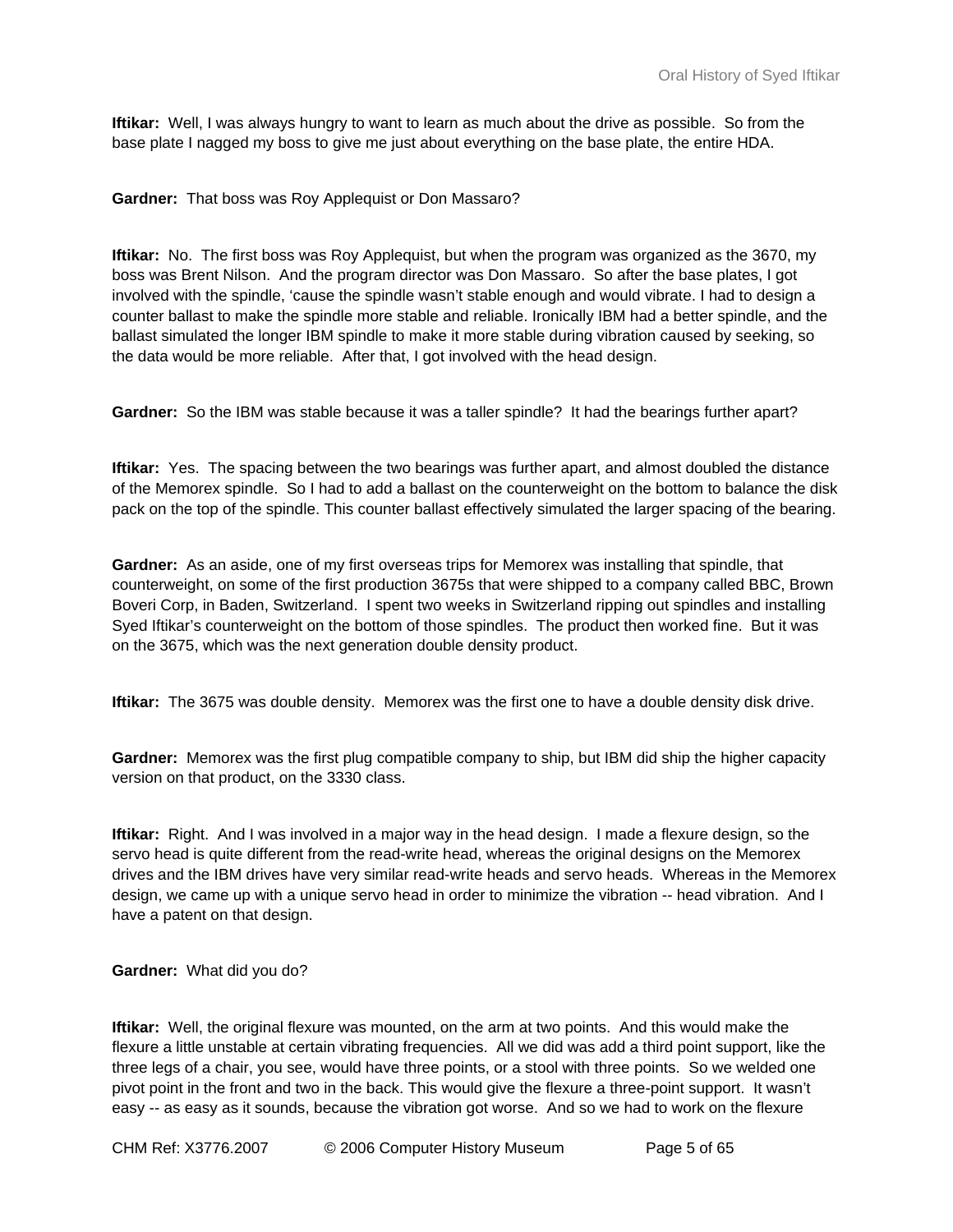**Iftikar:** Well, I was always hungry to want to learn as much about the drive as possible. So from the base plate I nagged my boss to give me just about everything on the base plate, the entire HDA.

**Gardner:** That boss was Roy Applequist or Don Massaro?

**Iftikar:** No. The first boss was Roy Applequist, but when the program was organized as the 3670, my boss was Brent Nilson. And the program director was Don Massaro. So after the base plates, I got involved with the spindle, 'cause the spindle wasn't stable enough and would vibrate. I had to design a counter ballast to make the spindle more stable and reliable. Ironically IBM had a better spindle, and the ballast simulated the longer IBM spindle to make it more stable during vibration caused by seeking, so the data would be more reliable. After that, I got involved with the head design.

**Gardner:** So the IBM was stable because it was a taller spindle? It had the bearings further apart?

**Iftikar:** Yes. The spacing between the two bearings was further apart, and almost doubled the distance of the Memorex spindle. So I had to add a ballast on the counterweight on the bottom to balance the disk pack on the top of the spindle. This counter ballast effectively simulated the larger spacing of the bearing.

**Gardner:** As an aside, one of my first overseas trips for Memorex was installing that spindle, that counterweight, on some of the first production 3675s that were shipped to a company called BBC, Brown Boveri Corp, in Baden, Switzerland. I spent two weeks in Switzerland ripping out spindles and installing Syed Iftikar's counterweight on the bottom of those spindles. The product then worked fine. But it was on the 3675, which was the next generation double density product.

**Iftikar:** The 3675 was double density. Memorex was the first one to have a double density disk drive.

**Gardner:** Memorex was the first plug compatible company to ship, but IBM did ship the higher capacity version on that product, on the 3330 class.

**Iftikar:** Right. And I was involved in a major way in the head design. I made a flexure design, so the servo head is quite different from the read-write head, whereas the original designs on the Memorex drives and the IBM drives have very similar read-write heads and servo heads. Whereas in the Memorex design, we came up with a unique servo head in order to minimize the vibration -- head vibration. And I have a patent on that design.

**Gardner:** What did you do?

**Iftikar:** Well, the original flexure was mounted, on the arm at two points. And this would make the flexure a little unstable at certain vibrating frequencies. All we did was add a third point support, like the three legs of a chair, you see, would have three points, or a stool with three points. So we welded one pivot point in the front and two in the back. This would give the flexure a three-point support. It wasn't easy -- as easy as it sounds, because the vibration got worse. And so we had to work on the flexure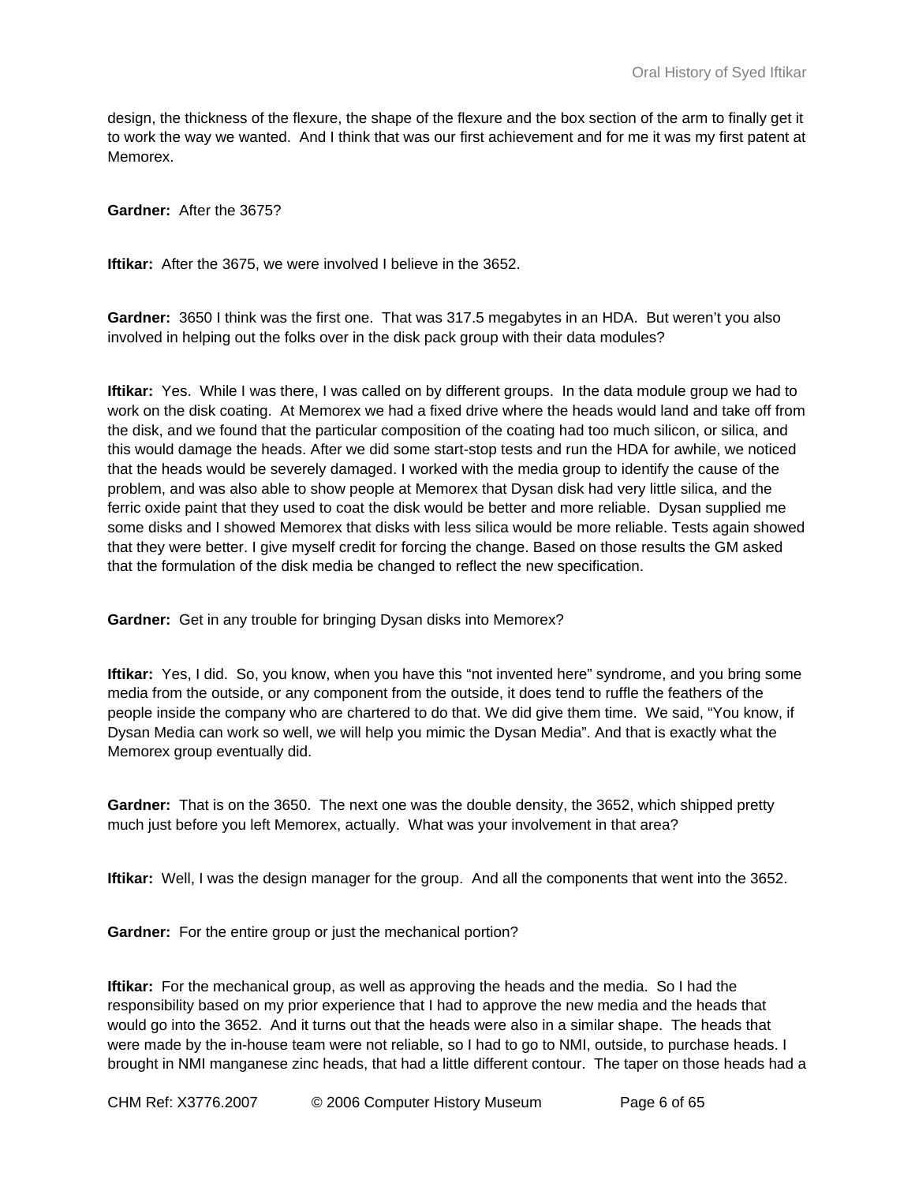design, the thickness of the flexure, the shape of the flexure and the box section of the arm to finally get it to work the way we wanted. And I think that was our first achievement and for me it was my first patent at Memorex.

**Gardner:** After the 3675?

**Iftikar:** After the 3675, we were involved I believe in the 3652.

**Gardner:** 3650 I think was the first one. That was 317.5 megabytes in an HDA. But weren't you also involved in helping out the folks over in the disk pack group with their data modules?

**Iftikar:** Yes. While I was there, I was called on by different groups. In the data module group we had to work on the disk coating. At Memorex we had a fixed drive where the heads would land and take off from the disk, and we found that the particular composition of the coating had too much silicon, or silica, and this would damage the heads. After we did some start-stop tests and run the HDA for awhile, we noticed that the heads would be severely damaged. I worked with the media group to identify the cause of the problem, and was also able to show people at Memorex that Dysan disk had very little silica, and the ferric oxide paint that they used to coat the disk would be better and more reliable. Dysan supplied me some disks and I showed Memorex that disks with less silica would be more reliable. Tests again showed that they were better. I give myself credit for forcing the change. Based on those results the GM asked that the formulation of the disk media be changed to reflect the new specification.

**Gardner:** Get in any trouble for bringing Dysan disks into Memorex?

**Iftikar:** Yes, I did. So, you know, when you have this "not invented here" syndrome, and you bring some media from the outside, or any component from the outside, it does tend to ruffle the feathers of the people inside the company who are chartered to do that. We did give them time. We said, "You know, if Dysan Media can work so well, we will help you mimic the Dysan Media". And that is exactly what the Memorex group eventually did.

**Gardner:** That is on the 3650. The next one was the double density, the 3652, which shipped pretty much just before you left Memorex, actually. What was your involvement in that area?

**Iftikar:** Well, I was the design manager for the group. And all the components that went into the 3652.

**Gardner:** For the entire group or just the mechanical portion?

**Iftikar:** For the mechanical group, as well as approving the heads and the media. So I had the responsibility based on my prior experience that I had to approve the new media and the heads that would go into the 3652. And it turns out that the heads were also in a similar shape. The heads that were made by the in-house team were not reliable, so I had to go to NMI, outside, to purchase heads. I brought in NMI manganese zinc heads, that had a little different contour. The taper on those heads had a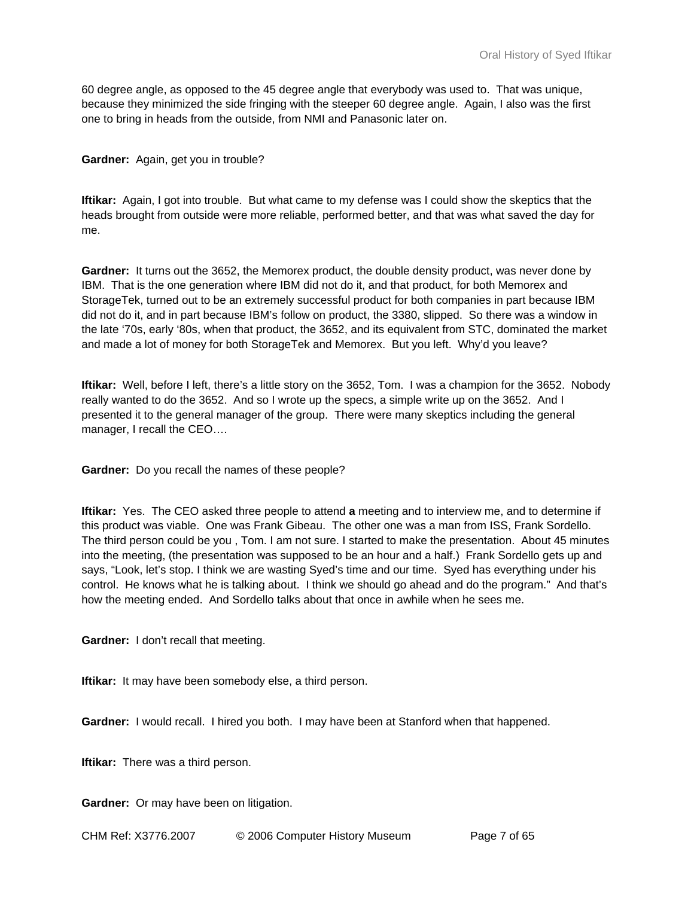60 degree angle, as opposed to the 45 degree angle that everybody was used to. That was unique, because they minimized the side fringing with the steeper 60 degree angle. Again, I also was the first one to bring in heads from the outside, from NMI and Panasonic later on.

**Gardner:** Again, get you in trouble?

**Iftikar:** Again, I got into trouble. But what came to my defense was I could show the skeptics that the heads brought from outside were more reliable, performed better, and that was what saved the day for me.

**Gardner:** It turns out the 3652, the Memorex product, the double density product, was never done by IBM. That is the one generation where IBM did not do it, and that product, for both Memorex and StorageTek, turned out to be an extremely successful product for both companies in part because IBM did not do it, and in part because IBM's follow on product, the 3380, slipped. So there was a window in the late '70s, early '80s, when that product, the 3652, and its equivalent from STC, dominated the market and made a lot of money for both StorageTek and Memorex. But you left. Why'd you leave?

**Iftikar:** Well, before I left, there's a little story on the 3652, Tom. I was a champion for the 3652. Nobody really wanted to do the 3652. And so I wrote up the specs, a simple write up on the 3652. And I presented it to the general manager of the group. There were many skeptics including the general manager, I recall the CEO….

**Gardner:** Do you recall the names of these people?

**Iftikar:** Yes. The CEO asked three people to attend **a** meeting and to interview me, and to determine if this product was viable. One was Frank Gibeau. The other one was a man from ISS, Frank Sordello. The third person could be you , Tom. I am not sure. I started to make the presentation. About 45 minutes into the meeting, (the presentation was supposed to be an hour and a half.) Frank Sordello gets up and says, "Look, let's stop. I think we are wasting Syed's time and our time. Syed has everything under his control. He knows what he is talking about. I think we should go ahead and do the program." And that's how the meeting ended. And Sordello talks about that once in awhile when he sees me.

**Gardner:** I don't recall that meeting.

**Iftikar:** It may have been somebody else, a third person.

**Gardner:** I would recall. I hired you both. I may have been at Stanford when that happened.

**Iftikar:** There was a third person.

**Gardner:** Or may have been on litigation.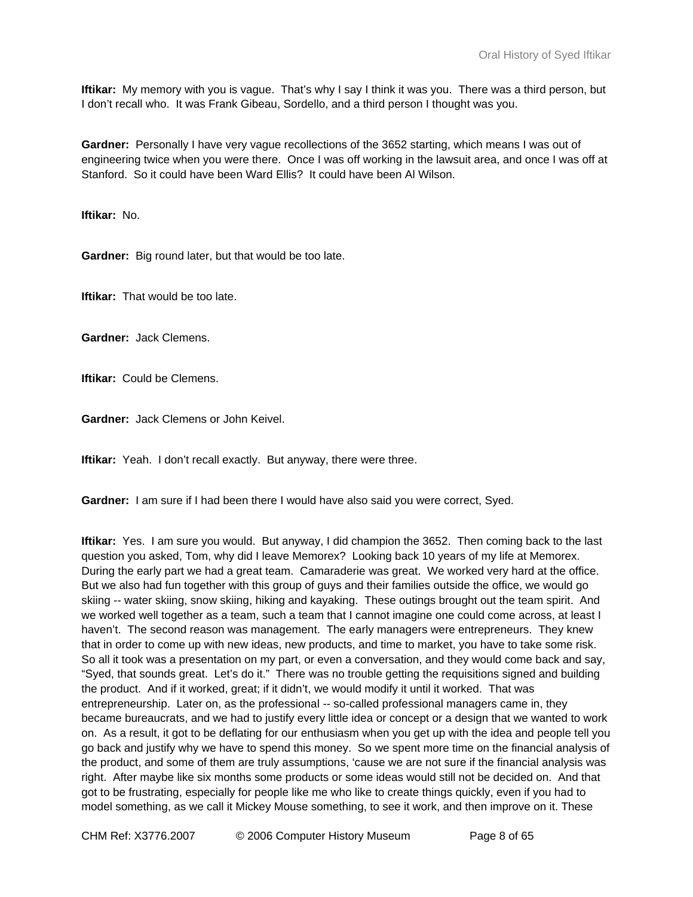**Iftikar:** My memory with you is vague. That's why I say I think it was you. There was a third person, but I don't recall who. It was Frank Gibeau, Sordello, and a third person I thought was you.

**Gardner:** Personally I have very vague recollections of the 3652 starting, which means I was out of engineering twice when you were there. Once I was off working in the lawsuit area, and once I was off at Stanford. So it could have been Ward Ellis? It could have been Al Wilson.

**Iftikar:** No.

**Gardner:** Big round later, but that would be too late.

**Iftikar:** That would be too late.

**Gardner:** Jack Clemens.

**Iftikar:** Could be Clemens.

**Gardner:** Jack Clemens or John Keivel.

**Iftikar:** Yeah. I don't recall exactly. But anyway, there were three.

**Gardner:** I am sure if I had been there I would have also said you were correct, Syed.

**Iftikar:** Yes. I am sure you would. But anyway, I did champion the 3652. Then coming back to the last question you asked, Tom, why did I leave Memorex? Looking back 10 years of my life at Memorex. During the early part we had a great team. Camaraderie was great. We worked very hard at the office. But we also had fun together with this group of guys and their families outside the office, we would go skiing -- water skiing, snow skiing, hiking and kayaking. These outings brought out the team spirit. And we worked well together as a team, such a team that I cannot imagine one could come across, at least I haven't. The second reason was management. The early managers were entrepreneurs. They knew that in order to come up with new ideas, new products, and time to market, you have to take some risk. So all it took was a presentation on my part, or even a conversation, and they would come back and say, "Syed, that sounds great. Let's do it." There was no trouble getting the requisitions signed and building the product. And if it worked, great; if it didn't, we would modify it until it worked. That was entrepreneurship. Later on, as the professional -- so-called professional managers came in, they became bureaucrats, and we had to justify every little idea or concept or a design that we wanted to work on. As a result, it got to be deflating for our enthusiasm when you get up with the idea and people tell you go back and justify why we have to spend this money. So we spent more time on the financial analysis of the product, and some of them are truly assumptions, 'cause we are not sure if the financial analysis was right. After maybe like six months some products or some ideas would still not be decided on. And that got to be frustrating, especially for people like me who like to create things quickly, even if you had to model something, as we call it Mickey Mouse something, to see it work, and then improve on it. These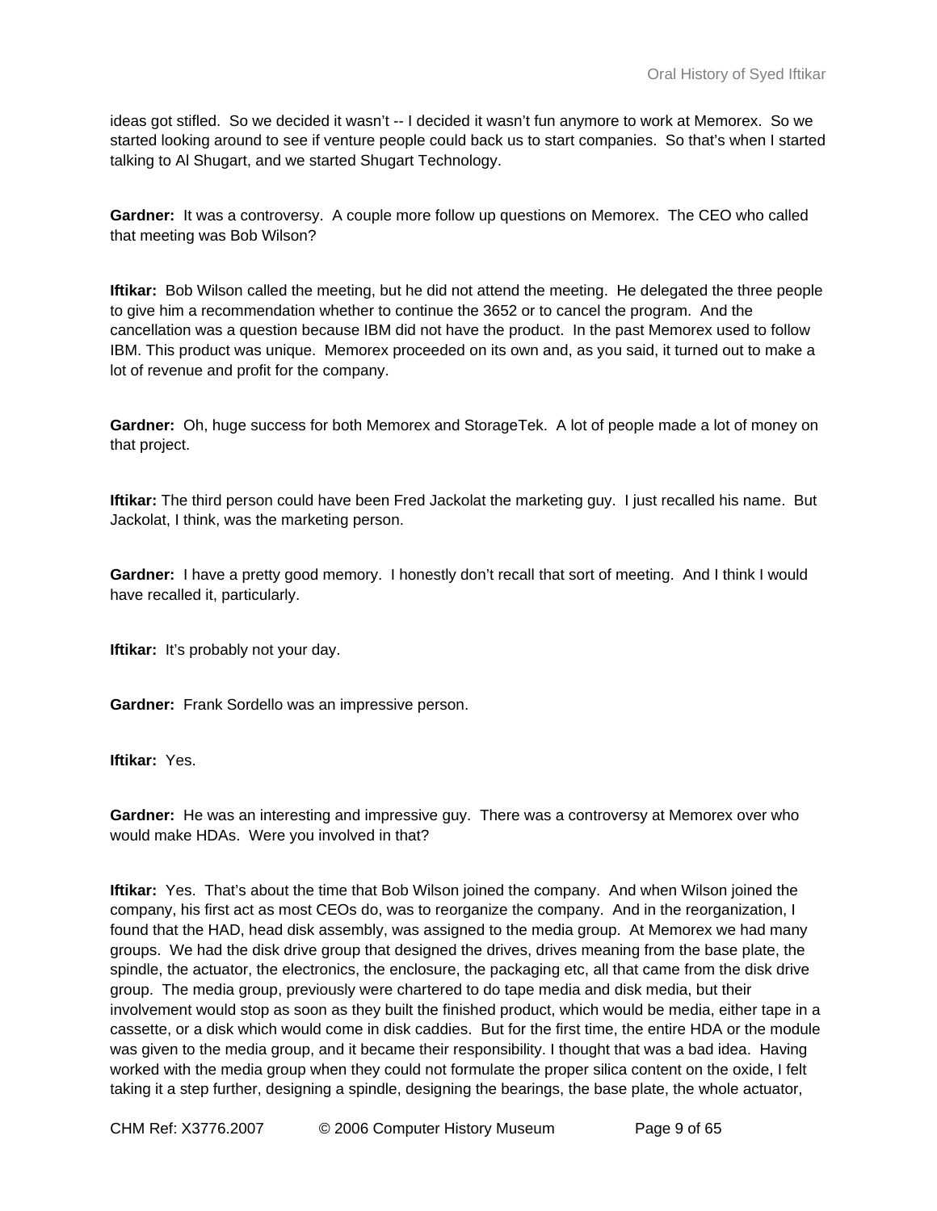ideas got stifled. So we decided it wasn't -- I decided it wasn't fun anymore to work at Memorex. So we started looking around to see if venture people could back us to start companies. So that's when I started talking to Al Shugart, and we started Shugart Technology.

**Gardner:** It was a controversy. A couple more follow up questions on Memorex. The CEO who called that meeting was Bob Wilson?

**Iftikar:** Bob Wilson called the meeting, but he did not attend the meeting. He delegated the three people to give him a recommendation whether to continue the 3652 or to cancel the program. And the cancellation was a question because IBM did not have the product. In the past Memorex used to follow IBM. This product was unique. Memorex proceeded on its own and, as you said, it turned out to make a lot of revenue and profit for the company.

**Gardner:** Oh, huge success for both Memorex and StorageTek. A lot of people made a lot of money on that project.

**Iftikar:** The third person could have been Fred Jackolat the marketing guy. I just recalled his name. But Jackolat, I think, was the marketing person.

**Gardner:** I have a pretty good memory. I honestly don't recall that sort of meeting. And I think I would have recalled it, particularly.

**Iftikar:** It's probably not your day.

**Gardner:** Frank Sordello was an impressive person.

**Iftikar:** Yes.

**Gardner:** He was an interesting and impressive guy. There was a controversy at Memorex over who would make HDAs. Were you involved in that?

**Iftikar:** Yes. That's about the time that Bob Wilson joined the company. And when Wilson joined the company, his first act as most CEOs do, was to reorganize the company. And in the reorganization, I found that the HAD, head disk assembly, was assigned to the media group. At Memorex we had many groups. We had the disk drive group that designed the drives, drives meaning from the base plate, the spindle, the actuator, the electronics, the enclosure, the packaging etc, all that came from the disk drive group. The media group, previously were chartered to do tape media and disk media, but their involvement would stop as soon as they built the finished product, which would be media, either tape in a cassette, or a disk which would come in disk caddies. But for the first time, the entire HDA or the module was given to the media group, and it became their responsibility. I thought that was a bad idea. Having worked with the media group when they could not formulate the proper silica content on the oxide, I felt taking it a step further, designing a spindle, designing the bearings, the base plate, the whole actuator,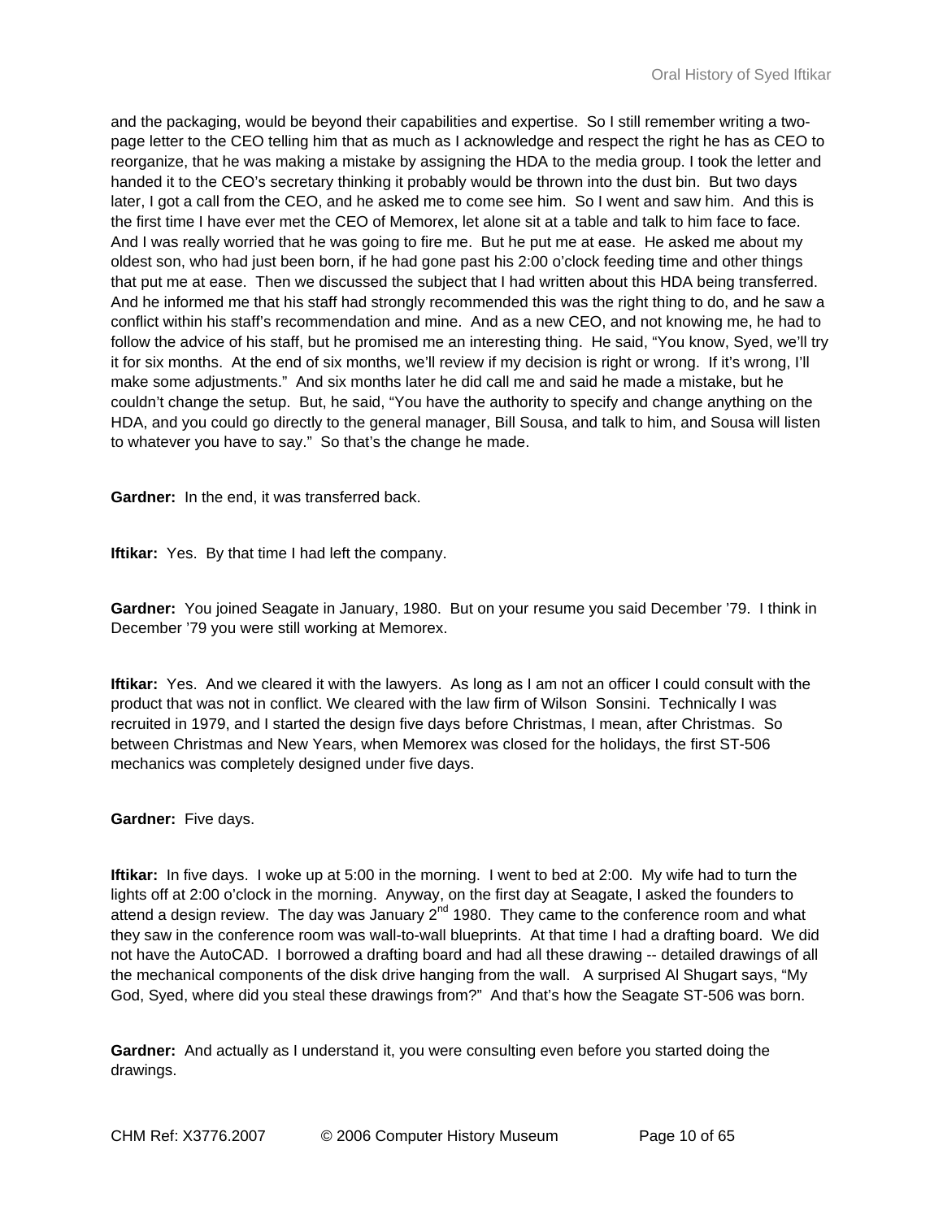and the packaging, would be beyond their capabilities and expertise. So I still remember writing a two-page letter to the CEO telling him that as much as I acknowledge and respect the right he has as CEO to reorganize, that he was making a mistake by assigning the HDA to the media group. I took the letter and handed it to the CEO's secretary thinking it probably would be thrown into the dust bin. But two days later, I got a call from the CEO, and he asked me to come see him. So I went and saw him. And this is the first time I have ever met the CEO of Memorex, let alone sit at a table and talk to him face to face. And I was really worried that he was going to fire me. But he put me at ease. He asked me about my oldest son, who had just been born, if he had gone past his 2:00 o'clock feeding time and other things that put me at ease. Then we discussed the subject that I had written about this HDA being transferred. And he informed me that his staff had strongly recommended this was the right thing to do, and he saw a conflict within his staff's recommendation and mine. And as a new CEO, and not knowing me, he had to follow the advice of his staff, but he promised me an interesting thing. He said, "You know, Syed, we'll try it for six months. At the end of six months, we'll review if my decision is right or wrong. If it's wrong, I'll make some adjustments." And six months later he did call me and said he made a mistake, but he couldn't change the setup. But, he said, "You have the authority to specify and change anything on the HDA, and you could go directly to the general manager, Bill Sousa, and talk to him, and Sousa will listen to whatever you have to say." So that's the change he made.

**Gardner:** In the end, it was transferred back.

**Iftikar:** Yes. By that time I had left the company.

**Gardner:** You joined Seagate in January, 1980. But on your resume you said December '79. I think in December '79 you were still working at Memorex.

**Iftikar:** Yes. And we cleared it with the lawyers. As long as I am not an officer I could consult with the product that was not in conflict. We cleared with the law firm of Wilson Sonsini. Technically I was recruited in 1979, and I started the design five days before Christmas, I mean, after Christmas. So between Christmas and New Years, when Memorex was closed for the holidays, the first ST-506 mechanics was completely designed under five days.

**Gardner:** Five days.

**Iftikar:** In five days. I woke up at 5:00 in the morning. I went to bed at 2:00. My wife had to turn the lights off at 2:00 o'clock in the morning. Anyway, on the first day at Seagate, I asked the founders to attend a design review. The day was January 2nd 1980. They came to the conference room and what they saw in the conference room was wall-to-wall blueprints. At that time I had a drafting board. We did not have the AutoCAD. I borrowed a drafting board and had all these drawing -- detailed drawings of all the mechanical components of the disk drive hanging from the wall. A surprised Al Shugart says, "My God, Syed, where did you steal these drawings from?" And that's how the Seagate ST-506 was born.

**Gardner:** And actually as I understand it, you were consulting even before you started doing the drawings.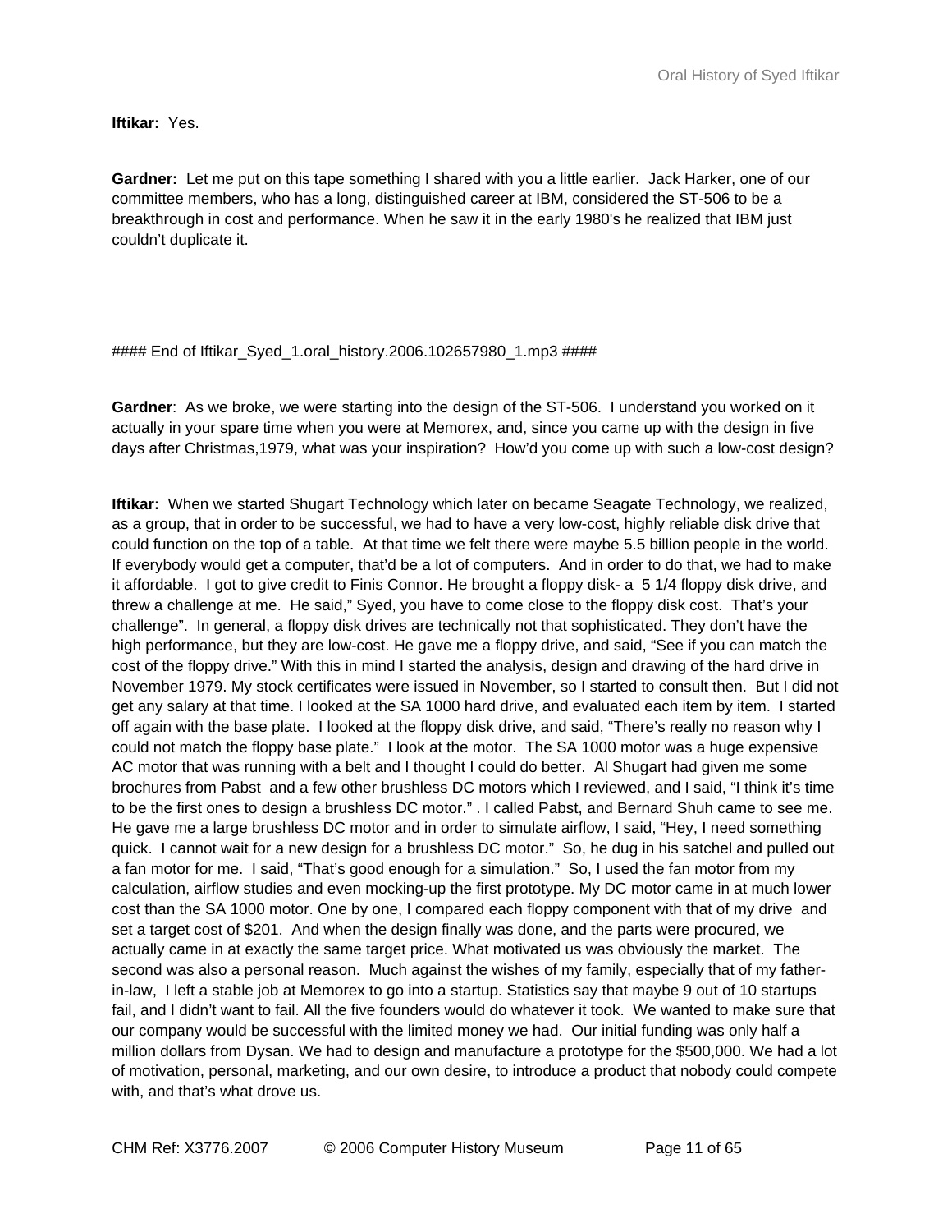**Iftikar:** Yes.

**Gardner:** Let me put on this tape something I shared with you a little earlier. Jack Harker, one of our committee members, who has a long, distinguished career at IBM, considered the ST-506 to be a breakthrough in cost and performance. When he saw it in the early 1980's he realized that IBM just couldn't duplicate it.

#### End of Iftikar_Syed_1.oral_history.2006.102657980_1.mp3 ####

**Gardner**: As we broke, we were starting into the design of the ST-506. I understand you worked on it actually in your spare time when you were at Memorex, and, since you came up with the design in five days after Christmas,1979, what was your inspiration? How'd you come up with such a low-cost design?

**Iftikar:** When we started Shugart Technology which later on became Seagate Technology, we realized, as a group, that in order to be successful, we had to have a very low-cost, highly reliable disk drive that could function on the top of a table. At that time we felt there were maybe 5.5 billion people in the world. If everybody would get a computer, that'd be a lot of computers. And in order to do that, we had to make it affordable. I got to give credit to Finis Connor. He brought a floppy disk- a 5 1/4 floppy disk drive, and threw a challenge at me. He said," Syed, you have to come close to the floppy disk cost. That's your challenge". In general, a floppy disk drives are technically not that sophisticated. They don't have the high performance, but they are low-cost. He gave me a floppy drive, and said, "See if you can match the cost of the floppy drive." With this in mind I started the analysis, design and drawing of the hard drive in November 1979. My stock certificates were issued in November, so I started to consult then. But I did not get any salary at that time. I looked at the SA 1000 hard drive, and evaluated each item by item. I started off again with the base plate. I looked at the floppy disk drive, and said, "There's really no reason why I could not match the floppy base plate." I look at the motor. The SA 1000 motor was a huge expensive AC motor that was running with a belt and I thought I could do better. Al Shugart had given me some brochures from Pabst and a few other brushless DC motors which I reviewed, and I said, "I think it's time to be the first ones to design a brushless DC motor." . I called Pabst, and Bernard Shuh came to see me. He gave me a large brushless DC motor and in order to simulate airflow, I said, "Hey, I need something quick. I cannot wait for a new design for a brushless DC motor." So, he dug in his satchel and pulled out a fan motor for me. I said, "That's good enough for a simulation." So, I used the fan motor from my calculation, airflow studies and even mocking-up the first prototype. My DC motor came in at much lower cost than the SA 1000 motor. One by one, I compared each floppy component with that of my drive and set a target cost of $201. And when the design finally was done, and the parts were procured, we actually came in at exactly the same target price. What motivated us was obviously the market. The second was also a personal reason. Much against the wishes of my family, especially that of my father-in-law, I left a stable job at Memorex to go into a startup. Statistics say that maybe 9 out of 10 startups fail, and I didn't want to fail. All the five founders would do whatever it took. We wanted to make sure that our company would be successful with the limited money we had. Our initial funding was only half a million dollars from Dysan. We had to design and manufacture a prototype for the $500,000. We had a lot of motivation, personal, marketing, and our own desire, to introduce a product that nobody could compete with, and that's what drove us.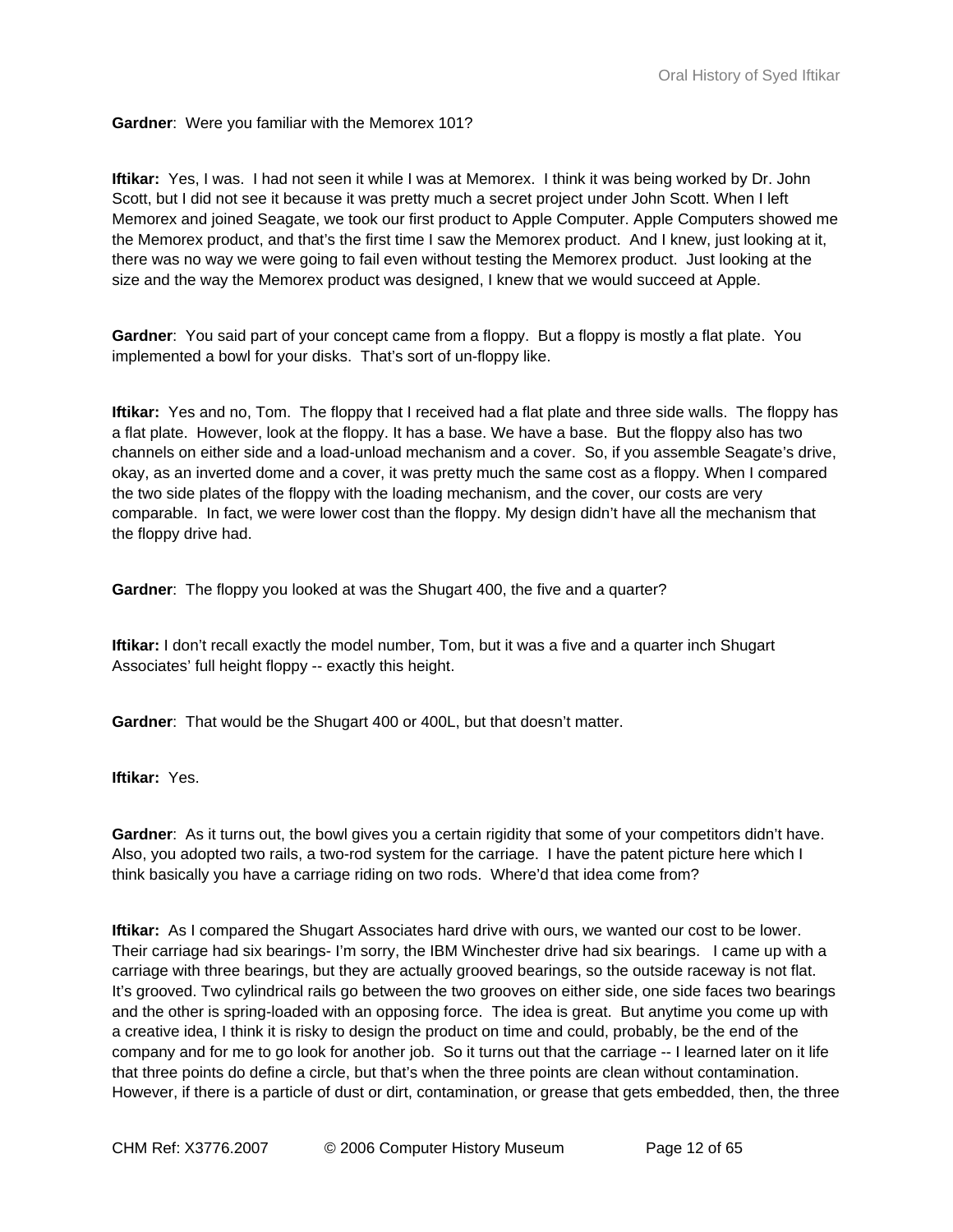**Gardner**: Were you familiar with the Memorex 101?

**Iftikar:** Yes, I was. I had not seen it while I was at Memorex. I think it was being worked by Dr. John Scott, but I did not see it because it was pretty much a secret project under John Scott. When I left Memorex and joined Seagate, we took our first product to Apple Computer. Apple Computers showed me the Memorex product, and that's the first time I saw the Memorex product. And I knew, just looking at it, there was no way we were going to fail even without testing the Memorex product. Just looking at the size and the way the Memorex product was designed, I knew that we would succeed at Apple.

**Gardner**: You said part of your concept came from a floppy. But a floppy is mostly a flat plate. You implemented a bowl for your disks. That's sort of un-floppy like.

**Iftikar:** Yes and no, Tom. The floppy that I received had a flat plate and three side walls. The floppy has a flat plate. However, look at the floppy. It has a base. We have a base. But the floppy also has two channels on either side and a load-unload mechanism and a cover. So, if you assemble Seagate's drive, okay, as an inverted dome and a cover, it was pretty much the same cost as a floppy. When I compared the two side plates of the floppy with the loading mechanism, and the cover, our costs are very comparable. In fact, we were lower cost than the floppy. My design didn't have all the mechanism that the floppy drive had.

**Gardner**: The floppy you looked at was the Shugart 400, the five and a quarter?

**Iftikar:** I don't recall exactly the model number, Tom, but it was a five and a quarter inch Shugart Associates' full height floppy -- exactly this height.

**Gardner**: That would be the Shugart 400 or 400L, but that doesn't matter.

**Iftikar:** Yes.

**Gardner**: As it turns out, the bowl gives you a certain rigidity that some of your competitors didn't have. Also, you adopted two rails, a two-rod system for the carriage. I have the patent picture here which I think basically you have a carriage riding on two rods. Where'd that idea come from?

**Iftikar:** As I compared the Shugart Associates hard drive with ours, we wanted our cost to be lower. Their carriage had six bearings- I'm sorry, the IBM Winchester drive had six bearings. I came up with a carriage with three bearings, but they are actually grooved bearings, so the outside raceway is not flat. It's grooved. Two cylindrical rails go between the two grooves on either side, one side faces two bearings and the other is spring-loaded with an opposing force. The idea is great. But anytime you come up with a creative idea, I think it is risky to design the product on time and could, probably, be the end of the company and for me to go look for another job. So it turns out that the carriage -- I learned later on it life that three points do define a circle, but that's when the three points are clean without contamination. However, if there is a particle of dust or dirt, contamination, or grease that gets embedded, then, the three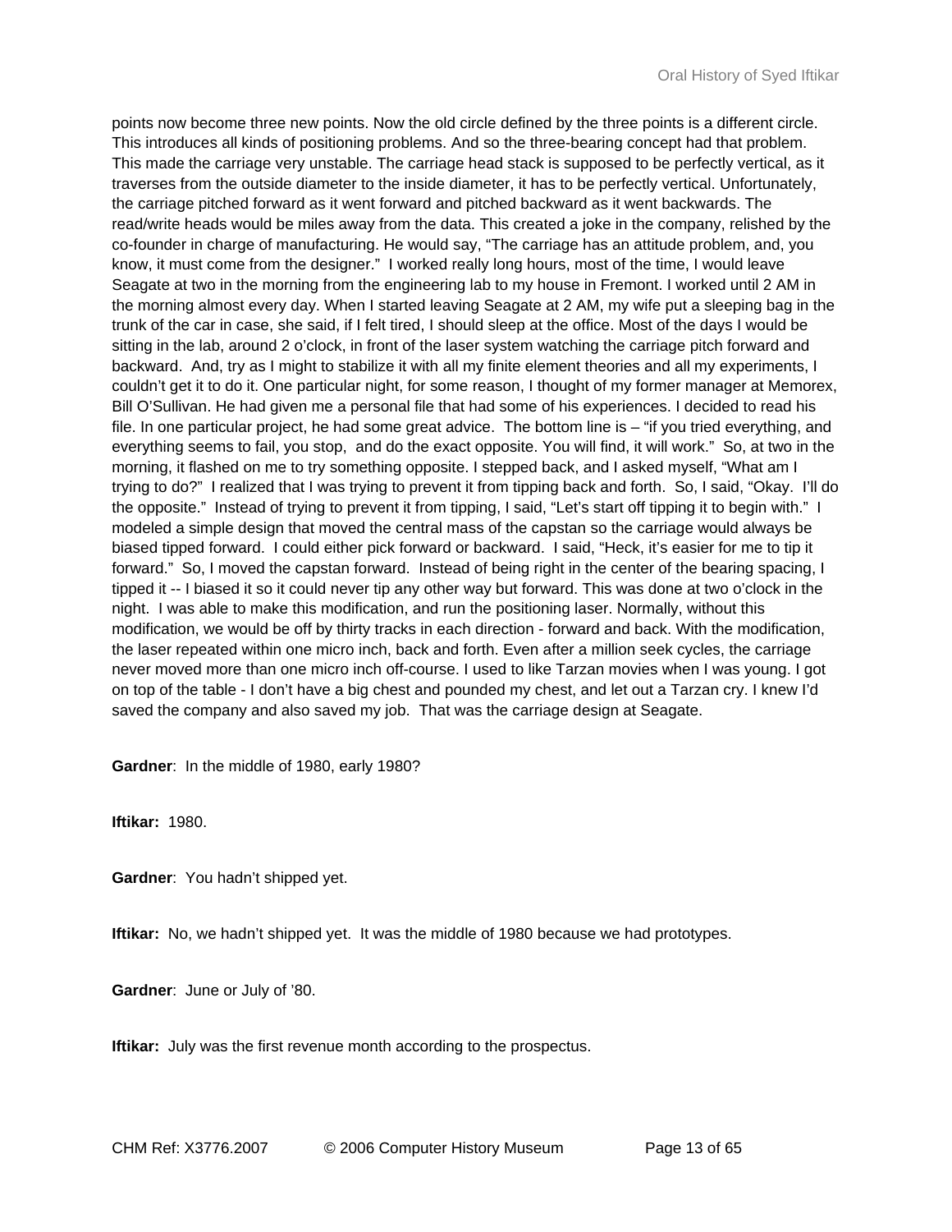points now become three new points. Now the old circle defined by the three points is a different circle. This introduces all kinds of positioning problems. And so the three-bearing concept had that problem. This made the carriage very unstable. The carriage head stack is supposed to be perfectly vertical, as it traverses from the outside diameter to the inside diameter, it has to be perfectly vertical. Unfortunately, the carriage pitched forward as it went forward and pitched backward as it went backwards. The read/write heads would be miles away from the data. This created a joke in the company, relished by the co-founder in charge of manufacturing. He would say, "The carriage has an attitude problem, and, you know, it must come from the designer." I worked really long hours, most of the time, I would leave Seagate at two in the morning from the engineering lab to my house in Fremont. I worked until 2 AM in the morning almost every day. When I started leaving Seagate at 2 AM, my wife put a sleeping bag in the trunk of the car in case, she said, if I felt tired, I should sleep at the office. Most of the days I would be sitting in the lab, around 2 o'clock, in front of the laser system watching the carriage pitch forward and backward. And, try as I might to stabilize it with all my finite element theories and all my experiments, I couldn't get it to do it. One particular night, for some reason, I thought of my former manager at Memorex, Bill O'Sullivan. He had given me a personal file that had some of his experiences. I decided to read his file. In one particular project, he had some great advice. The bottom line is – "if you tried everything, and everything seems to fail, you stop, and do the exact opposite. You will find, it will work." So, at two in the morning, it flashed on me to try something opposite. I stepped back, and I asked myself, "What am I trying to do?" I realized that I was trying to prevent it from tipping back and forth. So, I said, "Okay. I'll do the opposite." Instead of trying to prevent it from tipping, I said, "Let's start off tipping it to begin with." I modeled a simple design that moved the central mass of the capstan so the carriage would always be biased tipped forward. I could either pick forward or backward. I said, "Heck, it's easier for me to tip it forward." So, I moved the capstan forward. Instead of being right in the center of the bearing spacing, I tipped it -- I biased it so it could never tip any other way but forward. This was done at two o'clock in the night. I was able to make this modification, and run the positioning laser. Normally, without this modification, we would be off by thirty tracks in each direction - forward and back. With the modification, the laser repeated within one micro inch, back and forth. Even after a million seek cycles, the carriage never moved more than one micro inch off-course. I used to like Tarzan movies when I was young. I got on top of the table - I don't have a big chest and pounded my chest, and let out a Tarzan cry. I knew I'd saved the company and also saved my job. That was the carriage design at Seagate.

**Gardner**: In the middle of 1980, early 1980?

**Iftikar:** 1980.

**Gardner**: You hadn't shipped yet.

**Iftikar:** No, we hadn't shipped yet. It was the middle of 1980 because we had prototypes.

**Gardner**: June or July of '80.

**Iftikar:** July was the first revenue month according to the prospectus.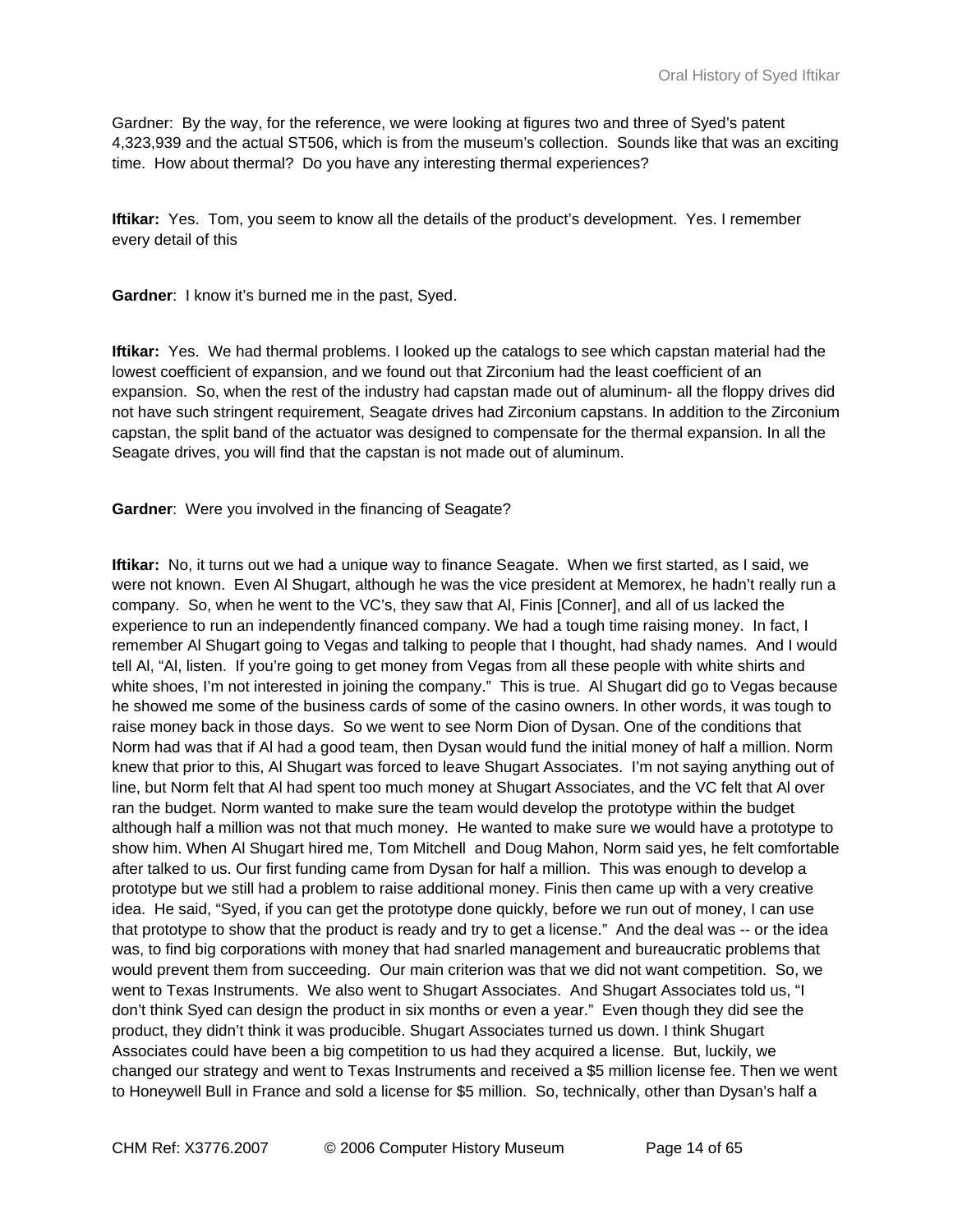Gardner: By the way, for the reference, we were looking at figures two and three of Syed's patent 4,323,939 and the actual ST506, which is from the museum's collection. Sounds like that was an exciting time. How about thermal? Do you have any interesting thermal experiences?

**Iftikar:** Yes. Tom, you seem to know all the details of the product's development. Yes. I remember every detail of this

**Gardner**: I know it's burned me in the past, Syed.

**Iftikar:** Yes. We had thermal problems. I looked up the catalogs to see which capstan material had the lowest coefficient of expansion, and we found out that Zirconium had the least coefficient of an expansion. So, when the rest of the industry had capstan made out of aluminum- all the floppy drives did not have such stringent requirement, Seagate drives had Zirconium capstans. In addition to the Zirconium capstan, the split band of the actuator was designed to compensate for the thermal expansion. In all the Seagate drives, you will find that the capstan is not made out of aluminum.

**Gardner**: Were you involved in the financing of Seagate?

**Iftikar:** No, it turns out we had a unique way to finance Seagate. When we first started, as I said, we were not known. Even Al Shugart, although he was the vice president at Memorex, he hadn't really run a company. So, when he went to the VC's, they saw that Al, Finis [Conner], and all of us lacked the experience to run an independently financed company. We had a tough time raising money. In fact, I remember Al Shugart going to Vegas and talking to people that I thought, had shady names. And I would tell Al, "Al, listen. If you're going to get money from Vegas from all these people with white shirts and white shoes, I'm not interested in joining the company." This is true. Al Shugart did go to Vegas because he showed me some of the business cards of some of the casino owners. In other words, it was tough to raise money back in those days. So we went to see Norm Dion of Dysan. One of the conditions that Norm had was that if Al had a good team, then Dysan would fund the initial money of half a million. Norm knew that prior to this, Al Shugart was forced to leave Shugart Associates. I'm not saying anything out of line, but Norm felt that Al had spent too much money at Shugart Associates, and the VC felt that Al over ran the budget. Norm wanted to make sure the team would develop the prototype within the budget although half a million was not that much money. He wanted to make sure we would have a prototype to show him. When Al Shugart hired me, Tom Mitchell and Doug Mahon, Norm said yes, he felt comfortable after talked to us. Our first funding came from Dysan for half a million. This was enough to develop a prototype but we still had a problem to raise additional money. Finis then came up with a very creative idea. He said, "Syed, if you can get the prototype done quickly, before we run out of money, I can use that prototype to show that the product is ready and try to get a license." And the deal was -- or the idea was, to find big corporations with money that had snarled management and bureaucratic problems that would prevent them from succeeding. Our main criterion was that we did not want competition. So, we went to Texas Instruments. We also went to Shugart Associates. And Shugart Associates told us, "I don't think Syed can design the product in six months or even a year." Even though they did see the product, they didn't think it was producible. Shugart Associates turned us down. I think Shugart Associates could have been a big competition to us had they acquired a license. But, luckily, we changed our strategy and went to Texas Instruments and received a $5 million license fee. Then we went to Honeywell Bull in France and sold a license for $5 million. So, technically, other than Dysan's half a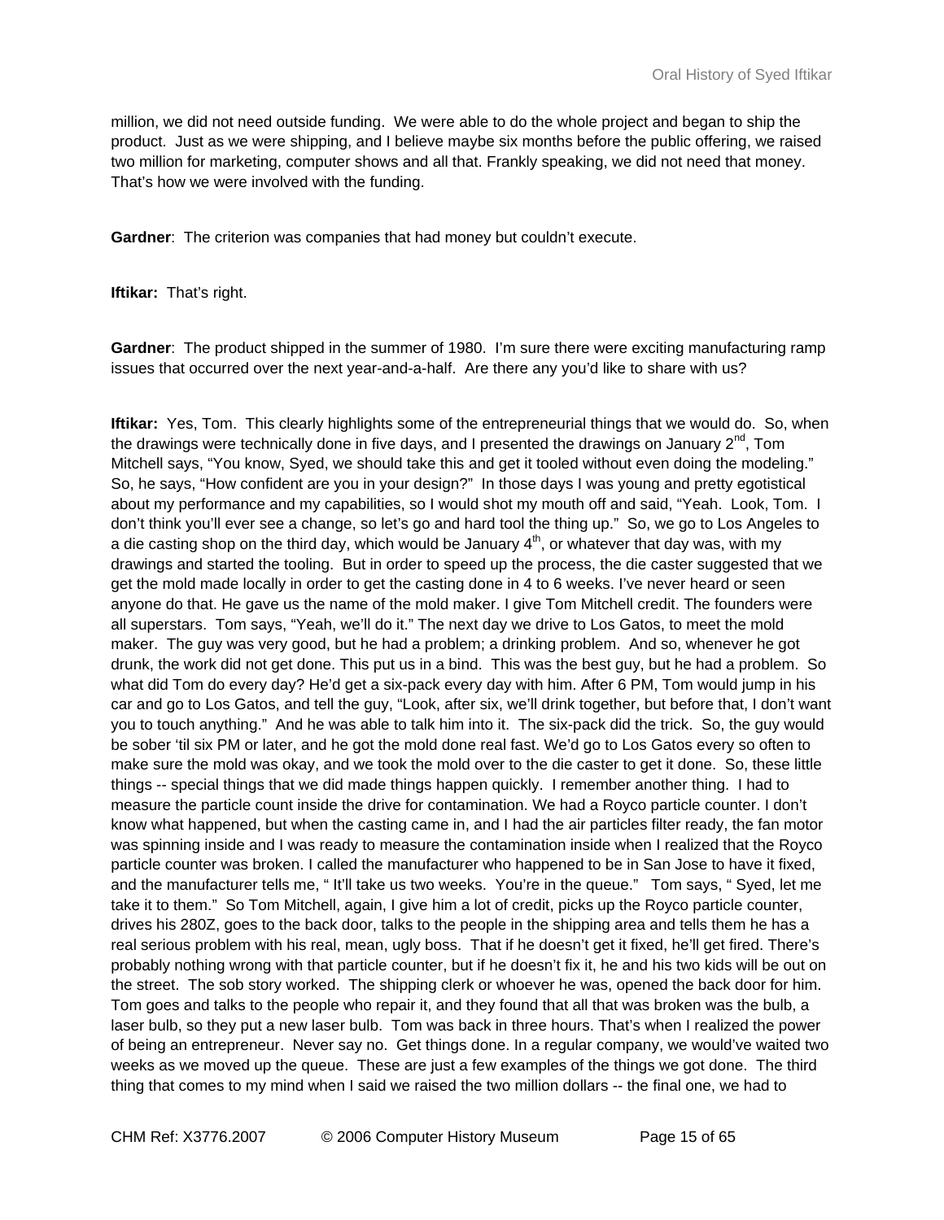million, we did not need outside funding. We were able to do the whole project and began to ship the product. Just as we were shipping, and I believe maybe six months before the public offering, we raised two million for marketing, computer shows and all that. Frankly speaking, we did not need that money. That's how we were involved with the funding.

**Gardner**: The criterion was companies that had money but couldn't execute.

**Iftikar:** That's right.

**Gardner**: The product shipped in the summer of 1980. I'm sure there were exciting manufacturing ramp issues that occurred over the next year-and-a-half. Are there any you'd like to share with us?

**Iftikar:** Yes, Tom. This clearly highlights some of the entrepreneurial things that we would do. So, when the drawings were technically done in five days, and I presented the drawings on January 2nd, Tom Mitchell says, "You know, Syed, we should take this and get it tooled without even doing the modeling." So, he says, "How confident are you in your design?" In those days I was young and pretty egotistical about my performance and my capabilities, so I would shot my mouth off and said, "Yeah. Look, Tom. I don't think you'll ever see a change, so let's go and hard tool the thing up." So, we go to Los Angeles to a die casting shop on the third day, which would be January 4th, or whatever that day was, with my drawings and started the tooling. But in order to speed up the process, the die caster suggested that we get the mold made locally in order to get the casting done in 4 to 6 weeks. I've never heard or seen anyone do that. He gave us the name of the mold maker. I give Tom Mitchell credit. The founders were all superstars. Tom says, "Yeah, we'll do it." The next day we drive to Los Gatos, to meet the mold maker. The guy was very good, but he had a problem; a drinking problem. And so, whenever he got drunk, the work did not get done. This put us in a bind. This was the best guy, but he had a problem. So what did Tom do every day? He'd get a six-pack every day with him. After 6 PM, Tom would jump in his car and go to Los Gatos, and tell the guy, "Look, after six, we'll drink together, but before that, I don't want you to touch anything." And he was able to talk him into it. The six-pack did the trick. So, the guy would be sober 'til six PM or later, and he got the mold done real fast. We'd go to Los Gatos every so often to make sure the mold was okay, and we took the mold over to the die caster to get it done. So, these little things -- special things that we did made things happen quickly. I remember another thing. I had to measure the particle count inside the drive for contamination. We had a Royco particle counter. I don't know what happened, but when the casting came in, and I had the air particles filter ready, the fan motor was spinning inside and I was ready to measure the contamination inside when I realized that the Royco particle counter was broken. I called the manufacturer who happened to be in San Jose to have it fixed, and the manufacturer tells me, " It'll take us two weeks. You're in the queue." Tom says, " Syed, let me take it to them." So Tom Mitchell, again, I give him a lot of credit, picks up the Royco particle counter, drives his 280Z, goes to the back door, talks to the people in the shipping area and tells them he has a real serious problem with his real, mean, ugly boss. That if he doesn't get it fixed, he'll get fired. There's probably nothing wrong with that particle counter, but if he doesn't fix it, he and his two kids will be out on the street. The sob story worked. The shipping clerk or whoever he was, opened the back door for him. Tom goes and talks to the people who repair it, and they found that all that was broken was the bulb, a laser bulb, so they put a new laser bulb. Tom was back in three hours. That's when I realized the power of being an entrepreneur. Never say no. Get things done. In a regular company, we would've waited two weeks as we moved up the queue. These are just a few examples of the things we got done. The third thing that comes to my mind when I said we raised the two million dollars -- the final one, we had to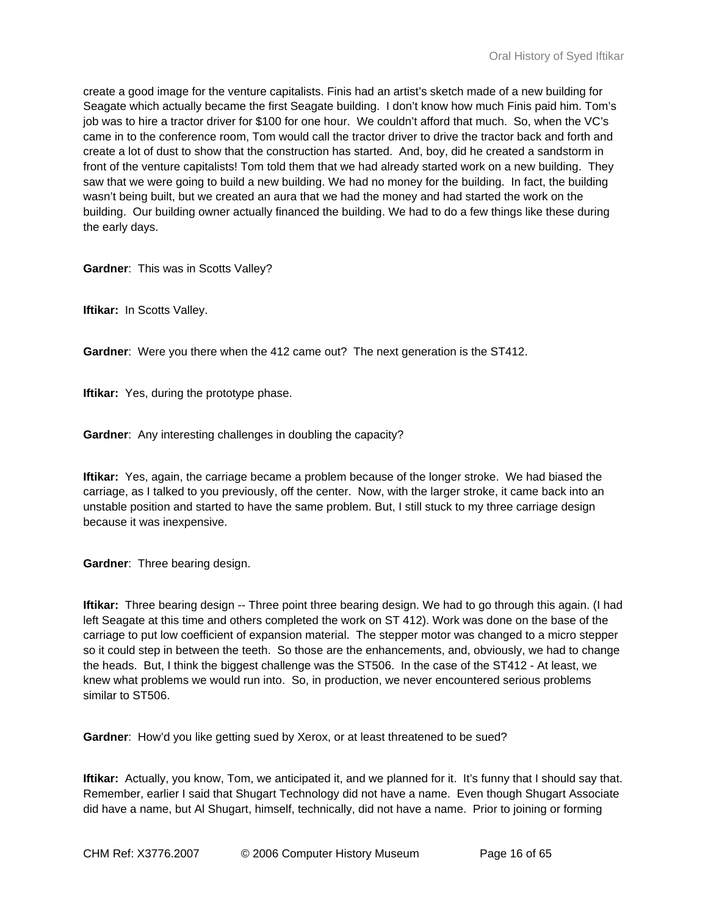create a good image for the venture capitalists. Finis had an artist's sketch made of a new building for Seagate which actually became the first Seagate building. I don't know how much Finis paid him. Tom's job was to hire a tractor driver for $100 for one hour. We couldn't afford that much. So, when the VC's came in to the conference room, Tom would call the tractor driver to drive the tractor back and forth and create a lot of dust to show that the construction has started. And, boy, did he created a sandstorm in front of the venture capitalists! Tom told them that we had already started work on a new building. They saw that we were going to build a new building. We had no money for the building. In fact, the building wasn't being built, but we created an aura that we had the money and had started the work on the building. Our building owner actually financed the building. We had to do a few things like these during the early days.

**Gardner**: This was in Scotts Valley?

**Iftikar:** In Scotts Valley.

**Gardner**: Were you there when the 412 came out? The next generation is the ST412.

**Iftikar:** Yes, during the prototype phase.

**Gardner**: Any interesting challenges in doubling the capacity?

**Iftikar:** Yes, again, the carriage became a problem because of the longer stroke. We had biased the carriage, as I talked to you previously, off the center. Now, with the larger stroke, it came back into an unstable position and started to have the same problem. But, I still stuck to my three carriage design because it was inexpensive.

**Gardner**: Three bearing design.

**Iftikar:** Three bearing design -- Three point three bearing design. We had to go through this again. (I had left Seagate at this time and others completed the work on ST 412). Work was done on the base of the carriage to put low coefficient of expansion material. The stepper motor was changed to a micro stepper so it could step in between the teeth. So those are the enhancements, and, obviously, we had to change the heads. But, I think the biggest challenge was the ST506. In the case of the ST412 - At least, we knew what problems we would run into. So, in production, we never encountered serious problems similar to ST506.

**Gardner**: How'd you like getting sued by Xerox, or at least threatened to be sued?

**Iftikar:** Actually, you know, Tom, we anticipated it, and we planned for it. It's funny that I should say that. Remember, earlier I said that Shugart Technology did not have a name. Even though Shugart Associate did have a name, but Al Shugart, himself, technically, did not have a name. Prior to joining or forming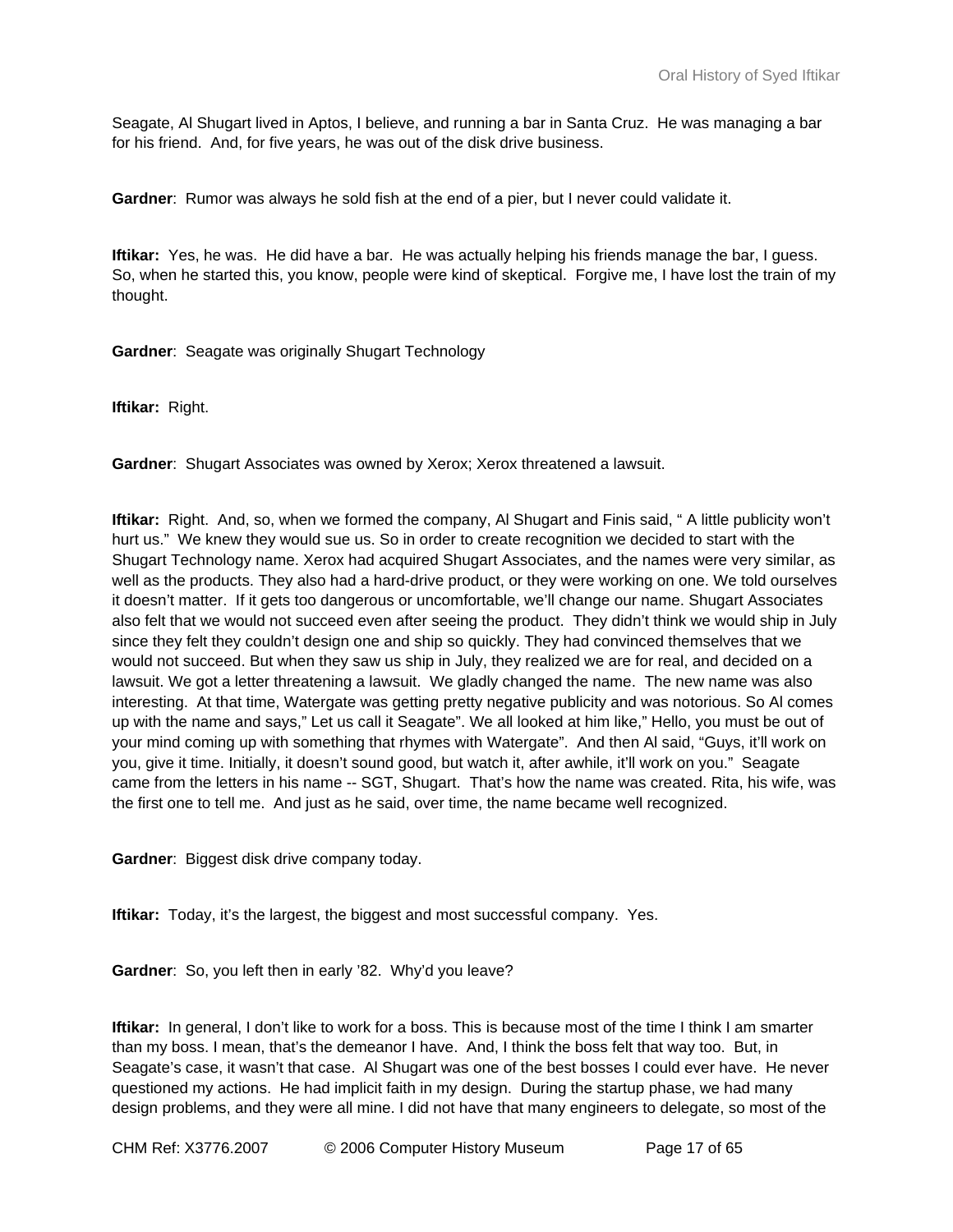Seagate, Al Shugart lived in Aptos, I believe, and running a bar in Santa Cruz. He was managing a bar for his friend. And, for five years, he was out of the disk drive business.

**Gardner**: Rumor was always he sold fish at the end of a pier, but I never could validate it.

**Iftikar:** Yes, he was. He did have a bar. He was actually helping his friends manage the bar, I guess. So, when he started this, you know, people were kind of skeptical. Forgive me, I have lost the train of my thought.

**Gardner**: Seagate was originally Shugart Technology

**Iftikar:** Right.

**Gardner**: Shugart Associates was owned by Xerox; Xerox threatened a lawsuit.

**Iftikar:** Right. And, so, when we formed the company, Al Shugart and Finis said, " A little publicity won't hurt us." We knew they would sue us. So in order to create recognition we decided to start with the Shugart Technology name. Xerox had acquired Shugart Associates, and the names were very similar, as well as the products. They also had a hard-drive product, or they were working on one. We told ourselves it doesn't matter. If it gets too dangerous or uncomfortable, we'll change our name. Shugart Associates also felt that we would not succeed even after seeing the product. They didn't think we would ship in July since they felt they couldn't design one and ship so quickly. They had convinced themselves that we would not succeed. But when they saw us ship in July, they realized we are for real, and decided on a lawsuit. We got a letter threatening a lawsuit. We gladly changed the name. The new name was also interesting. At that time, Watergate was getting pretty negative publicity and was notorious. So Al comes up with the name and says," Let us call it Seagate". We all looked at him like," Hello, you must be out of your mind coming up with something that rhymes with Watergate". And then Al said, "Guys, it'll work on you, give it time. Initially, it doesn't sound good, but watch it, after awhile, it'll work on you." Seagate came from the letters in his name -- SGT, Shugart. That's how the name was created. Rita, his wife, was the first one to tell me. And just as he said, over time, the name became well recognized.

**Gardner**: Biggest disk drive company today.

**Iftikar:** Today, it's the largest, the biggest and most successful company. Yes.

**Gardner**: So, you left then in early '82. Why'd you leave?

**Iftikar:** In general, I don't like to work for a boss. This is because most of the time I think I am smarter than my boss. I mean, that's the demeanor I have. And, I think the boss felt that way too. But, in Seagate's case, it wasn't that case. Al Shugart was one of the best bosses I could ever have. He never questioned my actions. He had implicit faith in my design. During the startup phase, we had many design problems, and they were all mine. I did not have that many engineers to delegate, so most of the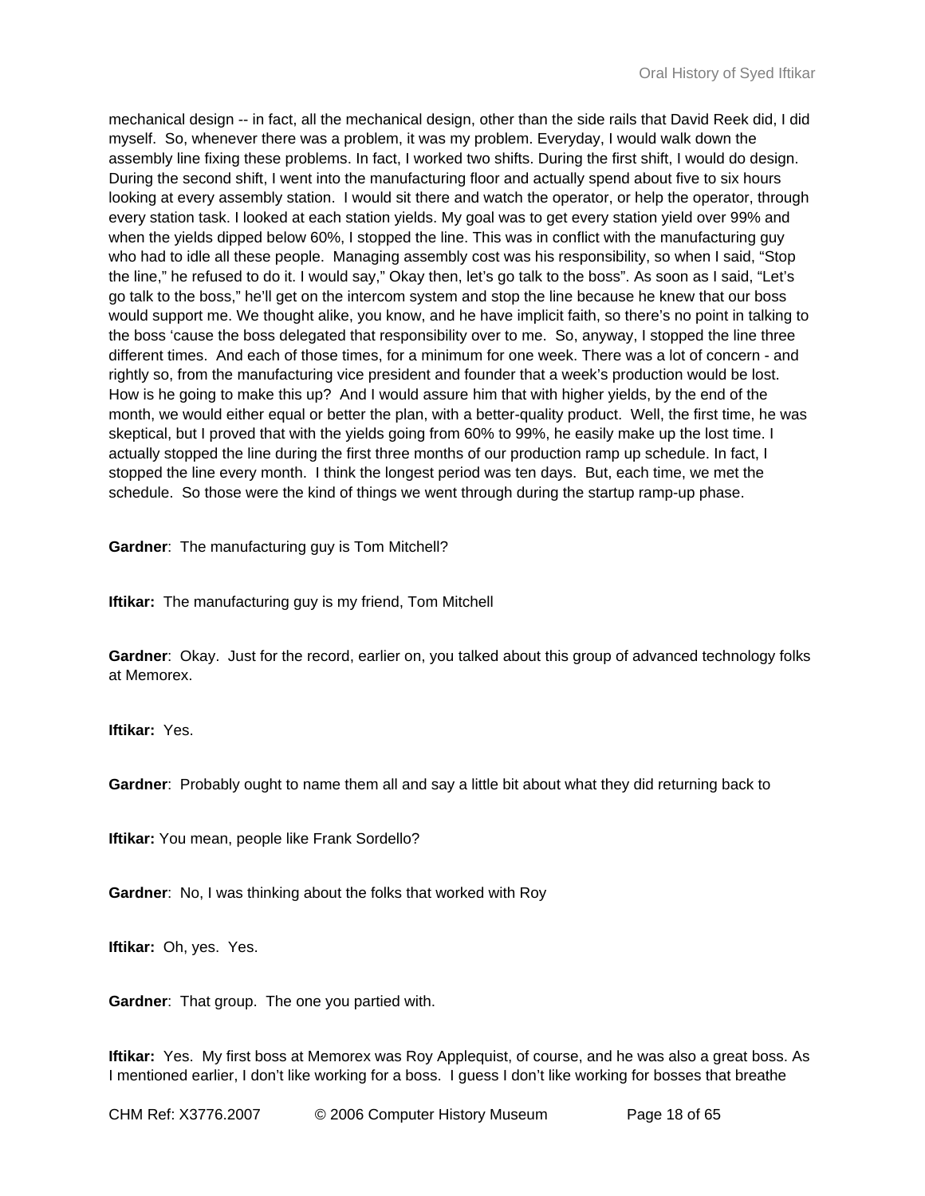mechanical design -- in fact, all the mechanical design, other than the side rails that David Reek did, I did myself. So, whenever there was a problem, it was my problem. Everyday, I would walk down the assembly line fixing these problems. In fact, I worked two shifts. During the first shift, I would do design. During the second shift, I went into the manufacturing floor and actually spend about five to six hours looking at every assembly station. I would sit there and watch the operator, or help the operator, through every station task. I looked at each station yields. My goal was to get every station yield over 99% and when the yields dipped below 60%, I stopped the line. This was in conflict with the manufacturing guy who had to idle all these people. Managing assembly cost was his responsibility, so when I said, "Stop the line," he refused to do it. I would say," Okay then, let's go talk to the boss". As soon as I said, "Let's go talk to the boss," he'll get on the intercom system and stop the line because he knew that our boss would support me. We thought alike, you know, and he have implicit faith, so there's no point in talking to the boss 'cause the boss delegated that responsibility over to me. So, anyway, I stopped the line three different times. And each of those times, for a minimum for one week. There was a lot of concern - and rightly so, from the manufacturing vice president and founder that a week's production would be lost. How is he going to make this up? And I would assure him that with higher yields, by the end of the month, we would either equal or better the plan, with a better-quality product. Well, the first time, he was skeptical, but I proved that with the yields going from 60% to 99%, he easily make up the lost time. I actually stopped the line during the first three months of our production ramp up schedule. In fact, I stopped the line every month. I think the longest period was ten days. But, each time, we met the schedule. So those were the kind of things we went through during the startup ramp-up phase.

**Gardner**: The manufacturing guy is Tom Mitchell?

**Iftikar:** The manufacturing guy is my friend, Tom Mitchell

**Gardner**: Okay. Just for the record, earlier on, you talked about this group of advanced technology folks at Memorex.

**Iftikar:** Yes.

**Gardner**: Probably ought to name them all and say a little bit about what they did returning back to

**Iftikar:** You mean, people like Frank Sordello?

**Gardner**: No, I was thinking about the folks that worked with Roy

**Iftikar:** Oh, yes. Yes.

**Gardner**: That group. The one you partied with.

**Iftikar:** Yes. My first boss at Memorex was Roy Applequist, of course, and he was also a great boss. As I mentioned earlier, I don't like working for a boss. I guess I don't like working for bosses that breathe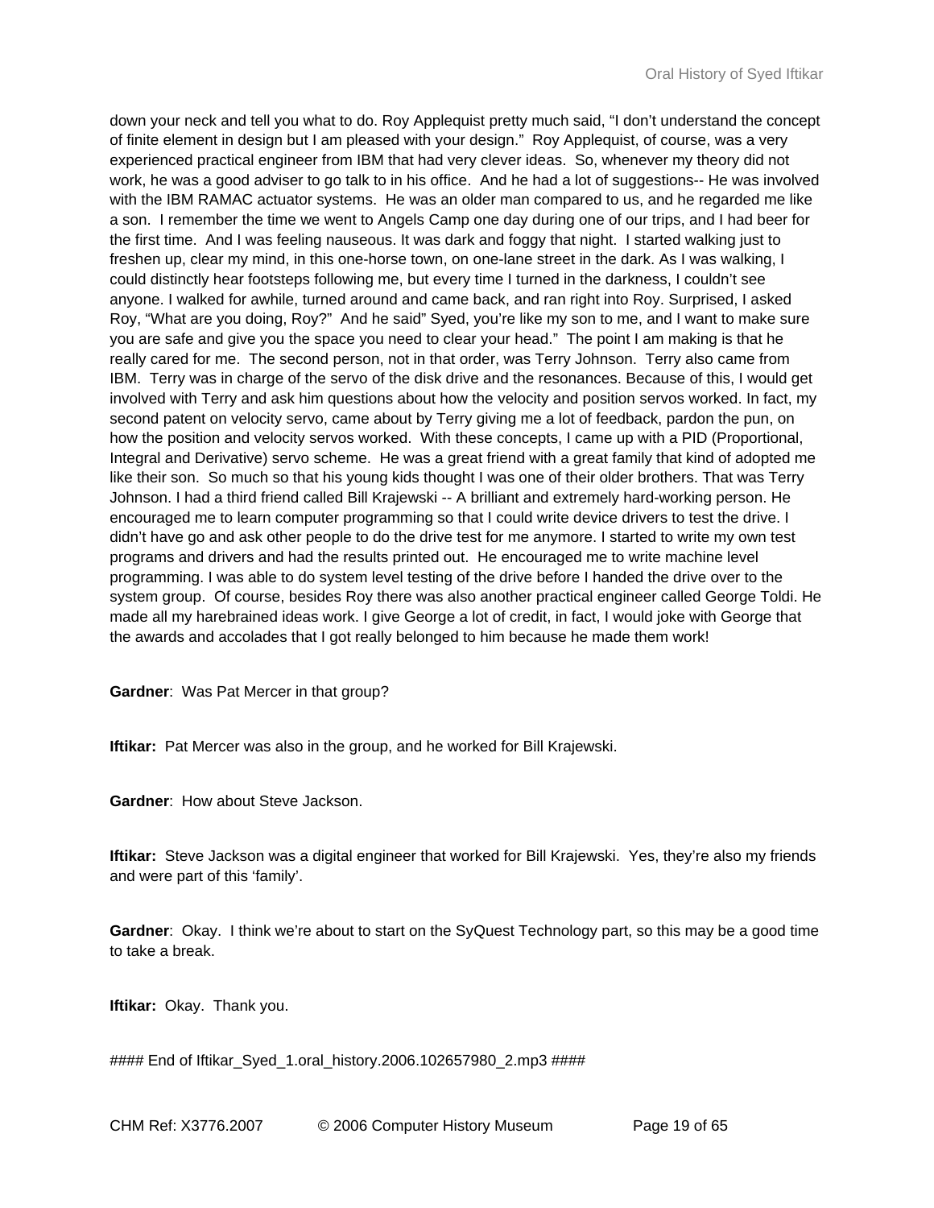down your neck and tell you what to do. Roy Applequist pretty much said, "I don't understand the concept of finite element in design but I am pleased with your design." Roy Applequist, of course, was a very experienced practical engineer from IBM that had very clever ideas. So, whenever my theory did not work, he was a good adviser to go talk to in his office. And he had a lot of suggestions-- He was involved with the IBM RAMAC actuator systems. He was an older man compared to us, and he regarded me like a son. I remember the time we went to Angels Camp one day during one of our trips, and I had beer for the first time. And I was feeling nauseous. It was dark and foggy that night. I started walking just to freshen up, clear my mind, in this one-horse town, on one-lane street in the dark. As I was walking, I could distinctly hear footsteps following me, but every time I turned in the darkness, I couldn't see anyone. I walked for awhile, turned around and came back, and ran right into Roy. Surprised, I asked Roy, "What are you doing, Roy?" And he said" Syed, you're like my son to me, and I want to make sure you are safe and give you the space you need to clear your head." The point I am making is that he really cared for me. The second person, not in that order, was Terry Johnson. Terry also came from IBM. Terry was in charge of the servo of the disk drive and the resonances. Because of this, I would get involved with Terry and ask him questions about how the velocity and position servos worked. In fact, my second patent on velocity servo, came about by Terry giving me a lot of feedback, pardon the pun, on how the position and velocity servos worked. With these concepts, I came up with a PID (Proportional, Integral and Derivative) servo scheme. He was a great friend with a great family that kind of adopted me like their son. So much so that his young kids thought I was one of their older brothers. That was Terry Johnson. I had a third friend called Bill Krajewski -- A brilliant and extremely hard-working person. He encouraged me to learn computer programming so that I could write device drivers to test the drive. I didn't have go and ask other people to do the drive test for me anymore. I started to write my own test programs and drivers and had the results printed out. He encouraged me to write machine level programming. I was able to do system level testing of the drive before I handed the drive over to the system group. Of course, besides Roy there was also another practical engineer called George Toldi. He made all my harebrained ideas work. I give George a lot of credit, in fact, I would joke with George that the awards and accolades that I got really belonged to him because he made them work!

**Gardner**: Was Pat Mercer in that group?

**Iftikar:** Pat Mercer was also in the group, and he worked for Bill Krajewski.

**Gardner**: How about Steve Jackson.

**Iftikar:** Steve Jackson was a digital engineer that worked for Bill Krajewski. Yes, they're also my friends and were part of this 'family'.

**Gardner**: Okay. I think we're about to start on the SyQuest Technology part, so this may be a good time to take a break.

**Iftikar:** Okay. Thank you.

#### End of Iftikar_Syed_1.oral_history.2006.102657980_2.mp3 ####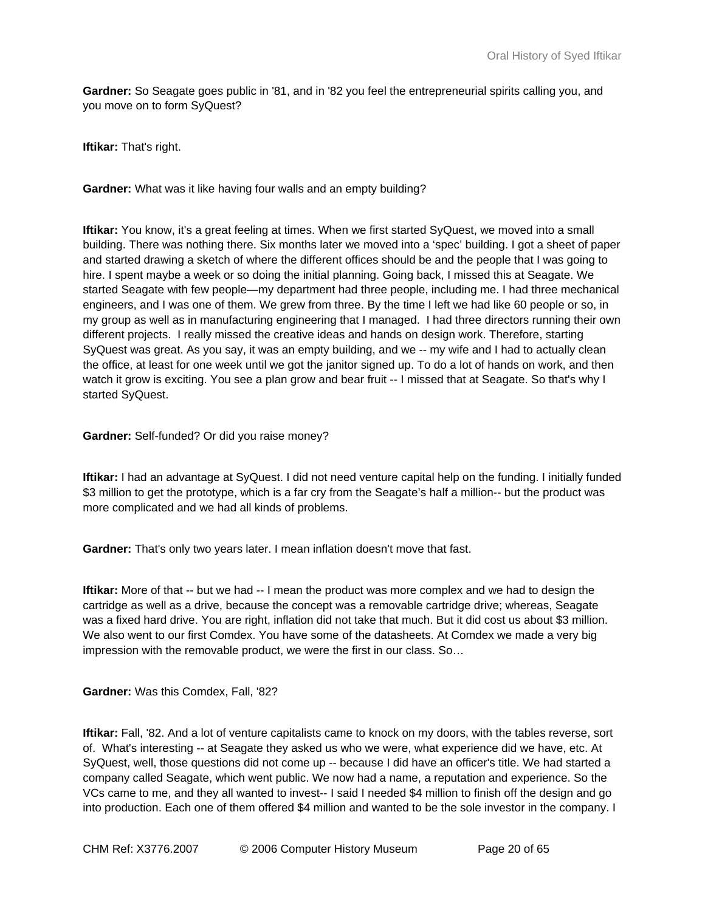**Gardner:** So Seagate goes public in '81, and in '82 you feel the entrepreneurial spirits calling you, and you move on to form SyQuest?

**Iftikar:** That's right.

**Gardner:** What was it like having four walls and an empty building?

**Iftikar:** You know, it's a great feeling at times. When we first started SyQuest, we moved into a small building. There was nothing there. Six months later we moved into a 'spec' building. I got a sheet of paper and started drawing a sketch of where the different offices should be and the people that I was going to hire. I spent maybe a week or so doing the initial planning. Going back, I missed this at Seagate. We started Seagate with few people—my department had three people, including me. I had three mechanical engineers, and I was one of them. We grew from three. By the time I left we had like 60 people or so, in my group as well as in manufacturing engineering that I managed. I had three directors running their own different projects. I really missed the creative ideas and hands on design work. Therefore, starting SyQuest was great. As you say, it was an empty building, and we -- my wife and I had to actually clean the office, at least for one week until we got the janitor signed up. To do a lot of hands on work, and then watch it grow is exciting. You see a plan grow and bear fruit -- I missed that at Seagate. So that's why I started SyQuest.

**Gardner:** Self-funded? Or did you raise money?

**Iftikar:** I had an advantage at SyQuest. I did not need venture capital help on the funding. I initially funded $3 million to get the prototype, which is a far cry from the Seagate's half a million-- but the product was more complicated and we had all kinds of problems.

**Gardner:** That's only two years later. I mean inflation doesn't move that fast.

**Iftikar:** More of that -- but we had -- I mean the product was more complex and we had to design the cartridge as well as a drive, because the concept was a removable cartridge drive; whereas, Seagate was a fixed hard drive. You are right, inflation did not take that much. But it did cost us about $3 million. We also went to our first Comdex. You have some of the datasheets. At Comdex we made a very big impression with the removable product, we were the first in our class. So…

**Gardner:** Was this Comdex, Fall, '82?

**Iftikar:** Fall, '82. And a lot of venture capitalists came to knock on my doors, with the tables reverse, sort of. What's interesting -- at Seagate they asked us who we were, what experience did we have, etc. At SyQuest, well, those questions did not come up -- because I did have an officer's title. We had started a company called Seagate, which went public. We now had a name, a reputation and experience. So the VCs came to me, and they all wanted to invest-- I said I needed $4 million to finish off the design and go into production. Each one of them offered $4 million and wanted to be the sole investor in the company. I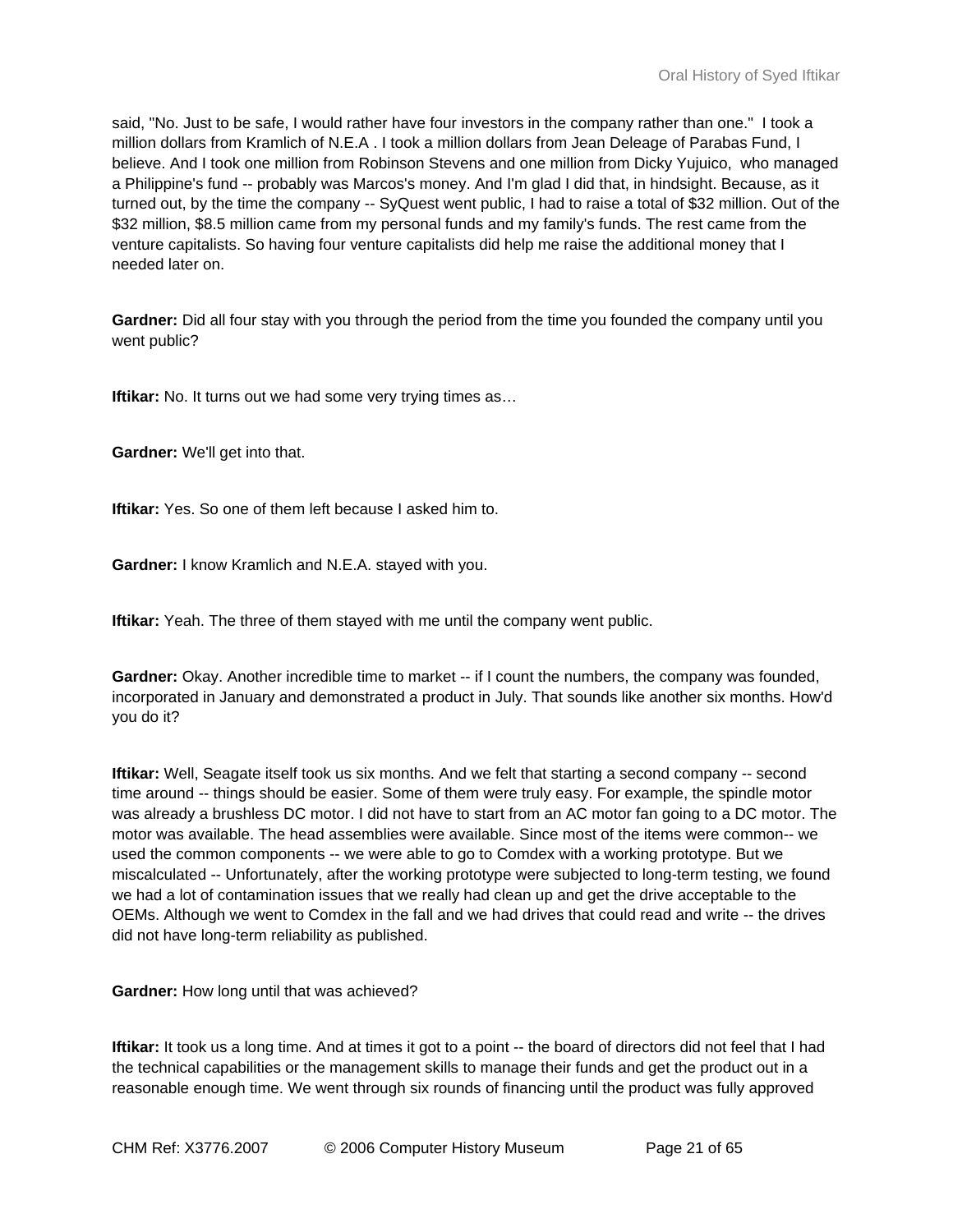said, "No. Just to be safe, I would rather have four investors in the company rather than one." I took a million dollars from Kramlich of N.E.A . I took a million dollars from Jean Deleage of Parabas Fund, I believe. And I took one million from Robinson Stevens and one million from Dicky Yujuico, who managed a Philippine's fund -- probably was Marcos's money. And I'm glad I did that, in hindsight. Because, as it turned out, by the time the company -- SyQuest went public, I had to raise a total of $32 million. Out of the $32 million, $8.5 million came from my personal funds and my family's funds. The rest came from the venture capitalists. So having four venture capitalists did help me raise the additional money that I needed later on.

**Gardner:** Did all four stay with you through the period from the time you founded the company until you went public?

**Iftikar:** No. It turns out we had some very trying times as…

**Gardner:** We'll get into that.

**Iftikar:** Yes. So one of them left because I asked him to.

**Gardner:** I know Kramlich and N.E.A. stayed with you.

**Iftikar:** Yeah. The three of them stayed with me until the company went public.

**Gardner:** Okay. Another incredible time to market -- if I count the numbers, the company was founded, incorporated in January and demonstrated a product in July. That sounds like another six months. How'd you do it?

**Iftikar:** Well, Seagate itself took us six months. And we felt that starting a second company -- second time around -- things should be easier. Some of them were truly easy. For example, the spindle motor was already a brushless DC motor. I did not have to start from an AC motor fan going to a DC motor. The motor was available. The head assemblies were available. Since most of the items were common-- we used the common components -- we were able to go to Comdex with a working prototype. But we miscalculated -- Unfortunately, after the working prototype were subjected to long-term testing, we found we had a lot of contamination issues that we really had clean up and get the drive acceptable to the OEMs. Although we went to Comdex in the fall and we had drives that could read and write -- the drives did not have long-term reliability as published.

**Gardner:** How long until that was achieved?

**Iftikar:** It took us a long time. And at times it got to a point -- the board of directors did not feel that I had the technical capabilities or the management skills to manage their funds and get the product out in a reasonable enough time. We went through six rounds of financing until the product was fully approved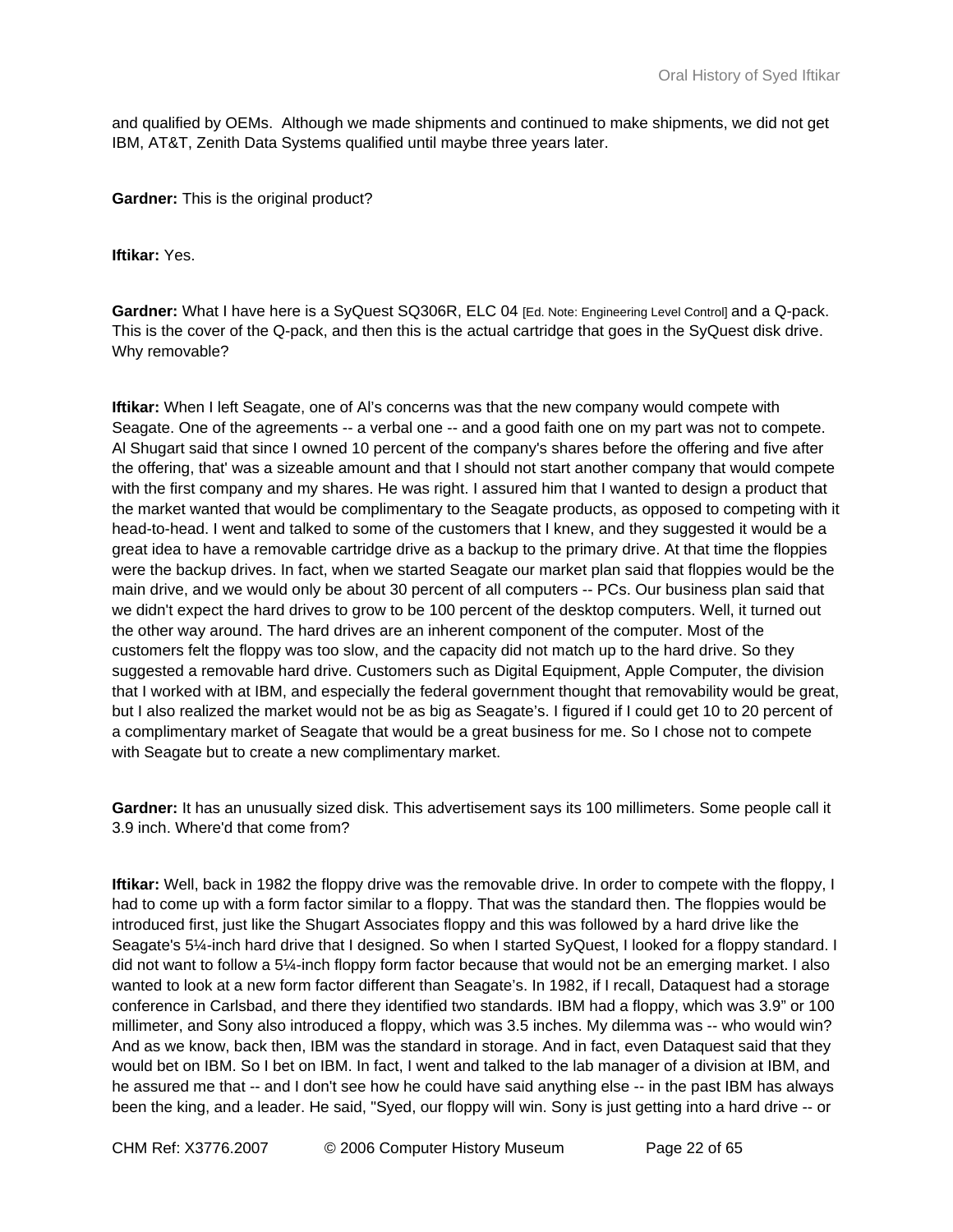and qualified by OEMs. Although we made shipments and continued to make shipments, we did not get IBM, AT&T, Zenith Data Systems qualified until maybe three years later.

**Gardner:** This is the original product?

**Iftikar:** Yes.

**Gardner:** What I have here is a SyQuest SQ306R, ELC 04 [Ed. Note: Engineering Level Control] and a Q-pack. This is the cover of the Q-pack, and then this is the actual cartridge that goes in the SyQuest disk drive. Why removable?

**Iftikar:** When I left Seagate, one of Al's concerns was that the new company would compete with Seagate. One of the agreements -- a verbal one -- and a good faith one on my part was not to compete. Al Shugart said that since I owned 10 percent of the company's shares before the offering and five after the offering, that' was a sizeable amount and that I should not start another company that would compete with the first company and my shares. He was right. I assured him that I wanted to design a product that the market wanted that would be complimentary to the Seagate products, as opposed to competing with it head-to-head. I went and talked to some of the customers that I knew, and they suggested it would be a great idea to have a removable cartridge drive as a backup to the primary drive. At that time the floppies were the backup drives. In fact, when we started Seagate our market plan said that floppies would be the main drive, and we would only be about 30 percent of all computers -- PCs. Our business plan said that we didn't expect the hard drives to grow to be 100 percent of the desktop computers. Well, it turned out the other way around. The hard drives are an inherent component of the computer. Most of the customers felt the floppy was too slow, and the capacity did not match up to the hard drive. So they suggested a removable hard drive. Customers such as Digital Equipment, Apple Computer, the division that I worked with at IBM, and especially the federal government thought that removability would be great, but I also realized the market would not be as big as Seagate's. I figured if I could get 10 to 20 percent of a complimentary market of Seagate that would be a great business for me. So I chose not to compete with Seagate but to create a new complimentary market.

**Gardner:** It has an unusually sized disk. This advertisement says its 100 millimeters. Some people call it 3.9 inch. Where'd that come from?

**Iftikar:** Well, back in 1982 the floppy drive was the removable drive. In order to compete with the floppy, I had to come up with a form factor similar to a floppy. That was the standard then. The floppies would be introduced first, just like the Shugart Associates floppy and this was followed by a hard drive like the Seagate's 5¼-inch hard drive that I designed. So when I started SyQuest, I looked for a floppy standard. I did not want to follow a 5¼-inch floppy form factor because that would not be an emerging market. I also wanted to look at a new form factor different than Seagate's. In 1982, if I recall, Dataquest had a storage conference in Carlsbad, and there they identified two standards. IBM had a floppy, which was 3.9" or 100 millimeter, and Sony also introduced a floppy, which was 3.5 inches. My dilemma was -- who would win? And as we know, back then, IBM was the standard in storage. And in fact, even Dataquest said that they would bet on IBM. So I bet on IBM. In fact, I went and talked to the lab manager of a division at IBM, and he assured me that -- and I don't see how he could have said anything else -- in the past IBM has always been the king, and a leader. He said, "Syed, our floppy will win. Sony is just getting into a hard drive -- or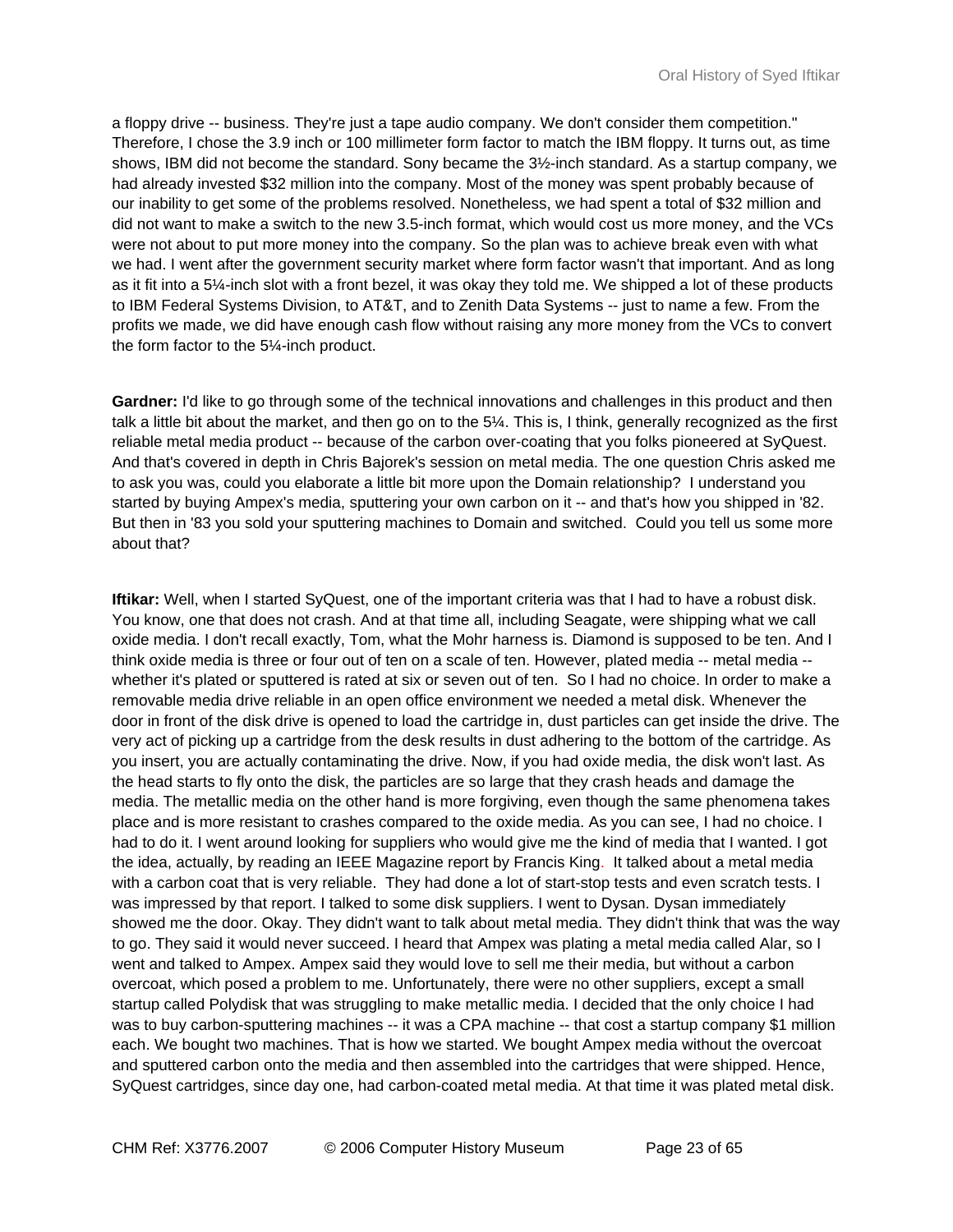a floppy drive -- business. They're just a tape audio company. We don't consider them competition." Therefore, I chose the 3.9 inch or 100 millimeter form factor to match the IBM floppy. It turns out, as time shows, IBM did not become the standard. Sony became the 3½-inch standard. As a startup company, we had already invested $32 million into the company. Most of the money was spent probably because of our inability to get some of the problems resolved. Nonetheless, we had spent a total of $32 million and did not want to make a switch to the new 3.5-inch format, which would cost us more money, and the VCs were not about to put more money into the company. So the plan was to achieve break even with what we had. I went after the government security market where form factor wasn't that important. And as long as it fit into a 5¼-inch slot with a front bezel, it was okay they told me. We shipped a lot of these products to IBM Federal Systems Division, to AT&T, and to Zenith Data Systems -- just to name a few. From the profits we made, we did have enough cash flow without raising any more money from the VCs to convert the form factor to the 5¼-inch product.

**Gardner:** I'd like to go through some of the technical innovations and challenges in this product and then talk a little bit about the market, and then go on to the 5¼. This is, I think, generally recognized as the first reliable metal media product -- because of the carbon over-coating that you folks pioneered at SyQuest. And that's covered in depth in Chris Bajorek's session on metal media. The one question Chris asked me to ask you was, could you elaborate a little bit more upon the Domain relationship? I understand you started by buying Ampex's media, sputtering your own carbon on it -- and that's how you shipped in '82. But then in '83 you sold your sputtering machines to Domain and switched. Could you tell us some more about that?

**Iftikar:** Well, when I started SyQuest, one of the important criteria was that I had to have a robust disk. You know, one that does not crash. And at that time all, including Seagate, were shipping what we call oxide media. I don't recall exactly, Tom, what the Mohr harness is. Diamond is supposed to be ten. And I think oxide media is three or four out of ten on a scale of ten. However, plated media -- metal media -- whether it's plated or sputtered is rated at six or seven out of ten. So I had no choice. In order to make a removable media drive reliable in an open office environment we needed a metal disk. Whenever the door in front of the disk drive is opened to load the cartridge in, dust particles can get inside the drive. The very act of picking up a cartridge from the desk results in dust adhering to the bottom of the cartridge. As you insert, you are actually contaminating the drive. Now, if you had oxide media, the disk won't last. As the head starts to fly onto the disk, the particles are so large that they crash heads and damage the media. The metallic media on the other hand is more forgiving, even though the same phenomena takes place and is more resistant to crashes compared to the oxide media. As you can see, I had no choice. I had to do it. I went around looking for suppliers who would give me the kind of media that I wanted. I got the idea, actually, by reading an IEEE Magazine report by Francis King. It talked about a metal media with a carbon coat that is very reliable. They had done a lot of start-stop tests and even scratch tests. I was impressed by that report. I talked to some disk suppliers. I went to Dysan. Dysan immediately showed me the door. Okay. They didn't want to talk about metal media. They didn't think that was the way to go. They said it would never succeed. I heard that Ampex was plating a metal media called Alar, so I went and talked to Ampex. Ampex said they would love to sell me their media, but without a carbon overcoat, which posed a problem to me. Unfortunately, there were no other suppliers, except a small startup called Polydisk that was struggling to make metallic media. I decided that the only choice I had was to buy carbon-sputtering machines -- it was a CPA machine -- that cost a startup company $1 million each. We bought two machines. That is how we started. We bought Ampex media without the overcoat and sputtered carbon onto the media and then assembled into the cartridges that were shipped. Hence, SyQuest cartridges, since day one, had carbon-coated metal media. At that time it was plated metal disk.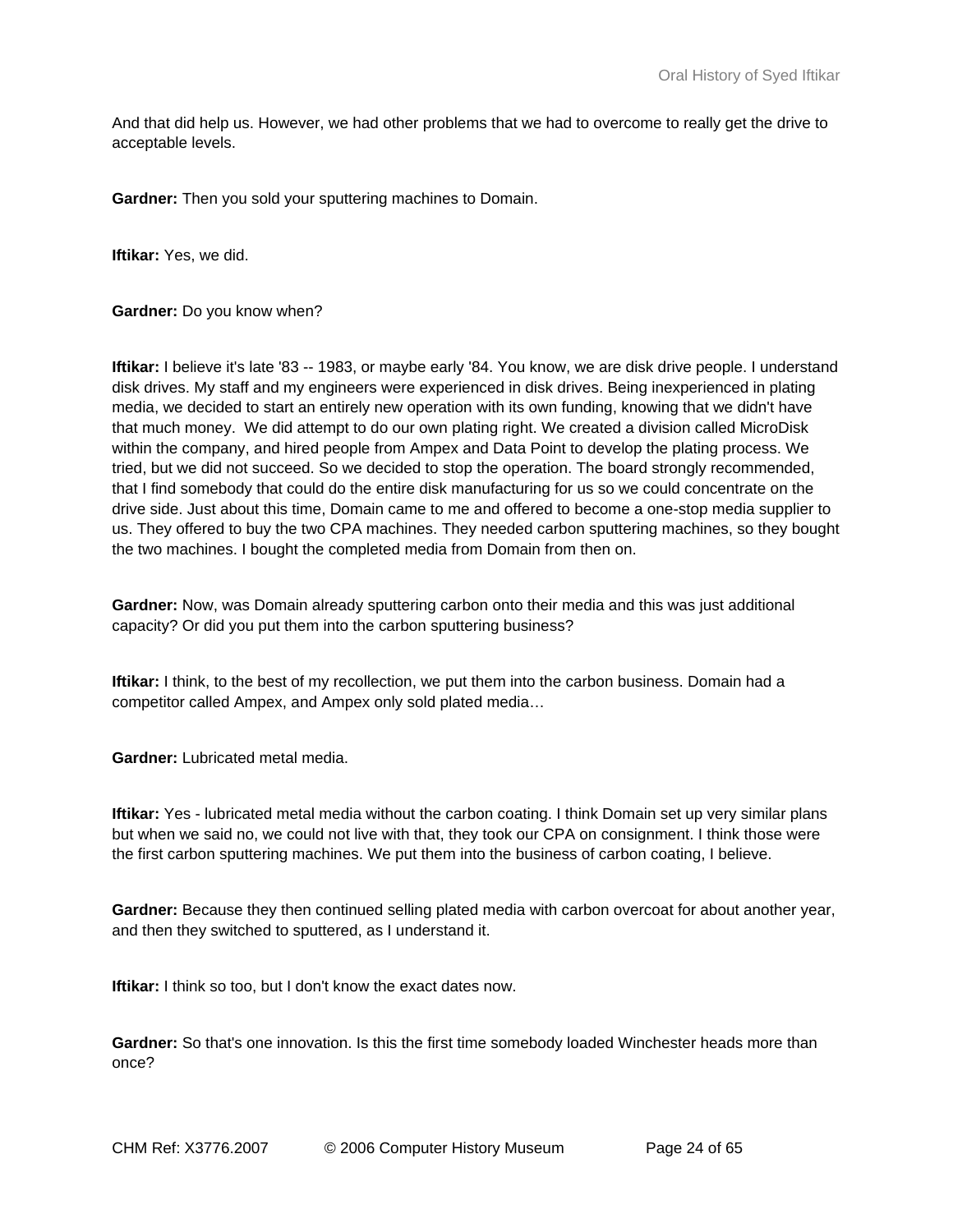And that did help us. However, we had other problems that we had to overcome to really get the drive to acceptable levels.

**Gardner:** Then you sold your sputtering machines to Domain.

**Iftikar:** Yes, we did.

**Gardner:** Do you know when?

**Iftikar:** I believe it's late '83 -- 1983, or maybe early '84. You know, we are disk drive people. I understand disk drives. My staff and my engineers were experienced in disk drives. Being inexperienced in plating media, we decided to start an entirely new operation with its own funding, knowing that we didn't have that much money. We did attempt to do our own plating right. We created a division called MicroDisk within the company, and hired people from Ampex and Data Point to develop the plating process. We tried, but we did not succeed. So we decided to stop the operation. The board strongly recommended, that I find somebody that could do the entire disk manufacturing for us so we could concentrate on the drive side. Just about this time, Domain came to me and offered to become a one-stop media supplier to us. They offered to buy the two CPA machines. They needed carbon sputtering machines, so they bought the two machines. I bought the completed media from Domain from then on.

**Gardner:** Now, was Domain already sputtering carbon onto their media and this was just additional capacity? Or did you put them into the carbon sputtering business?

**Iftikar:** I think, to the best of my recollection, we put them into the carbon business. Domain had a competitor called Ampex, and Ampex only sold plated media…

**Gardner:** Lubricated metal media.

**Iftikar:** Yes - lubricated metal media without the carbon coating. I think Domain set up very similar plans but when we said no, we could not live with that, they took our CPA on consignment. I think those were the first carbon sputtering machines. We put them into the business of carbon coating, I believe.

**Gardner:** Because they then continued selling plated media with carbon overcoat for about another year, and then they switched to sputtered, as I understand it.

**Iftikar:** I think so too, but I don't know the exact dates now.

**Gardner:** So that's one innovation. Is this the first time somebody loaded Winchester heads more than once?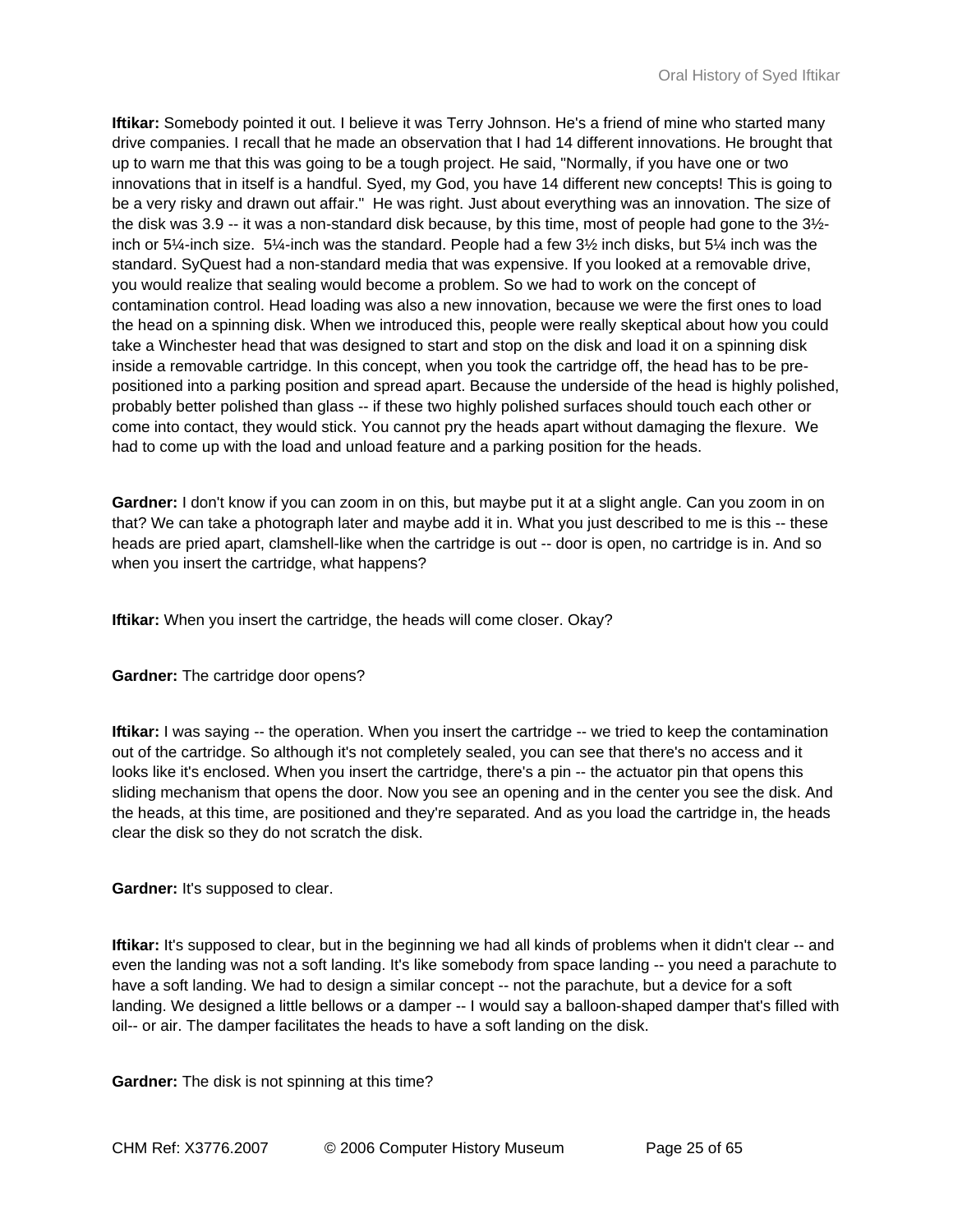**Iftikar:** Somebody pointed it out. I believe it was Terry Johnson. He's a friend of mine who started many drive companies. I recall that he made an observation that I had 14 different innovations. He brought that up to warn me that this was going to be a tough project. He said, "Normally, if you have one or two innovations that in itself is a handful. Syed, my God, you have 14 different new concepts! This is going to be a very risky and drawn out affair." He was right. Just about everything was an innovation. The size of the disk was 3.9 -- it was a non-standard disk because, by this time, most of people had gone to the 3½-inch or 5¼-inch size. 5¼-inch was the standard. People had a few 3½ inch disks, but 5¼ inch was the standard. SyQuest had a non-standard media that was expensive. If you looked at a removable drive, you would realize that sealing would become a problem. So we had to work on the concept of contamination control. Head loading was also a new innovation, because we were the first ones to load the head on a spinning disk. When we introduced this, people were really skeptical about how you could take a Winchester head that was designed to start and stop on the disk and load it on a spinning disk inside a removable cartridge. In this concept, when you took the cartridge off, the head has to be pre-positioned into a parking position and spread apart. Because the underside of the head is highly polished, probably better polished than glass -- if these two highly polished surfaces should touch each other or come into contact, they would stick. You cannot pry the heads apart without damaging the flexure. We had to come up with the load and unload feature and a parking position for the heads.

**Gardner:** I don't know if you can zoom in on this, but maybe put it at a slight angle. Can you zoom in on that? We can take a photograph later and maybe add it in. What you just described to me is this -- these heads are pried apart, clamshell-like when the cartridge is out -- door is open, no cartridge is in. And so when you insert the cartridge, what happens?

**Iftikar:** When you insert the cartridge, the heads will come closer. Okay?

**Gardner:** The cartridge door opens?

**Iftikar:** I was saying -- the operation. When you insert the cartridge -- we tried to keep the contamination out of the cartridge. So although it's not completely sealed, you can see that there's no access and it looks like it's enclosed. When you insert the cartridge, there's a pin -- the actuator pin that opens this sliding mechanism that opens the door. Now you see an opening and in the center you see the disk. And the heads, at this time, are positioned and they're separated. And as you load the cartridge in, the heads clear the disk so they do not scratch the disk.

**Gardner:** It's supposed to clear.

**Iftikar:** It's supposed to clear, but in the beginning we had all kinds of problems when it didn't clear -- and even the landing was not a soft landing. It's like somebody from space landing -- you need a parachute to have a soft landing. We had to design a similar concept -- not the parachute, but a device for a soft landing. We designed a little bellows or a damper -- I would say a balloon-shaped damper that's filled with oil-- or air. The damper facilitates the heads to have a soft landing on the disk.

**Gardner:** The disk is not spinning at this time?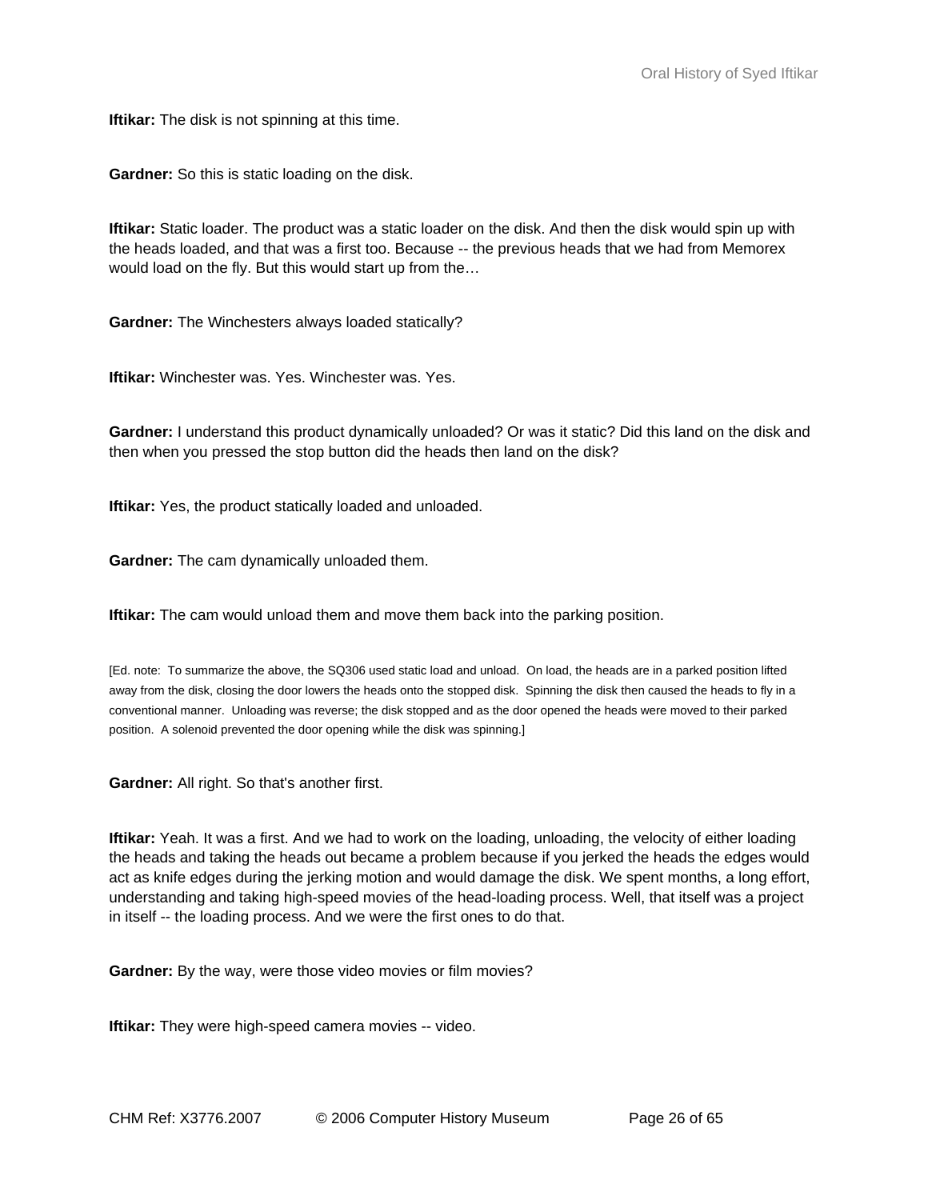**Iftikar:** The disk is not spinning at this time.

**Gardner:** So this is static loading on the disk.

**Iftikar:** Static loader. The product was a static loader on the disk. And then the disk would spin up with the heads loaded, and that was a first too. Because -- the previous heads that we had from Memorex would load on the fly. But this would start up from the…

**Gardner:** The Winchesters always loaded statically?

**Iftikar:** Winchester was. Yes. Winchester was. Yes.

**Gardner:** I understand this product dynamically unloaded? Or was it static? Did this land on the disk and then when you pressed the stop button did the heads then land on the disk?

**Iftikar:** Yes, the product statically loaded and unloaded.

**Gardner:** The cam dynamically unloaded them.

**Iftikar:** The cam would unload them and move them back into the parking position.

[Ed. note: To summarize the above, the SQ306 used static load and unload. On load, the heads are in a parked position lifted away from the disk, closing the door lowers the heads onto the stopped disk. Spinning the disk then caused the heads to fly in a conventional manner. Unloading was reverse; the disk stopped and as the door opened the heads were moved to their parked position. A solenoid prevented the door opening while the disk was spinning.]

**Gardner:** All right. So that's another first.

**Iftikar:** Yeah. It was a first. And we had to work on the loading, unloading, the velocity of either loading the heads and taking the heads out became a problem because if you jerked the heads the edges would act as knife edges during the jerking motion and would damage the disk. We spent months, a long effort, understanding and taking high-speed movies of the head-loading process. Well, that itself was a project in itself -- the loading process. And we were the first ones to do that.

**Gardner:** By the way, were those video movies or film movies?

**Iftikar:** They were high-speed camera movies -- video.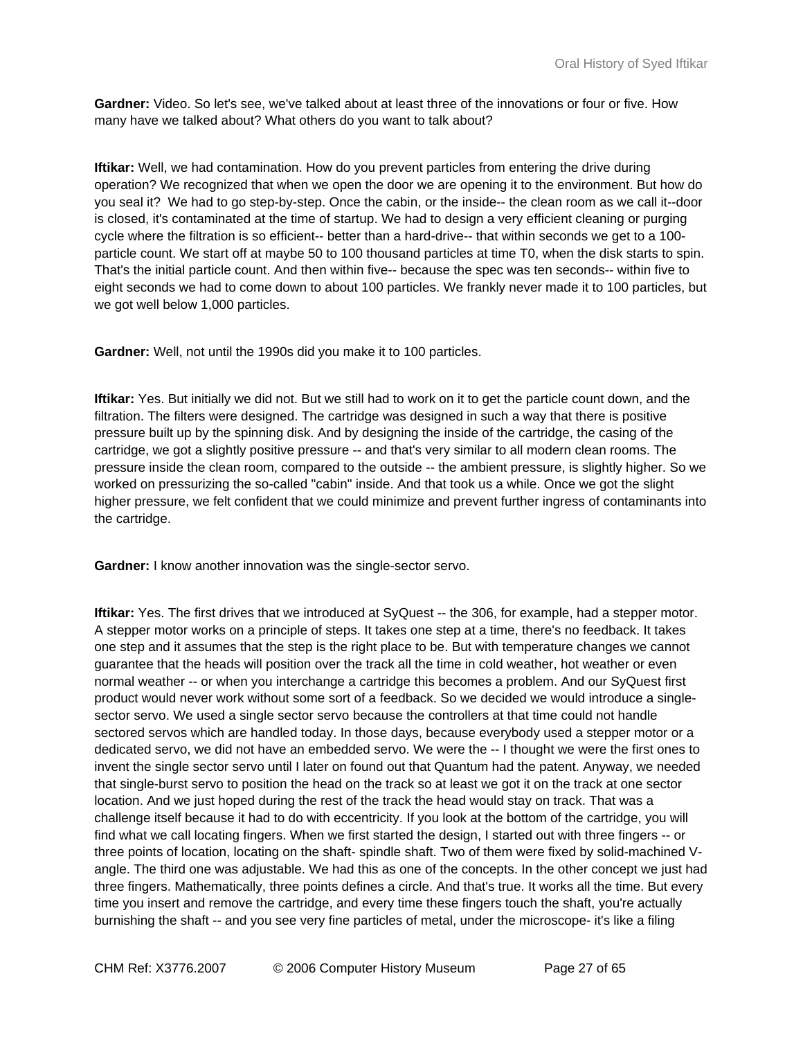**Gardner:** Video. So let's see, we've talked about at least three of the innovations or four or five. How many have we talked about? What others do you want to talk about?

**Iftikar:** Well, we had contamination. How do you prevent particles from entering the drive during operation? We recognized that when we open the door we are opening it to the environment. But how do you seal it? We had to go step-by-step. Once the cabin, or the inside-- the clean room as we call it--door is closed, it's contaminated at the time of startup. We had to design a very efficient cleaning or purging cycle where the filtration is so efficient-- better than a hard-drive-- that within seconds we get to a 100-particle count. We start off at maybe 50 to 100 thousand particles at time T0, when the disk starts to spin. That's the initial particle count. And then within five-- because the spec was ten seconds-- within five to eight seconds we had to come down to about 100 particles. We frankly never made it to 100 particles, but we got well below 1,000 particles.

**Gardner:** Well, not until the 1990s did you make it to 100 particles.

**Iftikar:** Yes. But initially we did not. But we still had to work on it to get the particle count down, and the filtration. The filters were designed. The cartridge was designed in such a way that there is positive pressure built up by the spinning disk. And by designing the inside of the cartridge, the casing of the cartridge, we got a slightly positive pressure -- and that's very similar to all modern clean rooms. The pressure inside the clean room, compared to the outside -- the ambient pressure, is slightly higher. So we worked on pressurizing the so-called "cabin" inside. And that took us a while. Once we got the slight higher pressure, we felt confident that we could minimize and prevent further ingress of contaminants into the cartridge.

**Gardner:** I know another innovation was the single-sector servo.

**Iftikar:** Yes. The first drives that we introduced at SyQuest -- the 306, for example, had a stepper motor. A stepper motor works on a principle of steps. It takes one step at a time, there's no feedback. It takes one step and it assumes that the step is the right place to be. But with temperature changes we cannot guarantee that the heads will position over the track all the time in cold weather, hot weather or even normal weather -- or when you interchange a cartridge this becomes a problem. And our SyQuest first product would never work without some sort of a feedback. So we decided we would introduce a single-sector servo. We used a single sector servo because the controllers at that time could not handle sectored servos which are handled today. In those days, because everybody used a stepper motor or a dedicated servo, we did not have an embedded servo. We were the -- I thought we were the first ones to invent the single sector servo until I later on found out that Quantum had the patent. Anyway, we needed that single-burst servo to position the head on the track so at least we got it on the track at one sector location. And we just hoped during the rest of the track the head would stay on track. That was a challenge itself because it had to do with eccentricity. If you look at the bottom of the cartridge, you will find what we call locating fingers. When we first started the design, I started out with three fingers -- or three points of location, locating on the shaft- spindle shaft. Two of them were fixed by solid-machined V-angle. The third one was adjustable. We had this as one of the concepts. In the other concept we just had three fingers. Mathematically, three points defines a circle. And that's true. It works all the time. But every time you insert and remove the cartridge, and every time these fingers touch the shaft, you're actually burnishing the shaft -- and you see very fine particles of metal, under the microscope- it's like a filing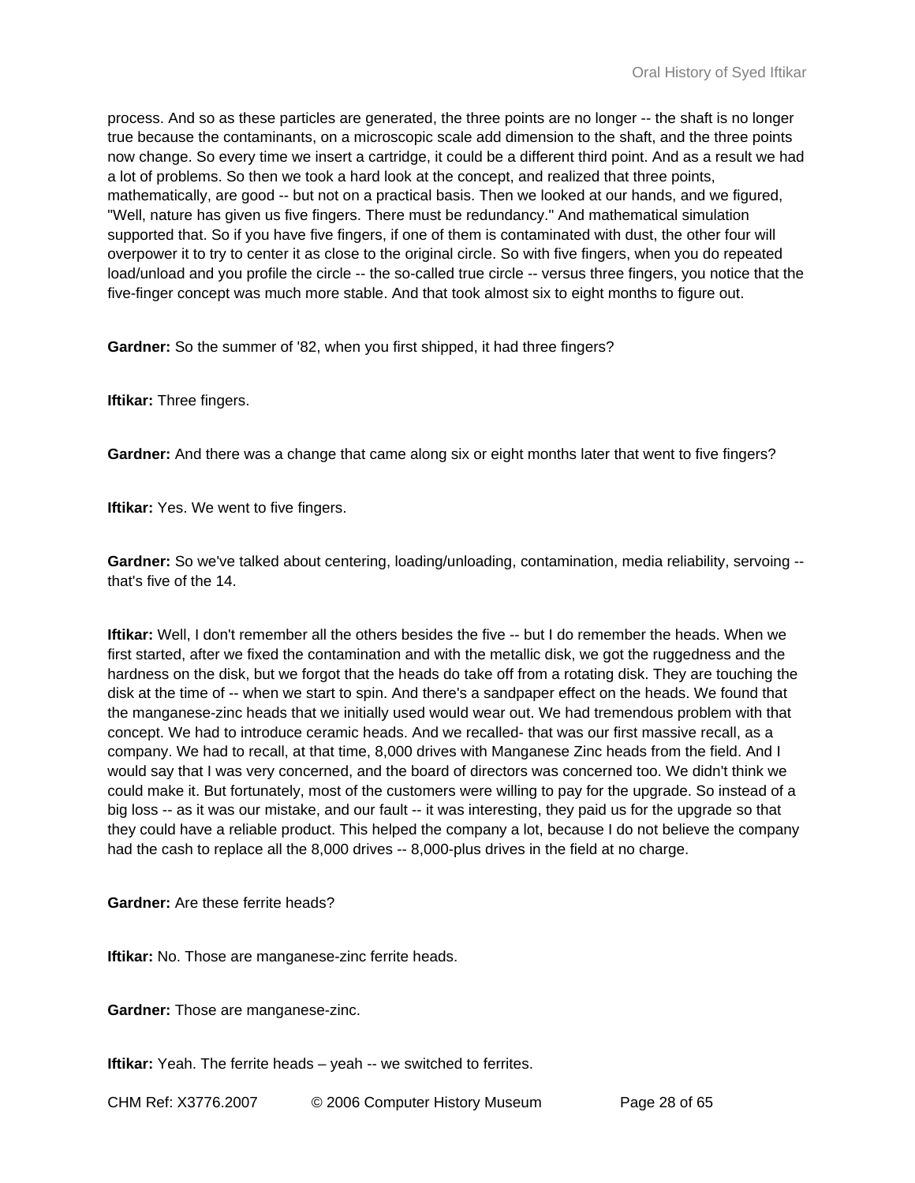process. And so as these particles are generated, the three points are no longer -- the shaft is no longer true because the contaminants, on a microscopic scale add dimension to the shaft, and the three points now change. So every time we insert a cartridge, it could be a different third point. And as a result we had a lot of problems. So then we took a hard look at the concept, and realized that three points, mathematically, are good -- but not on a practical basis. Then we looked at our hands, and we figured, "Well, nature has given us five fingers. There must be redundancy." And mathematical simulation supported that. So if you have five fingers, if one of them is contaminated with dust, the other four will overpower it to try to center it as close to the original circle. So with five fingers, when you do repeated load/unload and you profile the circle -- the so-called true circle -- versus three fingers, you notice that the five-finger concept was much more stable. And that took almost six to eight months to figure out.

**Gardner:** So the summer of '82, when you first shipped, it had three fingers?

**Iftikar:** Three fingers.

**Gardner:** And there was a change that came along six or eight months later that went to five fingers?

**Iftikar:** Yes. We went to five fingers.

**Gardner:** So we've talked about centering, loading/unloading, contamination, media reliability, servoing -- that's five of the 14.

**Iftikar:** Well, I don't remember all the others besides the five -- but I do remember the heads. When we first started, after we fixed the contamination and with the metallic disk, we got the ruggedness and the hardness on the disk, but we forgot that the heads do take off from a rotating disk. They are touching the disk at the time of -- when we start to spin. And there's a sandpaper effect on the heads. We found that the manganese-zinc heads that we initially used would wear out. We had tremendous problem with that concept. We had to introduce ceramic heads. And we recalled- that was our first massive recall, as a company. We had to recall, at that time, 8,000 drives with Manganese Zinc heads from the field. And I would say that I was very concerned, and the board of directors was concerned too. We didn't think we could make it. But fortunately, most of the customers were willing to pay for the upgrade. So instead of a big loss -- as it was our mistake, and our fault -- it was interesting, they paid us for the upgrade so that they could have a reliable product. This helped the company a lot, because I do not believe the company had the cash to replace all the 8,000 drives -- 8,000-plus drives in the field at no charge.

**Gardner:** Are these ferrite heads?

**Iftikar:** No. Those are manganese-zinc ferrite heads.

**Gardner:** Those are manganese-zinc.

**Iftikar:** Yeah. The ferrite heads – yeah -- we switched to ferrites.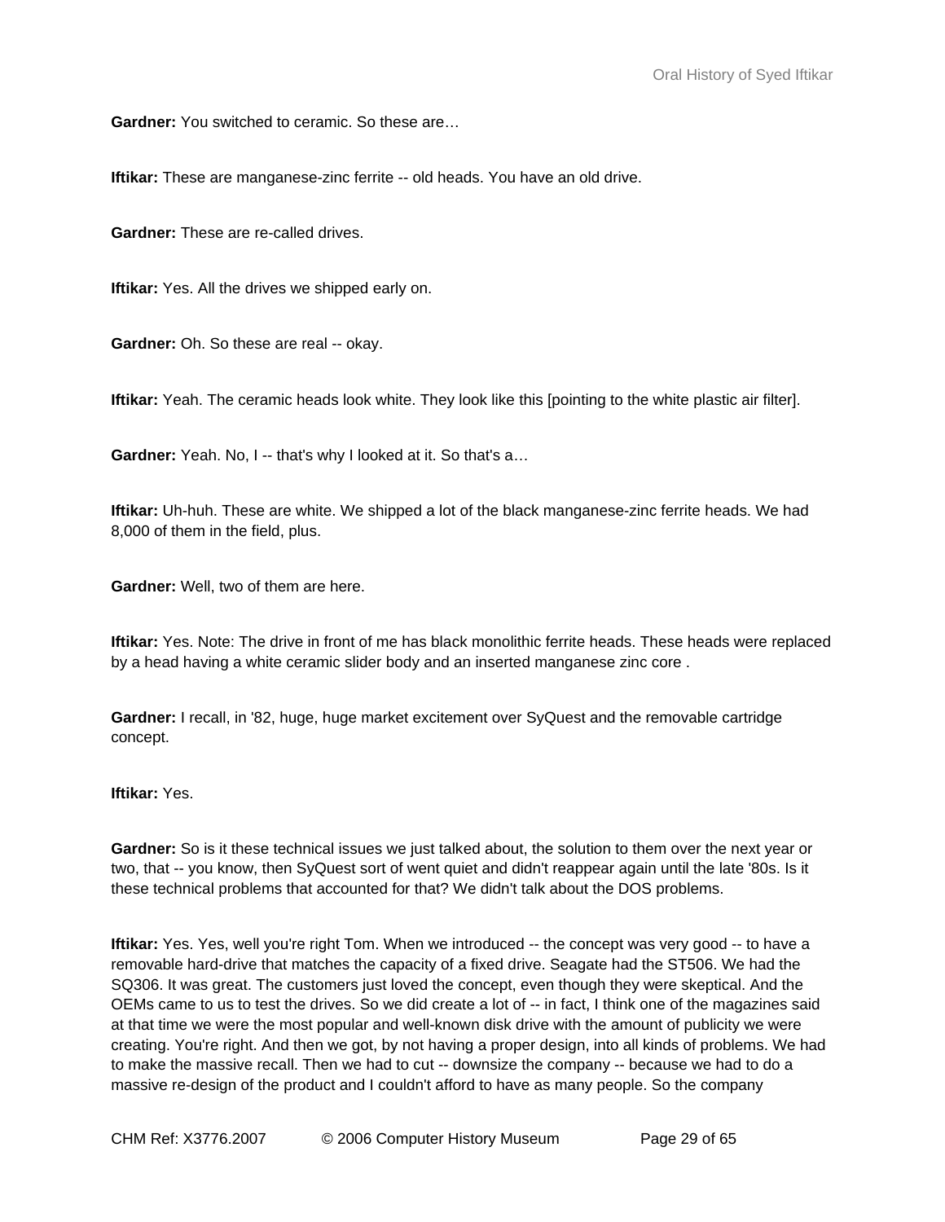**Gardner:** You switched to ceramic. So these are…

**Iftikar:** These are manganese-zinc ferrite -- old heads. You have an old drive.

**Gardner:** These are re-called drives.

**Iftikar:** Yes. All the drives we shipped early on.

**Gardner:** Oh. So these are real -- okay.

**Iftikar:** Yeah. The ceramic heads look white. They look like this [pointing to the white plastic air filter].

**Gardner:** Yeah. No, I -- that's why I looked at it. So that's a…

**Iftikar:** Uh-huh. These are white. We shipped a lot of the black manganese-zinc ferrite heads. We had 8,000 of them in the field, plus.

**Gardner:** Well, two of them are here.

**Iftikar:** Yes. Note: The drive in front of me has black monolithic ferrite heads. These heads were replaced by a head having a white ceramic slider body and an inserted manganese zinc core .

**Gardner:** I recall, in '82, huge, huge market excitement over SyQuest and the removable cartridge concept.

**Iftikar:** Yes.

**Gardner:** So is it these technical issues we just talked about, the solution to them over the next year or two, that -- you know, then SyQuest sort of went quiet and didn't reappear again until the late '80s. Is it these technical problems that accounted for that? We didn't talk about the DOS problems.

**Iftikar:** Yes. Yes, well you're right Tom. When we introduced -- the concept was very good -- to have a removable hard-drive that matches the capacity of a fixed drive. Seagate had the ST506. We had the SQ306. It was great. The customers just loved the concept, even though they were skeptical. And the OEMs came to us to test the drives. So we did create a lot of -- in fact, I think one of the magazines said at that time we were the most popular and well-known disk drive with the amount of publicity we were creating. You're right. And then we got, by not having a proper design, into all kinds of problems. We had to make the massive recall. Then we had to cut -- downsize the company -- because we had to do a massive re-design of the product and I couldn't afford to have as many people. So the company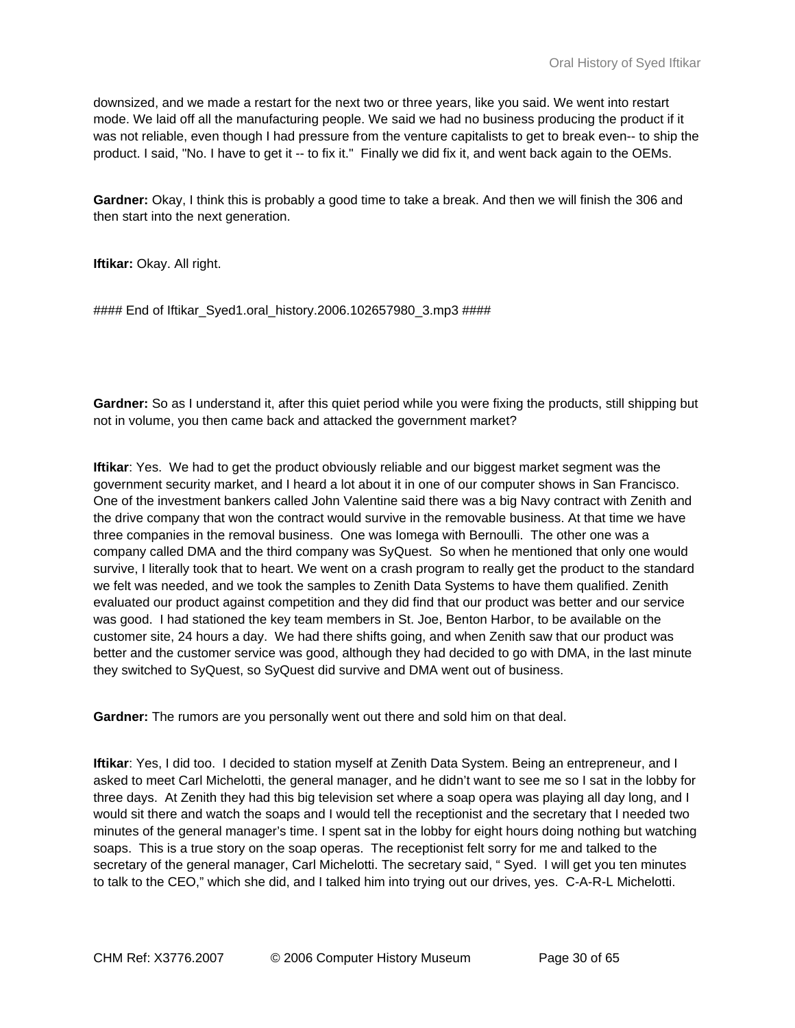downsized, and we made a restart for the next two or three years, like you said. We went into restart mode. We laid off all the manufacturing people. We said we had no business producing the product if it was not reliable, even though I had pressure from the venture capitalists to get to break even-- to ship the product. I said, "No. I have to get it -- to fix it." Finally we did fix it, and went back again to the OEMs.

**Gardner:** Okay, I think this is probably a good time to take a break. And then we will finish the 306 and then start into the next generation.

**Iftikar:** Okay. All right.

#### End of Iftikar_Syed1.oral_history.2006.102657980_3.mp3 ####

**Gardner:** So as I understand it, after this quiet period while you were fixing the products, still shipping but not in volume, you then came back and attacked the government market?

**Iftikar**: Yes. We had to get the product obviously reliable and our biggest market segment was the government security market, and I heard a lot about it in one of our computer shows in San Francisco. One of the investment bankers called John Valentine said there was a big Navy contract with Zenith and the drive company that won the contract would survive in the removable business. At that time we have three companies in the removal business. One was Iomega with Bernoulli. The other one was a company called DMA and the third company was SyQuest. So when he mentioned that only one would survive, I literally took that to heart. We went on a crash program to really get the product to the standard we felt was needed, and we took the samples to Zenith Data Systems to have them qualified. Zenith evaluated our product against competition and they did find that our product was better and our service was good. I had stationed the key team members in St. Joe, Benton Harbor, to be available on the customer site, 24 hours a day. We had there shifts going, and when Zenith saw that our product was better and the customer service was good, although they had decided to go with DMA, in the last minute they switched to SyQuest, so SyQuest did survive and DMA went out of business.

**Gardner:** The rumors are you personally went out there and sold him on that deal.

**Iftikar**: Yes, I did too. I decided to station myself at Zenith Data System. Being an entrepreneur, and I asked to meet Carl Michelotti, the general manager, and he didn't want to see me so I sat in the lobby for three days. At Zenith they had this big television set where a soap opera was playing all day long, and I would sit there and watch the soaps and I would tell the receptionist and the secretary that I needed two minutes of the general manager's time. I spent sat in the lobby for eight hours doing nothing but watching soaps. This is a true story on the soap operas. The receptionist felt sorry for me and talked to the secretary of the general manager, Carl Michelotti. The secretary said, " Syed. I will get you ten minutes to talk to the CEO," which she did, and I talked him into trying out our drives, yes. C-A-R-L Michelotti.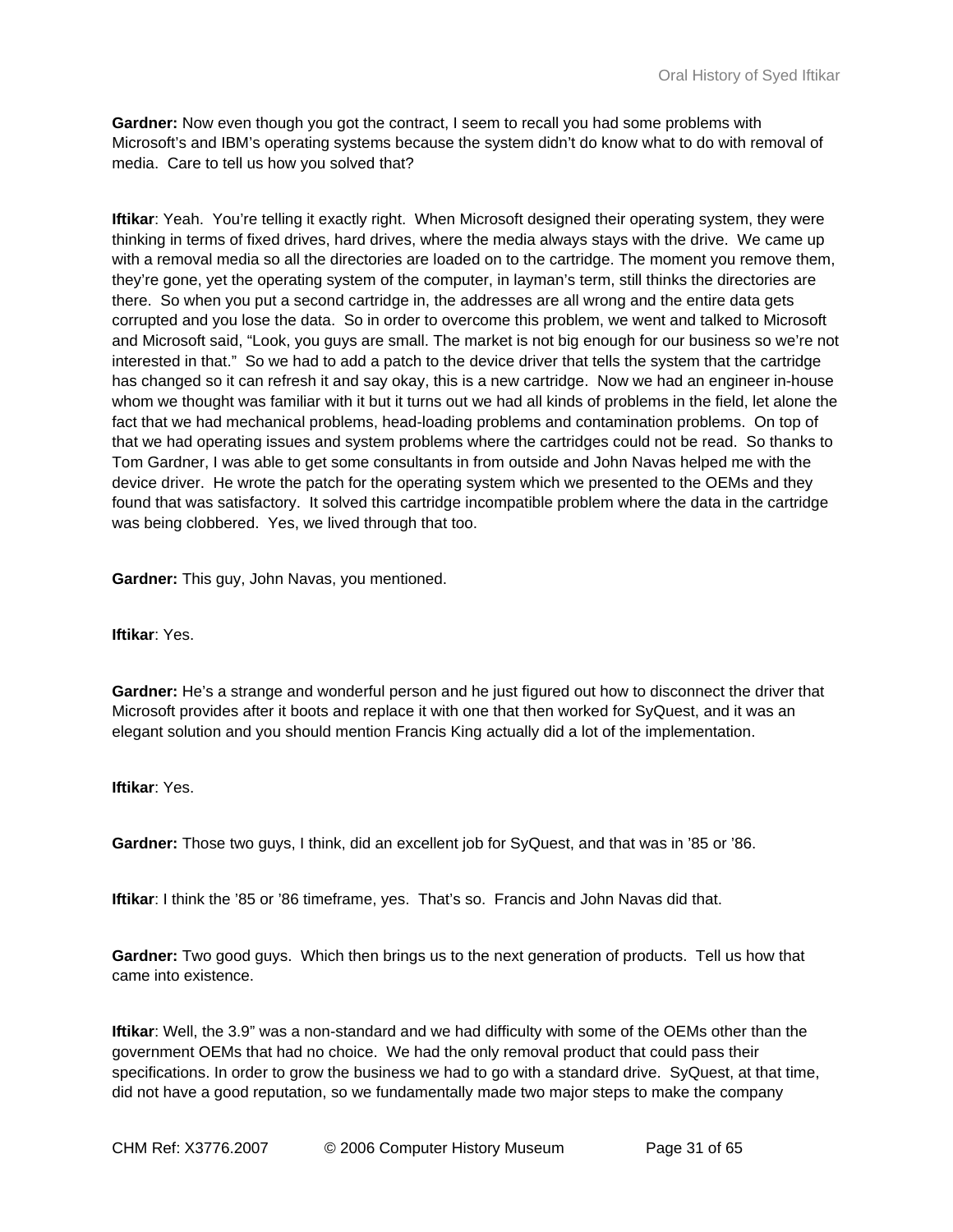**Gardner:** Now even though you got the contract, I seem to recall you had some problems with Microsoft's and IBM's operating systems because the system didn't do know what to do with removal of media. Care to tell us how you solved that?

**Iftikar**: Yeah. You're telling it exactly right. When Microsoft designed their operating system, they were thinking in terms of fixed drives, hard drives, where the media always stays with the drive. We came up with a removal media so all the directories are loaded on to the cartridge. The moment you remove them, they're gone, yet the operating system of the computer, in layman's term, still thinks the directories are there. So when you put a second cartridge in, the addresses are all wrong and the entire data gets corrupted and you lose the data. So in order to overcome this problem, we went and talked to Microsoft and Microsoft said, "Look, you guys are small. The market is not big enough for our business so we're not interested in that." So we had to add a patch to the device driver that tells the system that the cartridge has changed so it can refresh it and say okay, this is a new cartridge. Now we had an engineer in-house whom we thought was familiar with it but it turns out we had all kinds of problems in the field, let alone the fact that we had mechanical problems, head-loading problems and contamination problems. On top of that we had operating issues and system problems where the cartridges could not be read. So thanks to Tom Gardner, I was able to get some consultants in from outside and John Navas helped me with the device driver. He wrote the patch for the operating system which we presented to the OEMs and they found that was satisfactory. It solved this cartridge incompatible problem where the data in the cartridge was being clobbered. Yes, we lived through that too.

**Gardner:** This guy, John Navas, you mentioned.

**Iftikar**: Yes.

**Gardner:** He's a strange and wonderful person and he just figured out how to disconnect the driver that Microsoft provides after it boots and replace it with one that then worked for SyQuest, and it was an elegant solution and you should mention Francis King actually did a lot of the implementation.

**Iftikar**: Yes.

**Gardner:** Those two guys, I think, did an excellent job for SyQuest, and that was in '85 or '86.

**Iftikar**: I think the '85 or '86 timeframe, yes. That's so. Francis and John Navas did that.

**Gardner:** Two good guys. Which then brings us to the next generation of products. Tell us how that came into existence.

**Iftikar**: Well, the 3.9" was a non-standard and we had difficulty with some of the OEMs other than the government OEMs that had no choice. We had the only removal product that could pass their specifications. In order to grow the business we had to go with a standard drive. SyQuest, at that time, did not have a good reputation, so we fundamentally made two major steps to make the company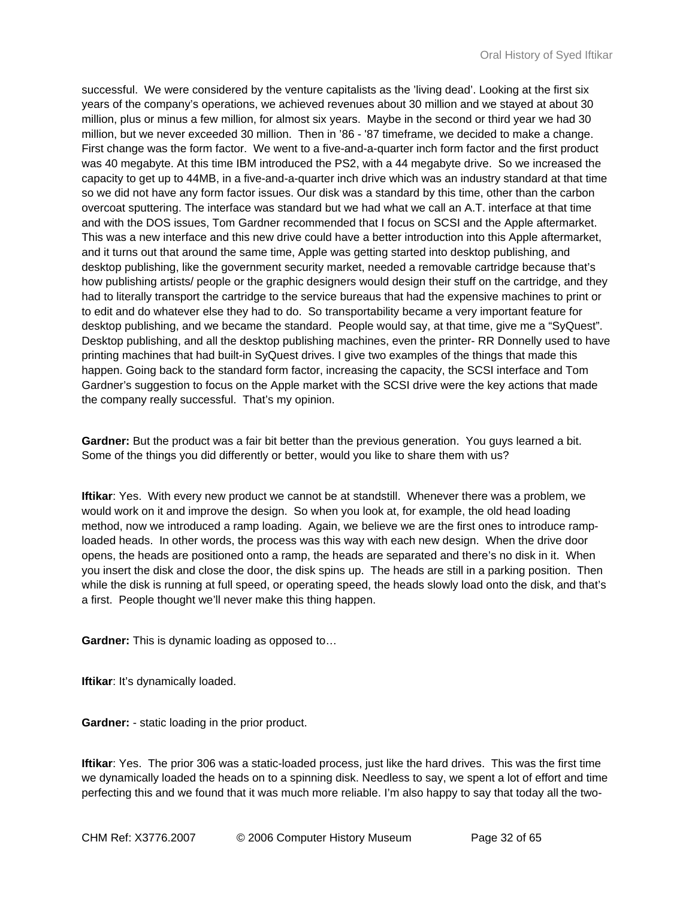successful. We were considered by the venture capitalists as the 'living dead'. Looking at the first six years of the company's operations, we achieved revenues about 30 million and we stayed at about 30 million, plus or minus a few million, for almost six years. Maybe in the second or third year we had 30 million, but we never exceeded 30 million. Then in '86 - '87 timeframe, we decided to make a change. First change was the form factor. We went to a five-and-a-quarter inch form factor and the first product was 40 megabyte. At this time IBM introduced the PS2, with a 44 megabyte drive. So we increased the capacity to get up to 44MB, in a five-and-a-quarter inch drive which was an industry standard at that time so we did not have any form factor issues. Our disk was a standard by this time, other than the carbon overcoat sputtering. The interface was standard but we had what we call an A.T. interface at that time and with the DOS issues, Tom Gardner recommended that I focus on SCSI and the Apple aftermarket. This was a new interface and this new drive could have a better introduction into this Apple aftermarket, and it turns out that around the same time, Apple was getting started into desktop publishing, and desktop publishing, like the government security market, needed a removable cartridge because that's how publishing artists/ people or the graphic designers would design their stuff on the cartridge, and they had to literally transport the cartridge to the service bureaus that had the expensive machines to print or to edit and do whatever else they had to do. So transportability became a very important feature for desktop publishing, and we became the standard. People would say, at that time, give me a "SyQuest". Desktop publishing, and all the desktop publishing machines, even the printer- RR Donnelly used to have printing machines that had built-in SyQuest drives. I give two examples of the things that made this happen. Going back to the standard form factor, increasing the capacity, the SCSI interface and Tom Gardner's suggestion to focus on the Apple market with the SCSI drive were the key actions that made the company really successful. That's my opinion.

**Gardner:** But the product was a fair bit better than the previous generation. You guys learned a bit. Some of the things you did differently or better, would you like to share them with us?

**Iftikar**: Yes. With every new product we cannot be at standstill. Whenever there was a problem, we would work on it and improve the design. So when you look at, for example, the old head loading method, now we introduced a ramp loading. Again, we believe we are the first ones to introduce ramp-loaded heads. In other words, the process was this way with each new design. When the drive door opens, the heads are positioned onto a ramp, the heads are separated and there's no disk in it. When you insert the disk and close the door, the disk spins up. The heads are still in a parking position. Then while the disk is running at full speed, or operating speed, the heads slowly load onto the disk, and that's a first. People thought we'll never make this thing happen.

**Gardner:** This is dynamic loading as opposed to…

**Iftikar**: It's dynamically loaded.

**Gardner:** - static loading in the prior product.

**Iftikar**: Yes. The prior 306 was a static-loaded process, just like the hard drives. This was the first time we dynamically loaded the heads on to a spinning disk. Needless to say, we spent a lot of effort and time perfecting this and we found that it was much more reliable. I'm also happy to say that today all the two-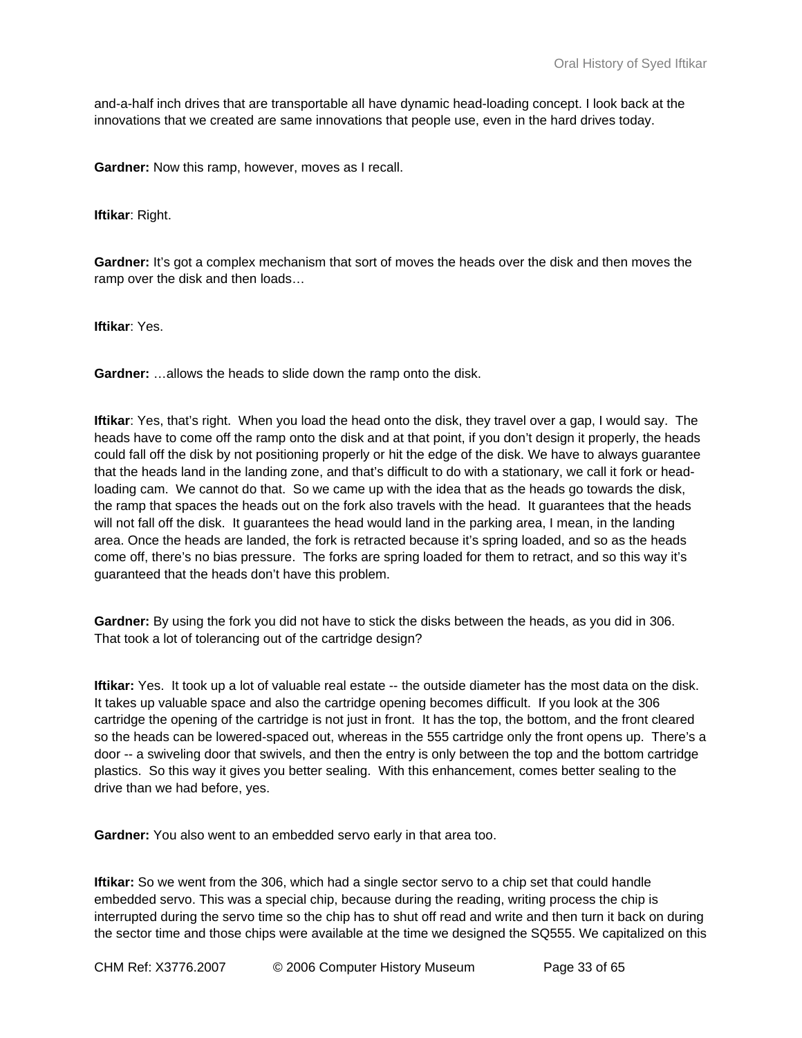and-a-half inch drives that are transportable all have dynamic head-loading concept. I look back at the innovations that we created are same innovations that people use, even in the hard drives today.

**Gardner:** Now this ramp, however, moves as I recall.

**Iftikar**: Right.

**Gardner:** It's got a complex mechanism that sort of moves the heads over the disk and then moves the ramp over the disk and then loads…

**Iftikar**: Yes.

**Gardner:** …allows the heads to slide down the ramp onto the disk.

**Iftikar**: Yes, that's right. When you load the head onto the disk, they travel over a gap, I would say. The heads have to come off the ramp onto the disk and at that point, if you don't design it properly, the heads could fall off the disk by not positioning properly or hit the edge of the disk. We have to always guarantee that the heads land in the landing zone, and that's difficult to do with a stationary, we call it fork or head-loading cam. We cannot do that. So we came up with the idea that as the heads go towards the disk, the ramp that spaces the heads out on the fork also travels with the head. It guarantees that the heads will not fall off the disk. It guarantees the head would land in the parking area, I mean, in the landing area. Once the heads are landed, the fork is retracted because it's spring loaded, and so as the heads come off, there's no bias pressure. The forks are spring loaded for them to retract, and so this way it's guaranteed that the heads don't have this problem.

**Gardner:** By using the fork you did not have to stick the disks between the heads, as you did in 306. That took a lot of tolerancing out of the cartridge design?

**Iftikar:** Yes. It took up a lot of valuable real estate -- the outside diameter has the most data on the disk. It takes up valuable space and also the cartridge opening becomes difficult. If you look at the 306 cartridge the opening of the cartridge is not just in front. It has the top, the bottom, and the front cleared so the heads can be lowered-spaced out, whereas in the 555 cartridge only the front opens up. There's a door -- a swiveling door that swivels, and then the entry is only between the top and the bottom cartridge plastics. So this way it gives you better sealing. With this enhancement, comes better sealing to the drive than we had before, yes.

**Gardner:** You also went to an embedded servo early in that area too.

**Iftikar:** So we went from the 306, which had a single sector servo to a chip set that could handle embedded servo. This was a special chip, because during the reading, writing process the chip is interrupted during the servo time so the chip has to shut off read and write and then turn it back on during the sector time and those chips were available at the time we designed the SQ555. We capitalized on this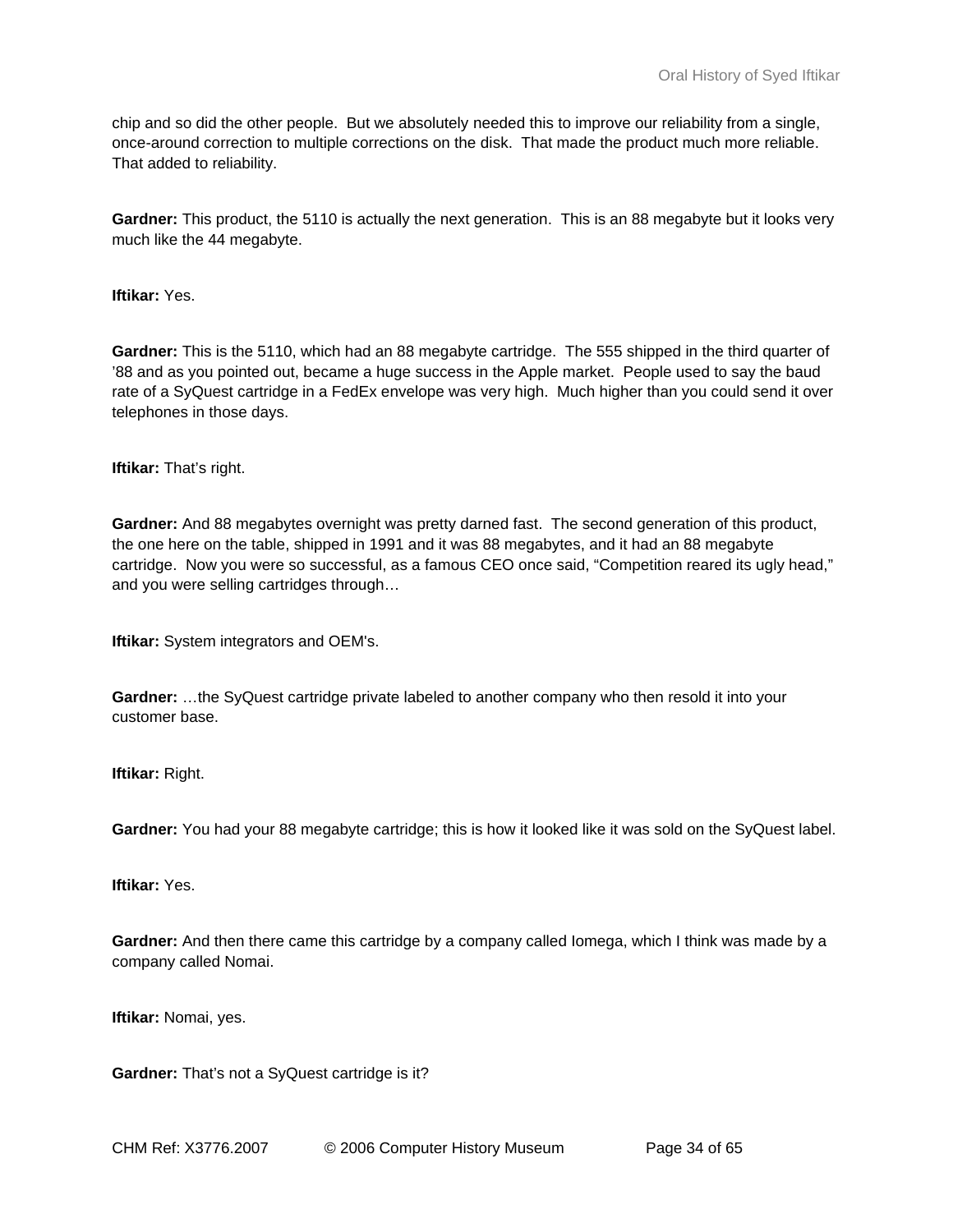chip and so did the other people. But we absolutely needed this to improve our reliability from a single, once-around correction to multiple corrections on the disk. That made the product much more reliable. That added to reliability.

**Gardner:** This product, the 5110 is actually the next generation. This is an 88 megabyte but it looks very much like the 44 megabyte.

**Iftikar:** Yes.

**Gardner:** This is the 5110, which had an 88 megabyte cartridge. The 555 shipped in the third quarter of '88 and as you pointed out, became a huge success in the Apple market. People used to say the baud rate of a SyQuest cartridge in a FedEx envelope was very high. Much higher than you could send it over telephones in those days.

**Iftikar:** That's right.

**Gardner:** And 88 megabytes overnight was pretty darned fast. The second generation of this product, the one here on the table, shipped in 1991 and it was 88 megabytes, and it had an 88 megabyte cartridge. Now you were so successful, as a famous CEO once said, "Competition reared its ugly head," and you were selling cartridges through…

**Iftikar:** System integrators and OEM's.

**Gardner:** …the SyQuest cartridge private labeled to another company who then resold it into your customer base.

**Iftikar:** Right.

**Gardner:** You had your 88 megabyte cartridge; this is how it looked like it was sold on the SyQuest label.

**Iftikar:** Yes.

**Gardner:** And then there came this cartridge by a company called Iomega, which I think was made by a company called Nomai.

**Iftikar:** Nomai, yes.

**Gardner:** That's not a SyQuest cartridge is it?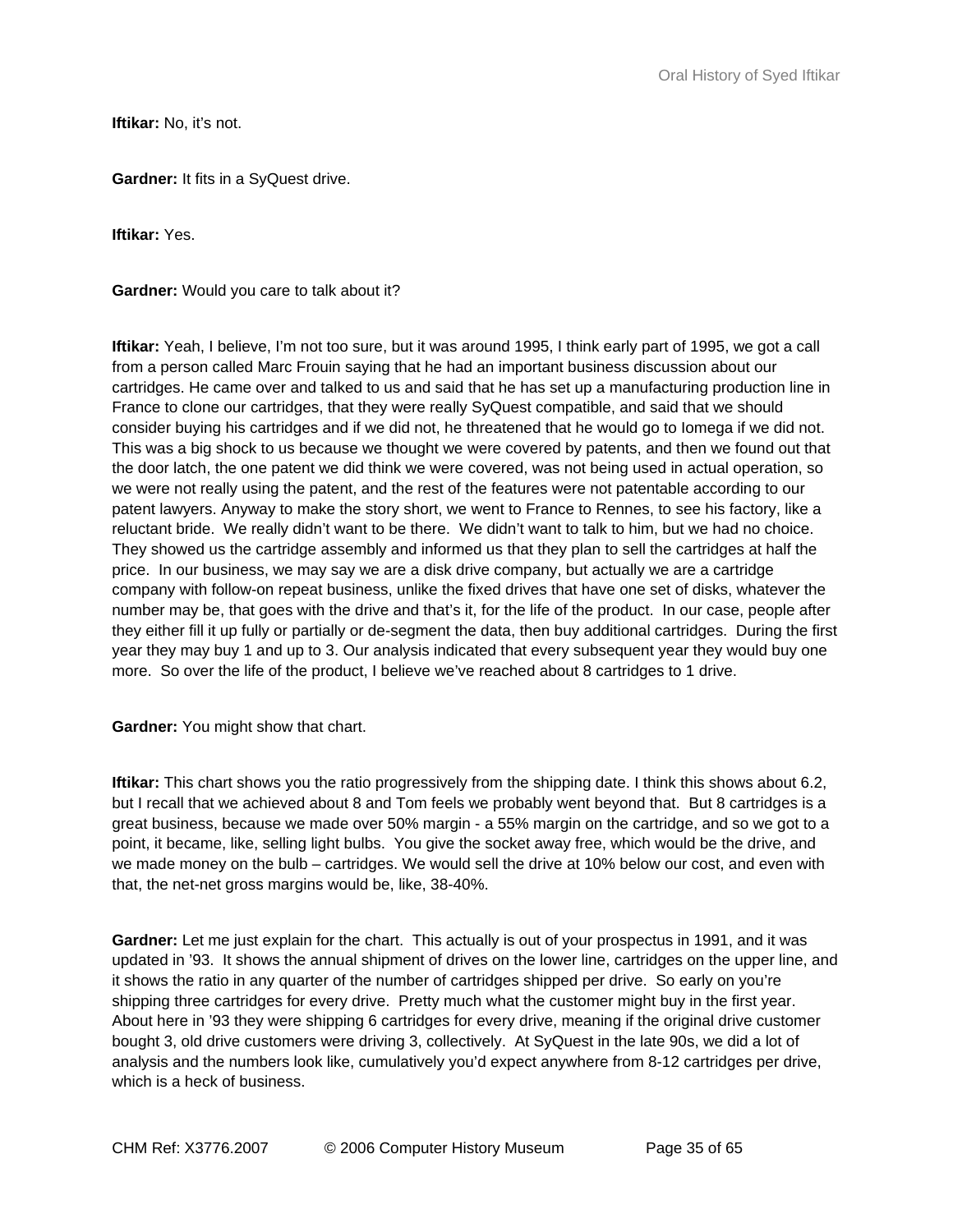**Iftikar:** No, it's not.

**Gardner:** It fits in a SyQuest drive.

**Iftikar:** Yes.

**Gardner:** Would you care to talk about it?

**Iftikar:** Yeah, I believe, I'm not too sure, but it was around 1995, I think early part of 1995, we got a call from a person called Marc Frouin saying that he had an important business discussion about our cartridges. He came over and talked to us and said that he has set up a manufacturing production line in France to clone our cartridges, that they were really SyQuest compatible, and said that we should consider buying his cartridges and if we did not, he threatened that he would go to Iomega if we did not. This was a big shock to us because we thought we were covered by patents, and then we found out that the door latch, the one patent we did think we were covered, was not being used in actual operation, so we were not really using the patent, and the rest of the features were not patentable according to our patent lawyers. Anyway to make the story short, we went to France to Rennes, to see his factory, like a reluctant bride. We really didn't want to be there. We didn't want to talk to him, but we had no choice. They showed us the cartridge assembly and informed us that they plan to sell the cartridges at half the price. In our business, we may say we are a disk drive company, but actually we are a cartridge company with follow-on repeat business, unlike the fixed drives that have one set of disks, whatever the number may be, that goes with the drive and that's it, for the life of the product. In our case, people after they either fill it up fully or partially or de-segment the data, then buy additional cartridges. During the first year they may buy 1 and up to 3. Our analysis indicated that every subsequent year they would buy one more. So over the life of the product, I believe we've reached about 8 cartridges to 1 drive.

**Gardner:** You might show that chart.

**Iftikar:** This chart shows you the ratio progressively from the shipping date. I think this shows about 6.2, but I recall that we achieved about 8 and Tom feels we probably went beyond that. But 8 cartridges is a great business, because we made over 50% margin - a 55% margin on the cartridge, and so we got to a point, it became, like, selling light bulbs. You give the socket away free, which would be the drive, and we made money on the bulb – cartridges. We would sell the drive at 10% below our cost, and even with that, the net-net gross margins would be, like, 38-40%.

**Gardner:** Let me just explain for the chart. This actually is out of your prospectus in 1991, and it was updated in '93. It shows the annual shipment of drives on the lower line, cartridges on the upper line, and it shows the ratio in any quarter of the number of cartridges shipped per drive. So early on you're shipping three cartridges for every drive. Pretty much what the customer might buy in the first year. About here in '93 they were shipping 6 cartridges for every drive, meaning if the original drive customer bought 3, old drive customers were driving 3, collectively. At SyQuest in the late 90s, we did a lot of analysis and the numbers look like, cumulatively you'd expect anywhere from 8-12 cartridges per drive, which is a heck of business.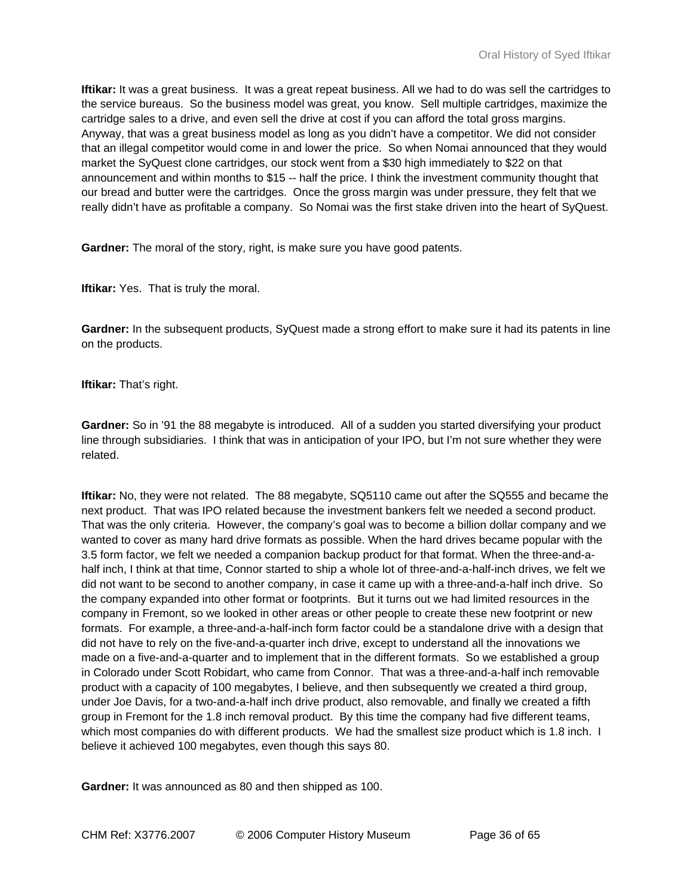**Iftikar:** It was a great business. It was a great repeat business. All we had to do was sell the cartridges to the service bureaus. So the business model was great, you know. Sell multiple cartridges, maximize the cartridge sales to a drive, and even sell the drive at cost if you can afford the total gross margins. Anyway, that was a great business model as long as you didn't have a competitor. We did not consider that an illegal competitor would come in and lower the price. So when Nomai announced that they would market the SyQuest clone cartridges, our stock went from a $30 high immediately to $22 on that announcement and within months to $15 -- half the price. I think the investment community thought that our bread and butter were the cartridges. Once the gross margin was under pressure, they felt that we really didn't have as profitable a company. So Nomai was the first stake driven into the heart of SyQuest.

**Gardner:** The moral of the story, right, is make sure you have good patents.

**Iftikar:** Yes. That is truly the moral.

**Gardner:** In the subsequent products, SyQuest made a strong effort to make sure it had its patents in line on the products.

**Iftikar:** That's right.

**Gardner:** So in '91 the 88 megabyte is introduced. All of a sudden you started diversifying your product line through subsidiaries. I think that was in anticipation of your IPO, but I'm not sure whether they were related.

**Iftikar:** No, they were not related. The 88 megabyte, SQ5110 came out after the SQ555 and became the next product. That was IPO related because the investment bankers felt we needed a second product. That was the only criteria. However, the company's goal was to become a billion dollar company and we wanted to cover as many hard drive formats as possible. When the hard drives became popular with the 3.5 form factor, we felt we needed a companion backup product for that format. When the three-and-a-half inch, I think at that time, Connor started to ship a whole lot of three-and-a-half-inch drives, we felt we did not want to be second to another company, in case it came up with a three-and-a-half inch drive. So the company expanded into other format or footprints. But it turns out we had limited resources in the company in Fremont, so we looked in other areas or other people to create these new footprint or new formats. For example, a three-and-a-half-inch form factor could be a standalone drive with a design that did not have to rely on the five-and-a-quarter inch drive, except to understand all the innovations we made on a five-and-a-quarter and to implement that in the different formats. So we established a group in Colorado under Scott Robidart, who came from Connor. That was a three-and-a-half inch removable product with a capacity of 100 megabytes, I believe, and then subsequently we created a third group, under Joe Davis, for a two-and-a-half inch drive product, also removable, and finally we created a fifth group in Fremont for the 1.8 inch removal product. By this time the company had five different teams, which most companies do with different products. We had the smallest size product which is 1.8 inch. I believe it achieved 100 megabytes, even though this says 80.

**Gardner:** It was announced as 80 and then shipped as 100.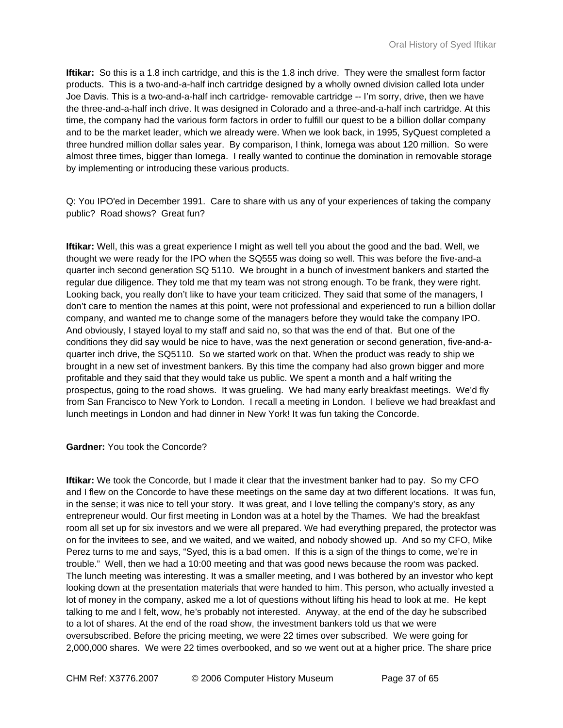**Iftikar:** So this is a 1.8 inch cartridge, and this is the 1.8 inch drive. They were the smallest form factor products. This is a two-and-a-half inch cartridge designed by a wholly owned division called Iota under Joe Davis. This is a two-and-a-half inch cartridge- removable cartridge -- I'm sorry, drive, then we have the three-and-a-half inch drive. It was designed in Colorado and a three-and-a-half inch cartridge. At this time, the company had the various form factors in order to fulfill our quest to be a billion dollar company and to be the market leader, which we already were. When we look back, in 1995, SyQuest completed a three hundred million dollar sales year. By comparison, I think, Iomega was about 120 million. So were almost three times, bigger than Iomega. I really wanted to continue the domination in removable storage by implementing or introducing these various products.

Q: You IPO'ed in December 1991. Care to share with us any of your experiences of taking the company public? Road shows? Great fun?

**Iftikar:** Well, this was a great experience I might as well tell you about the good and the bad. Well, we thought we were ready for the IPO when the SQ555 was doing so well. This was before the five-and-a quarter inch second generation SQ 5110. We brought in a bunch of investment bankers and started the regular due diligence. They told me that my team was not strong enough. To be frank, they were right. Looking back, you really don't like to have your team criticized. They said that some of the managers, I don't care to mention the names at this point, were not professional and experienced to run a billion dollar company, and wanted me to change some of the managers before they would take the company IPO. And obviously, I stayed loyal to my staff and said no, so that was the end of that. But one of the conditions they did say would be nice to have, was the next generation or second generation, five-and-a-quarter inch drive, the SQ5110. So we started work on that. When the product was ready to ship we brought in a new set of investment bankers. By this time the company had also grown bigger and more profitable and they said that they would take us public. We spent a month and a half writing the prospectus, going to the road shows. It was grueling. We had many early breakfast meetings. We'd fly from San Francisco to New York to London. I recall a meeting in London. I believe we had breakfast and lunch meetings in London and had dinner in New York! It was fun taking the Concorde.

**Gardner:** You took the Concorde?

**Iftikar:** We took the Concorde, but I made it clear that the investment banker had to pay. So my CFO and I flew on the Concorde to have these meetings on the same day at two different locations. It was fun, in the sense; it was nice to tell your story. It was great, and I love telling the company's story, as any entrepreneur would. Our first meeting in London was at a hotel by the Thames. We had the breakfast room all set up for six investors and we were all prepared. We had everything prepared, the protector was on for the invitees to see, and we waited, and we waited, and nobody showed up. And so my CFO, Mike Perez turns to me and says, "Syed, this is a bad omen. If this is a sign of the things to come, we're in trouble." Well, then we had a 10:00 meeting and that was good news because the room was packed. The lunch meeting was interesting. It was a smaller meeting, and I was bothered by an investor who kept looking down at the presentation materials that were handed to him. This person, who actually invested a lot of money in the company, asked me a lot of questions without lifting his head to look at me. He kept talking to me and I felt, wow, he's probably not interested. Anyway, at the end of the day he subscribed to a lot of shares. At the end of the road show, the investment bankers told us that we were oversubscribed. Before the pricing meeting, we were 22 times over subscribed. We were going for 2,000,000 shares. We were 22 times overbooked, and so we went out at a higher price. The share price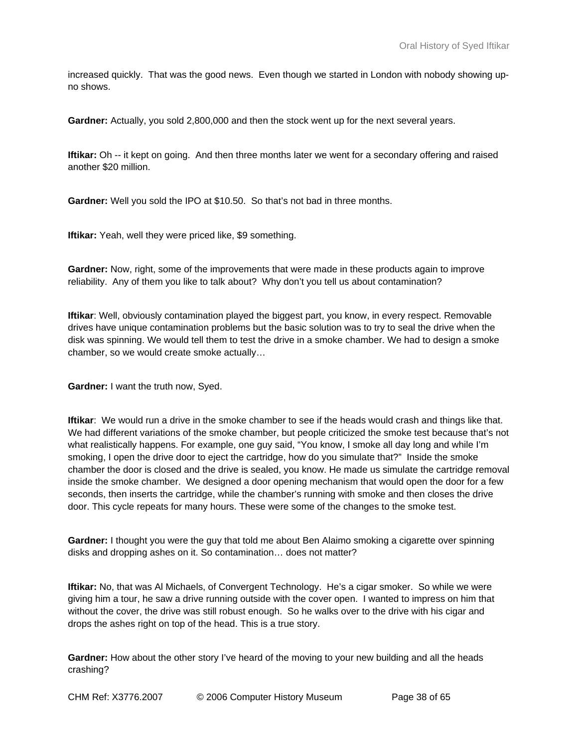increased quickly. That was the good news. Even though we started in London with nobody showing up-no shows.

**Gardner:** Actually, you sold 2,800,000 and then the stock went up for the next several years.

**Iftikar:** Oh -- it kept on going. And then three months later we went for a secondary offering and raised another $20 million.

**Gardner:** Well you sold the IPO at $10.50. So that's not bad in three months.

**Iftikar:** Yeah, well they were priced like, $9 something.

**Gardner:** Now, right, some of the improvements that were made in these products again to improve reliability. Any of them you like to talk about? Why don't you tell us about contamination?

**Iftikar**: Well, obviously contamination played the biggest part, you know, in every respect. Removable drives have unique contamination problems but the basic solution was to try to seal the drive when the disk was spinning. We would tell them to test the drive in a smoke chamber. We had to design a smoke chamber, so we would create smoke actually…

**Gardner:** I want the truth now, Syed.

**Iftikar**: We would run a drive in the smoke chamber to see if the heads would crash and things like that. We had different variations of the smoke chamber, but people criticized the smoke test because that's not what realistically happens. For example, one guy said, "You know, I smoke all day long and while I'm smoking, I open the drive door to eject the cartridge, how do you simulate that?" Inside the smoke chamber the door is closed and the drive is sealed, you know. He made us simulate the cartridge removal inside the smoke chamber. We designed a door opening mechanism that would open the door for a few seconds, then inserts the cartridge, while the chamber's running with smoke and then closes the drive door. This cycle repeats for many hours. These were some of the changes to the smoke test.

**Gardner:** I thought you were the guy that told me about Ben Alaimo smoking a cigarette over spinning disks and dropping ashes on it. So contamination… does not matter?

**Iftikar:** No, that was Al Michaels, of Convergent Technology. He's a cigar smoker. So while we were giving him a tour, he saw a drive running outside with the cover open. I wanted to impress on him that without the cover, the drive was still robust enough. So he walks over to the drive with his cigar and drops the ashes right on top of the head. This is a true story.

**Gardner:** How about the other story I've heard of the moving to your new building and all the heads crashing?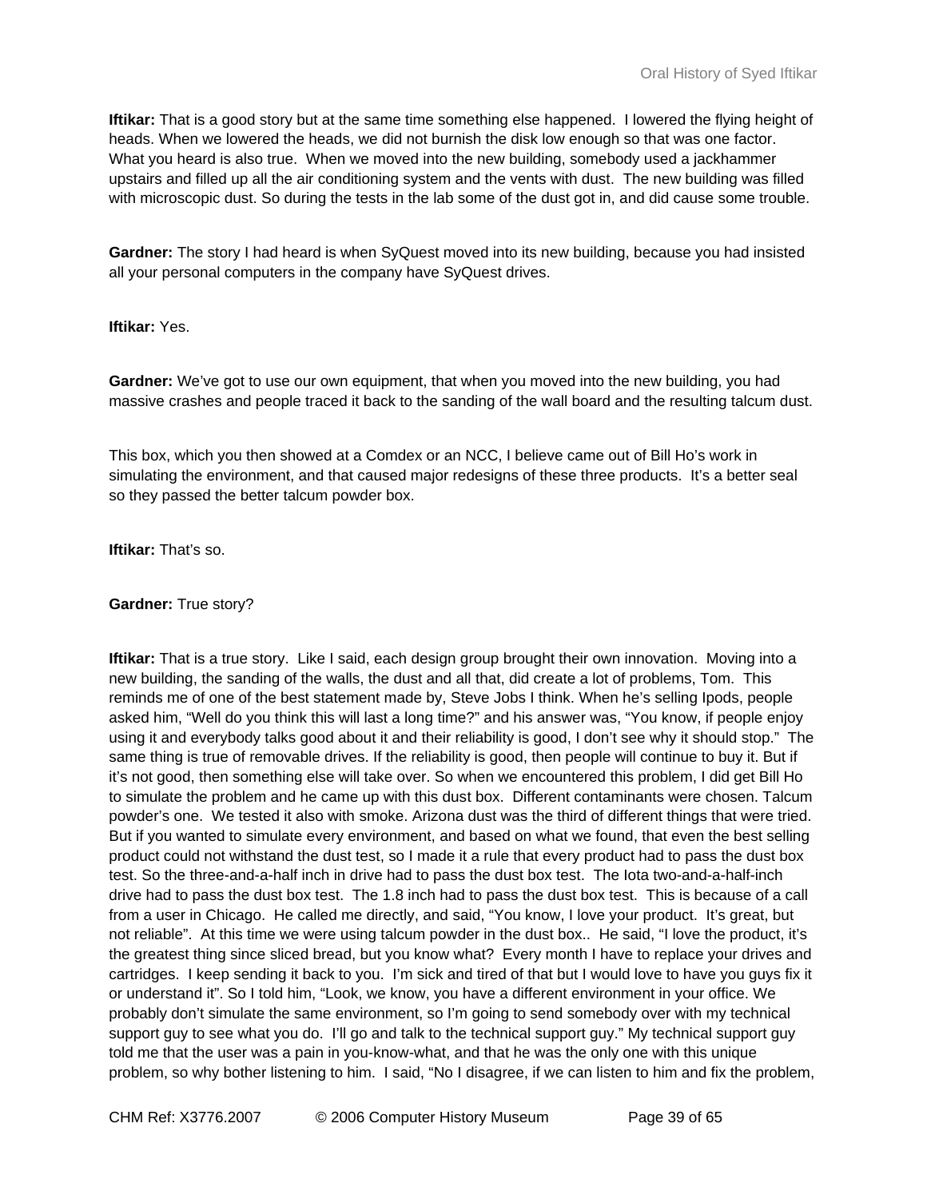**Iftikar:** That is a good story but at the same time something else happened. I lowered the flying height of heads. When we lowered the heads, we did not burnish the disk low enough so that was one factor. What you heard is also true. When we moved into the new building, somebody used a jackhammer upstairs and filled up all the air conditioning system and the vents with dust. The new building was filled with microscopic dust. So during the tests in the lab some of the dust got in, and did cause some trouble.

**Gardner:** The story I had heard is when SyQuest moved into its new building, because you had insisted all your personal computers in the company have SyQuest drives.

**Iftikar:** Yes.

**Gardner:** We've got to use our own equipment, that when you moved into the new building, you had massive crashes and people traced it back to the sanding of the wall board and the resulting talcum dust.

This box, which you then showed at a Comdex or an NCC, I believe came out of Bill Ho's work in simulating the environment, and that caused major redesigns of these three products. It's a better seal so they passed the better talcum powder box.

**Iftikar:** That's so.

**Gardner:** True story?

**Iftikar:** That is a true story. Like I said, each design group brought their own innovation. Moving into a new building, the sanding of the walls, the dust and all that, did create a lot of problems, Tom. This reminds me of one of the best statement made by, Steve Jobs I think. When he's selling Ipods, people asked him, "Well do you think this will last a long time?" and his answer was, "You know, if people enjoy using it and everybody talks good about it and their reliability is good, I don't see why it should stop." The same thing is true of removable drives. If the reliability is good, then people will continue to buy it. But if it's not good, then something else will take over. So when we encountered this problem, I did get Bill Ho to simulate the problem and he came up with this dust box. Different contaminants were chosen. Talcum powder's one. We tested it also with smoke. Arizona dust was the third of different things that were tried. But if you wanted to simulate every environment, and based on what we found, that even the best selling product could not withstand the dust test, so I made it a rule that every product had to pass the dust box test. So the three-and-a-half inch in drive had to pass the dust box test. The Iota two-and-a-half-inch drive had to pass the dust box test. The 1.8 inch had to pass the dust box test. This is because of a call from a user in Chicago. He called me directly, and said, "You know, I love your product. It's great, but not reliable". At this time we were using talcum powder in the dust box.. He said, "I love the product, it's the greatest thing since sliced bread, but you know what? Every month I have to replace your drives and cartridges. I keep sending it back to you. I'm sick and tired of that but I would love to have you guys fix it or understand it". So I told him, "Look, we know, you have a different environment in your office. We probably don't simulate the same environment, so I'm going to send somebody over with my technical support guy to see what you do. I'll go and talk to the technical support guy." My technical support guy told me that the user was a pain in you-know-what, and that he was the only one with this unique problem, so why bother listening to him. I said, "No I disagree, if we can listen to him and fix the problem,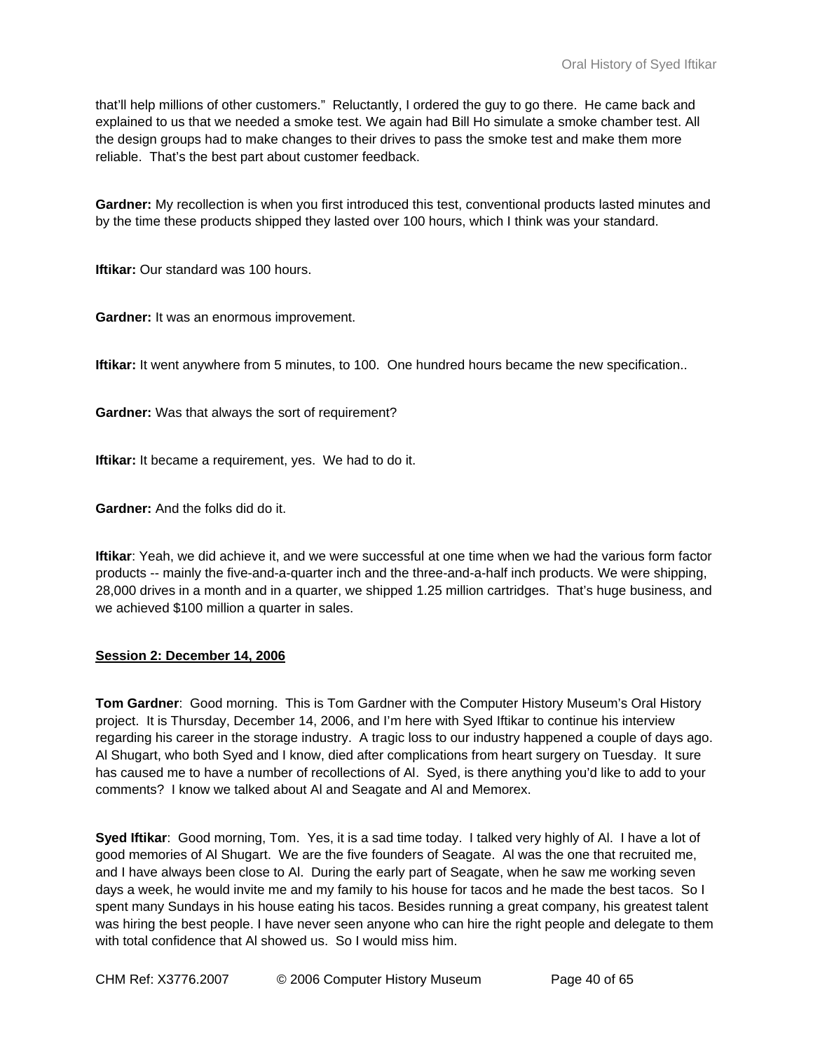that'll help millions of other customers." Reluctantly, I ordered the guy to go there. He came back and explained to us that we needed a smoke test. We again had Bill Ho simulate a smoke chamber test. All the design groups had to make changes to their drives to pass the smoke test and make them more reliable. That's the best part about customer feedback.

**Gardner:** My recollection is when you first introduced this test, conventional products lasted minutes and by the time these products shipped they lasted over 100 hours, which I think was your standard.

**Iftikar:** Our standard was 100 hours.

**Gardner:** It was an enormous improvement.

**Iftikar:** It went anywhere from 5 minutes, to 100. One hundred hours became the new specification..

**Gardner:** Was that always the sort of requirement?

**Iftikar:** It became a requirement, yes. We had to do it.

**Gardner:** And the folks did do it.

**Iftikar**: Yeah, we did achieve it, and we were successful at one time when we had the various form factor products -- mainly the five-and-a-quarter inch and the three-and-a-half inch products. We were shipping, 28,000 drives in a month and in a quarter, we shipped 1.25 million cartridges. That's huge business, and we achieved $100 million a quarter in sales.

**<u>Session 2: December 14, 2006</u>**

**Tom Gardner**: Good morning. This is Tom Gardner with the Computer History Museum's Oral History project. It is Thursday, December 14, 2006, and I'm here with Syed Iftikar to continue his interview regarding his career in the storage industry. A tragic loss to our industry happened a couple of days ago. Al Shugart, who both Syed and I know, died after complications from heart surgery on Tuesday. It sure has caused me to have a number of recollections of Al. Syed, is there anything you'd like to add to your comments? I know we talked about Al and Seagate and Al and Memorex.

**Syed Iftikar**: Good morning, Tom. Yes, it is a sad time today. I talked very highly of Al. I have a lot of good memories of Al Shugart. We are the five founders of Seagate. Al was the one that recruited me, and I have always been close to Al. During the early part of Seagate, when he saw me working seven days a week, he would invite me and my family to his house for tacos and he made the best tacos. So I spent many Sundays in his house eating his tacos. Besides running a great company, his greatest talent was hiring the best people. I have never seen anyone who can hire the right people and delegate to them with total confidence that Al showed us. So I would miss him.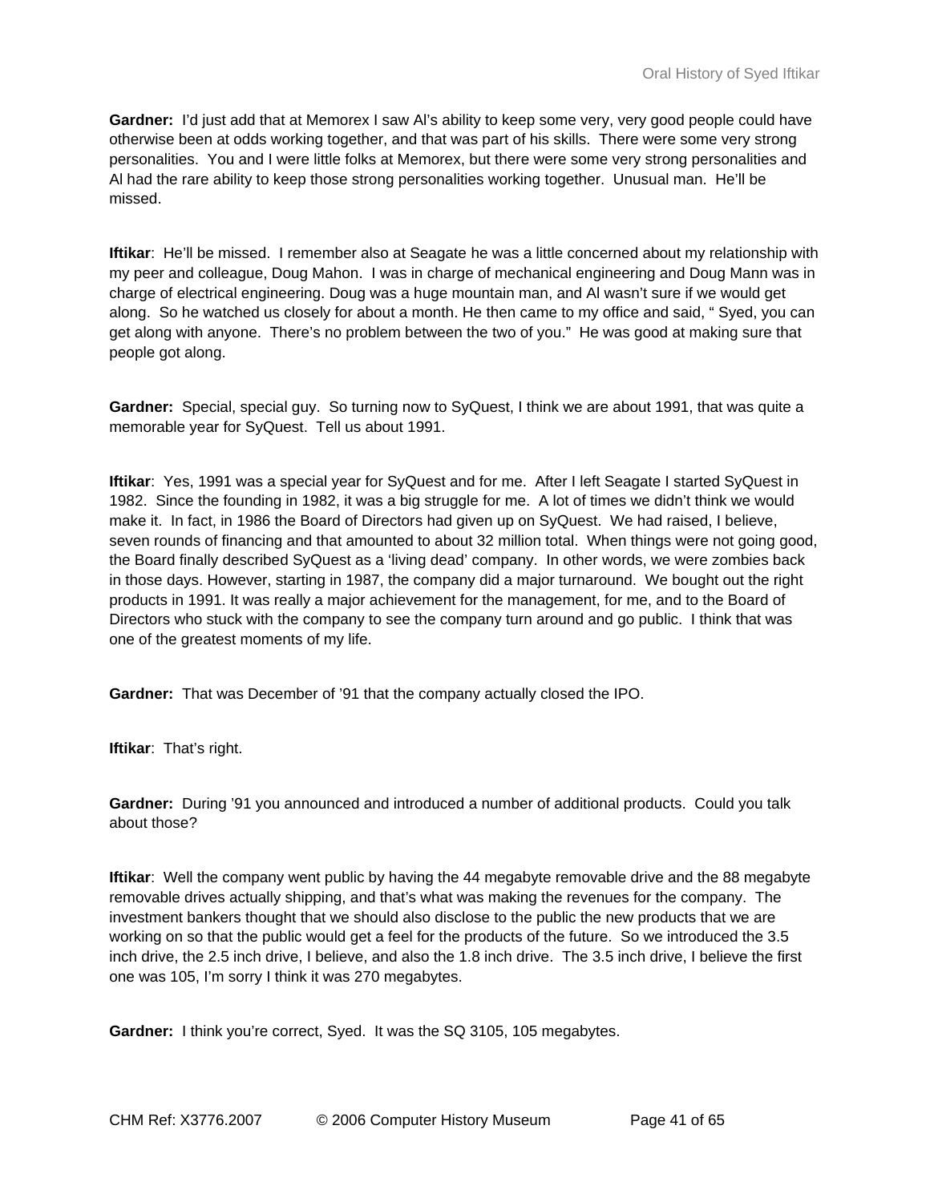**Gardner:** I'd just add that at Memorex I saw Al's ability to keep some very, very good people could have otherwise been at odds working together, and that was part of his skills. There were some very strong personalities. You and I were little folks at Memorex, but there were some very strong personalities and Al had the rare ability to keep those strong personalities working together. Unusual man. He'll be missed.

**Iftikar**: He'll be missed. I remember also at Seagate he was a little concerned about my relationship with my peer and colleague, Doug Mahon. I was in charge of mechanical engineering and Doug Mann was in charge of electrical engineering. Doug was a huge mountain man, and Al wasn't sure if we would get along. So he watched us closely for about a month. He then came to my office and said, " Syed, you can get along with anyone. There's no problem between the two of you." He was good at making sure that people got along.

**Gardner:** Special, special guy. So turning now to SyQuest, I think we are about 1991, that was quite a memorable year for SyQuest. Tell us about 1991.

**Iftikar**: Yes, 1991 was a special year for SyQuest and for me. After I left Seagate I started SyQuest in 1982. Since the founding in 1982, it was a big struggle for me. A lot of times we didn't think we would make it. In fact, in 1986 the Board of Directors had given up on SyQuest. We had raised, I believe, seven rounds of financing and that amounted to about 32 million total. When things were not going good, the Board finally described SyQuest as a 'living dead' company. In other words, we were zombies back in those days. However, starting in 1987, the company did a major turnaround. We bought out the right products in 1991. It was really a major achievement for the management, for me, and to the Board of Directors who stuck with the company to see the company turn around and go public. I think that was one of the greatest moments of my life.

**Gardner:** That was December of '91 that the company actually closed the IPO.

**Iftikar**: That's right.

**Gardner:** During '91 you announced and introduced a number of additional products. Could you talk about those?

**Iftikar**: Well the company went public by having the 44 megabyte removable drive and the 88 megabyte removable drives actually shipping, and that's what was making the revenues for the company. The investment bankers thought that we should also disclose to the public the new products that we are working on so that the public would get a feel for the products of the future. So we introduced the 3.5 inch drive, the 2.5 inch drive, I believe, and also the 1.8 inch drive. The 3.5 inch drive, I believe the first one was 105, I'm sorry I think it was 270 megabytes.

**Gardner:** I think you're correct, Syed. It was the SQ 3105, 105 megabytes.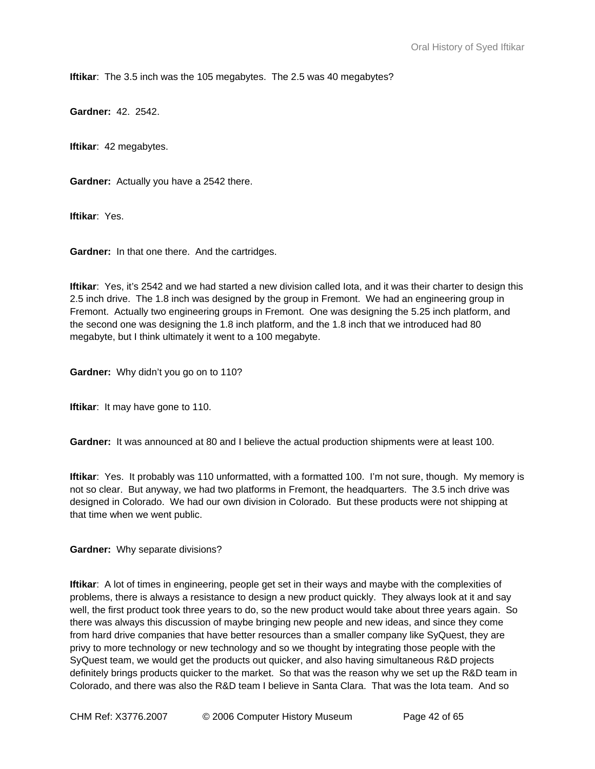**Iftikar**: The 3.5 inch was the 105 megabytes. The 2.5 was 40 megabytes?

**Gardner:** 42. 2542.

**Iftikar**: 42 megabytes.

**Gardner:** Actually you have a 2542 there.

**Iftikar**: Yes.

**Gardner:** In that one there. And the cartridges.

**Iftikar**: Yes, it's 2542 and we had started a new division called Iota, and it was their charter to design this 2.5 inch drive. The 1.8 inch was designed by the group in Fremont. We had an engineering group in Fremont. Actually two engineering groups in Fremont. One was designing the 5.25 inch platform, and the second one was designing the 1.8 inch platform, and the 1.8 inch that we introduced had 80 megabyte, but I think ultimately it went to a 100 megabyte.

**Gardner:** Why didn't you go on to 110?

**Iftikar**: It may have gone to 110.

**Gardner:** It was announced at 80 and I believe the actual production shipments were at least 100.

**Iftikar**: Yes. It probably was 110 unformatted, with a formatted 100. I'm not sure, though. My memory is not so clear. But anyway, we had two platforms in Fremont, the headquarters. The 3.5 inch drive was designed in Colorado. We had our own division in Colorado. But these products were not shipping at that time when we went public.

**Gardner:** Why separate divisions?

**Iftikar**: A lot of times in engineering, people get set in their ways and maybe with the complexities of problems, there is always a resistance to design a new product quickly. They always look at it and say well, the first product took three years to do, so the new product would take about three years again. So there was always this discussion of maybe bringing new people and new ideas, and since they come from hard drive companies that have better resources than a smaller company like SyQuest, they are privy to more technology or new technology and so we thought by integrating those people with the SyQuest team, we would get the products out quicker, and also having simultaneous R&D projects definitely brings products quicker to the market. So that was the reason why we set up the R&D team in Colorado, and there was also the R&D team I believe in Santa Clara. That was the Iota team. And so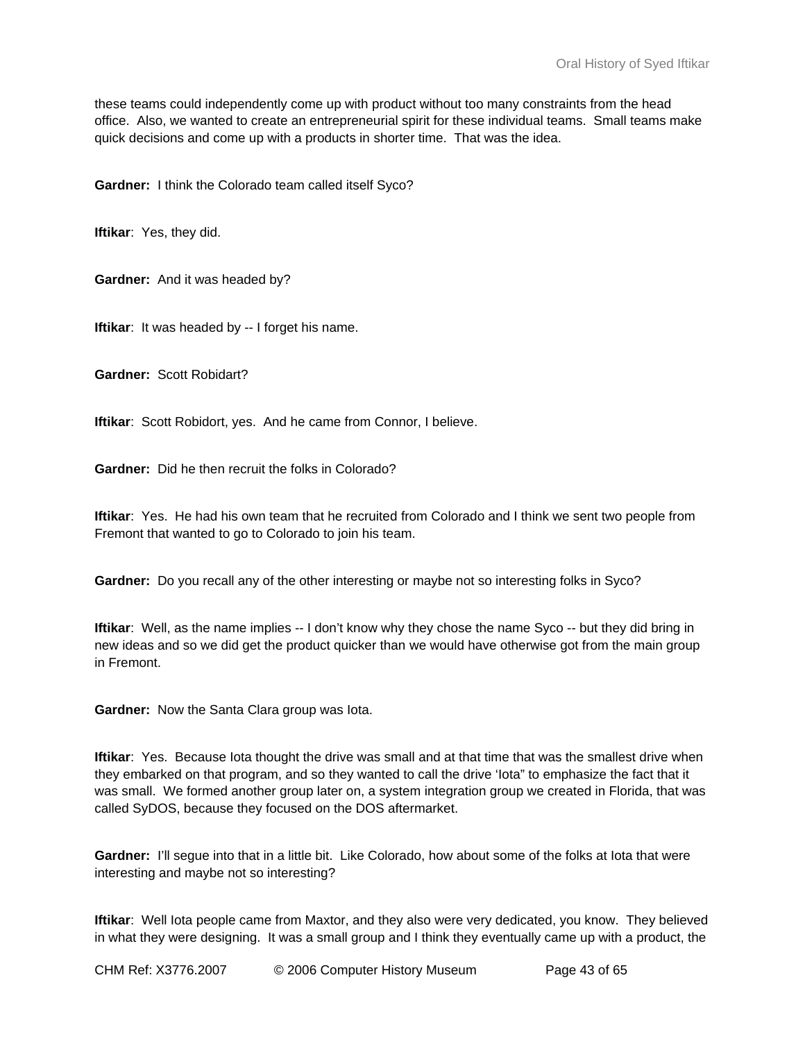these teams could independently come up with product without too many constraints from the head office. Also, we wanted to create an entrepreneurial spirit for these individual teams. Small teams make quick decisions and come up with a products in shorter time. That was the idea.

**Gardner:** I think the Colorado team called itself Syco?

**Iftikar**: Yes, they did.

**Gardner:** And it was headed by?

**Iftikar**: It was headed by -- I forget his name.

**Gardner:** Scott Robidart?

**Iftikar**: Scott Robidort, yes. And he came from Connor, I believe.

**Gardner:** Did he then recruit the folks in Colorado?

**Iftikar**: Yes. He had his own team that he recruited from Colorado and I think we sent two people from Fremont that wanted to go to Colorado to join his team.

**Gardner:** Do you recall any of the other interesting or maybe not so interesting folks in Syco?

**Iftikar**: Well, as the name implies -- I don't know why they chose the name Syco -- but they did bring in new ideas and so we did get the product quicker than we would have otherwise got from the main group in Fremont.

**Gardner:** Now the Santa Clara group was Iota.

**Iftikar**: Yes. Because Iota thought the drive was small and at that time that was the smallest drive when they embarked on that program, and so they wanted to call the drive 'Iota" to emphasize the fact that it was small. We formed another group later on, a system integration group we created in Florida, that was called SyDOS, because they focused on the DOS aftermarket.

**Gardner:** I'll segue into that in a little bit. Like Colorado, how about some of the folks at Iota that were interesting and maybe not so interesting?

**Iftikar**: Well Iota people came from Maxtor, and they also were very dedicated, you know. They believed in what they were designing. It was a small group and I think they eventually came up with a product, the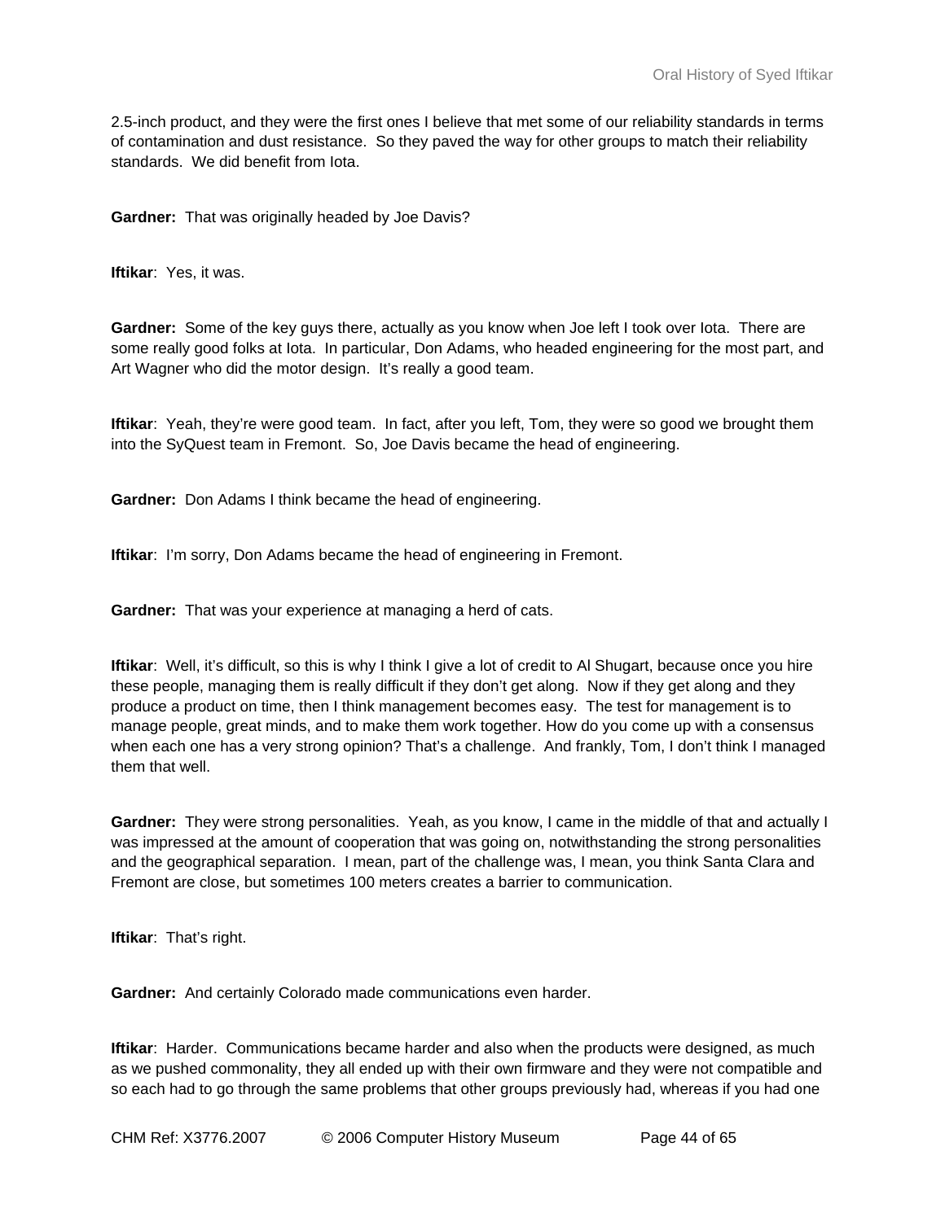2.5-inch product, and they were the first ones I believe that met some of our reliability standards in terms of contamination and dust resistance. So they paved the way for other groups to match their reliability standards. We did benefit from Iota.

**Gardner:** That was originally headed by Joe Davis?

**Iftikar**: Yes, it was.

**Gardner:** Some of the key guys there, actually as you know when Joe left I took over Iota. There are some really good folks at Iota. In particular, Don Adams, who headed engineering for the most part, and Art Wagner who did the motor design. It's really a good team.

**Iftikar**: Yeah, they're were good team. In fact, after you left, Tom, they were so good we brought them into the SyQuest team in Fremont. So, Joe Davis became the head of engineering.

**Gardner:** Don Adams I think became the head of engineering.

**Iftikar**: I'm sorry, Don Adams became the head of engineering in Fremont.

**Gardner:** That was your experience at managing a herd of cats.

**Iftikar**: Well, it's difficult, so this is why I think I give a lot of credit to Al Shugart, because once you hire these people, managing them is really difficult if they don't get along. Now if they get along and they produce a product on time, then I think management becomes easy. The test for management is to manage people, great minds, and to make them work together. How do you come up with a consensus when each one has a very strong opinion? That's a challenge. And frankly, Tom, I don't think I managed them that well.

**Gardner:** They were strong personalities. Yeah, as you know, I came in the middle of that and actually I was impressed at the amount of cooperation that was going on, notwithstanding the strong personalities and the geographical separation. I mean, part of the challenge was, I mean, you think Santa Clara and Fremont are close, but sometimes 100 meters creates a barrier to communication.

**Iftikar**: That's right.

**Gardner:** And certainly Colorado made communications even harder.

**Iftikar**: Harder. Communications became harder and also when the products were designed, as much as we pushed commonality, they all ended up with their own firmware and they were not compatible and so each had to go through the same problems that other groups previously had, whereas if you had one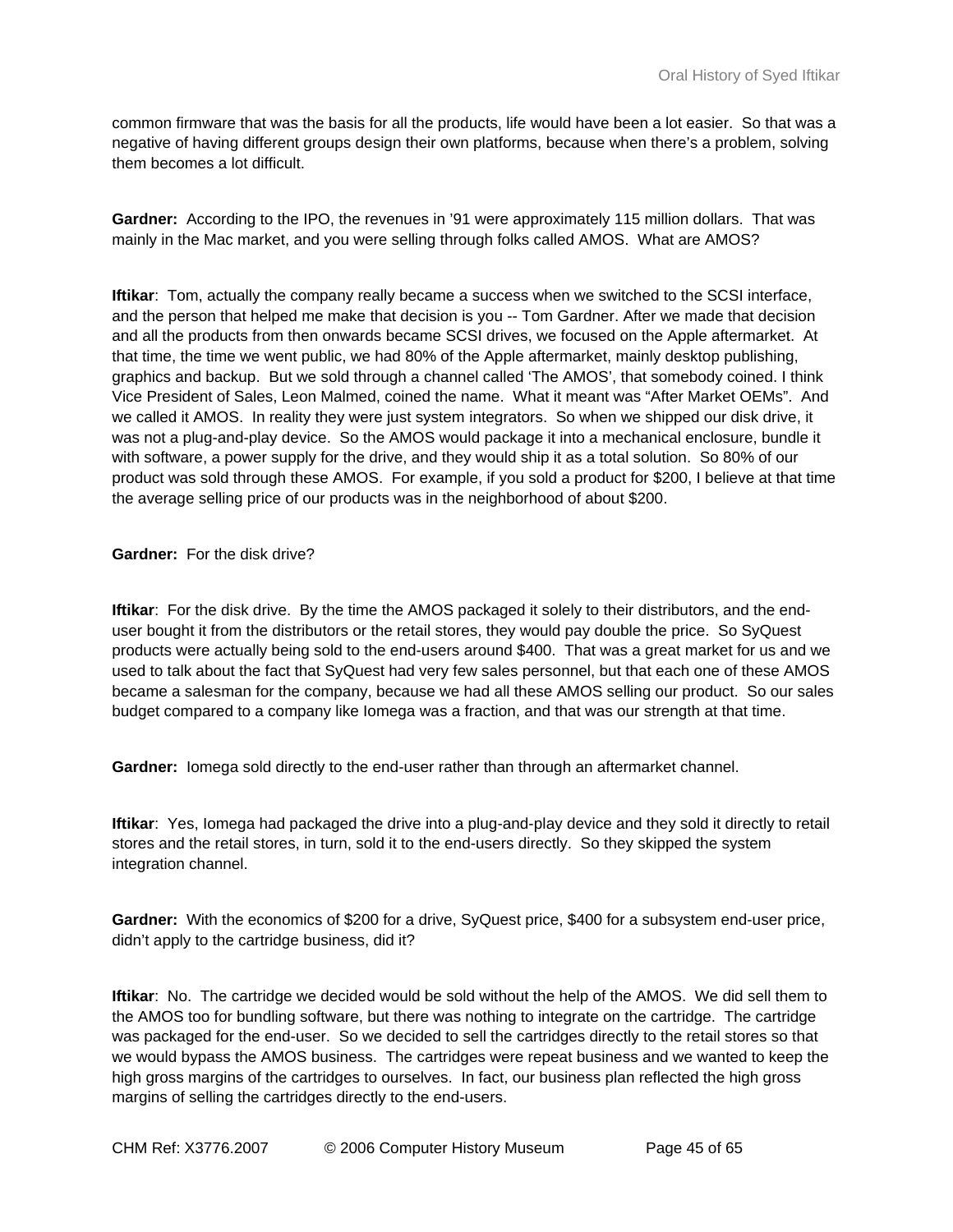common firmware that was the basis for all the products, life would have been a lot easier. So that was a negative of having different groups design their own platforms, because when there's a problem, solving them becomes a lot difficult.

**Gardner:** According to the IPO, the revenues in '91 were approximately 115 million dollars. That was mainly in the Mac market, and you were selling through folks called AMOS. What are AMOS?

**Iftikar**: Tom, actually the company really became a success when we switched to the SCSI interface, and the person that helped me make that decision is you -- Tom Gardner. After we made that decision and all the products from then onwards became SCSI drives, we focused on the Apple aftermarket. At that time, the time we went public, we had 80% of the Apple aftermarket, mainly desktop publishing, graphics and backup. But we sold through a channel called 'The AMOS', that somebody coined. I think Vice President of Sales, Leon Malmed, coined the name. What it meant was "After Market OEMs". And we called it AMOS. In reality they were just system integrators. So when we shipped our disk drive, it was not a plug-and-play device. So the AMOS would package it into a mechanical enclosure, bundle it with software, a power supply for the drive, and they would ship it as a total solution. So 80% of our product was sold through these AMOS. For example, if you sold a product for $200, I believe at that time the average selling price of our products was in the neighborhood of about $200.

**Gardner:** For the disk drive?

**Iftikar**: For the disk drive. By the time the AMOS packaged it solely to their distributors, and the end-user bought it from the distributors or the retail stores, they would pay double the price. So SyQuest products were actually being sold to the end-users around $400. That was a great market for us and we used to talk about the fact that SyQuest had very few sales personnel, but that each one of these AMOS became a salesman for the company, because we had all these AMOS selling our product. So our sales budget compared to a company like Iomega was a fraction, and that was our strength at that time.

**Gardner:** Iomega sold directly to the end-user rather than through an aftermarket channel.

**Iftikar**: Yes, Iomega had packaged the drive into a plug-and-play device and they sold it directly to retail stores and the retail stores, in turn, sold it to the end-users directly. So they skipped the system integration channel.

**Gardner:** With the economics of $200 for a drive, SyQuest price, $400 for a subsystem end-user price, didn't apply to the cartridge business, did it?

**Iftikar**: No. The cartridge we decided would be sold without the help of the AMOS. We did sell them to the AMOS too for bundling software, but there was nothing to integrate on the cartridge. The cartridge was packaged for the end-user. So we decided to sell the cartridges directly to the retail stores so that we would bypass the AMOS business. The cartridges were repeat business and we wanted to keep the high gross margins of the cartridges to ourselves. In fact, our business plan reflected the high gross margins of selling the cartridges directly to the end-users.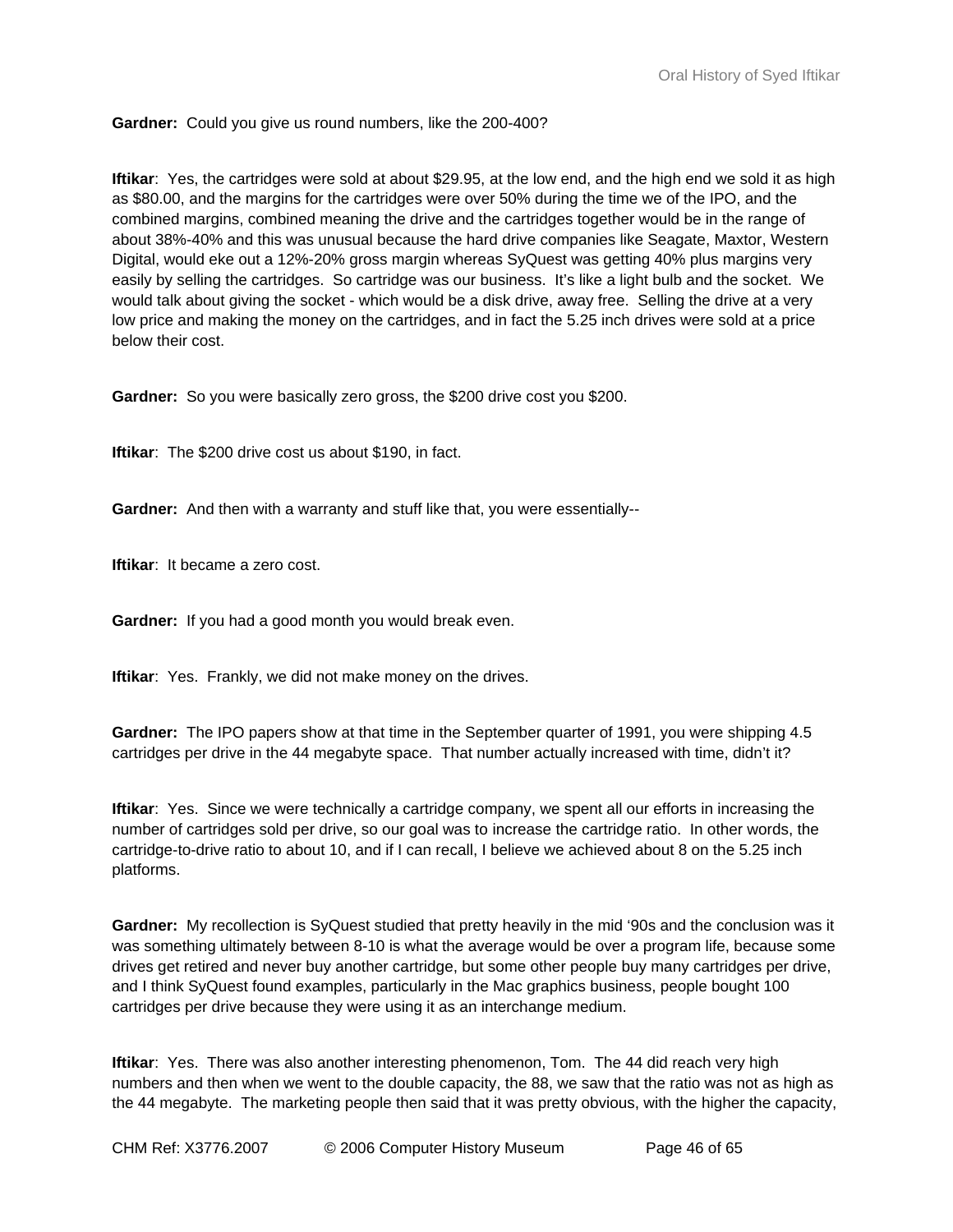**Gardner:** Could you give us round numbers, like the 200-400?

**Iftikar**: Yes, the cartridges were sold at about $29.95, at the low end, and the high end we sold it as high as $80.00, and the margins for the cartridges were over 50% during the time we of the IPO, and the combined margins, combined meaning the drive and the cartridges together would be in the range of about 38%-40% and this was unusual because the hard drive companies like Seagate, Maxtor, Western Digital, would eke out a 12%-20% gross margin whereas SyQuest was getting 40% plus margins very easily by selling the cartridges. So cartridge was our business. It's like a light bulb and the socket. We would talk about giving the socket - which would be a disk drive, away free. Selling the drive at a very low price and making the money on the cartridges, and in fact the 5.25 inch drives were sold at a price below their cost.

**Gardner:** So you were basically zero gross, the $200 drive cost you $200.

**Iftikar**: The $200 drive cost us about $190, in fact.

**Gardner:** And then with a warranty and stuff like that, you were essentially--

**Iftikar**: It became a zero cost.

**Gardner:** If you had a good month you would break even.

**Iftikar**: Yes. Frankly, we did not make money on the drives.

**Gardner:** The IPO papers show at that time in the September quarter of 1991, you were shipping 4.5 cartridges per drive in the 44 megabyte space. That number actually increased with time, didn't it?

**Iftikar**: Yes. Since we were technically a cartridge company, we spent all our efforts in increasing the number of cartridges sold per drive, so our goal was to increase the cartridge ratio. In other words, the cartridge-to-drive ratio to about 10, and if I can recall, I believe we achieved about 8 on the 5.25 inch platforms.

**Gardner:** My recollection is SyQuest studied that pretty heavily in the mid '90s and the conclusion was it was something ultimately between 8-10 is what the average would be over a program life, because some drives get retired and never buy another cartridge, but some other people buy many cartridges per drive, and I think SyQuest found examples, particularly in the Mac graphics business, people bought 100 cartridges per drive because they were using it as an interchange medium.

**Iftikar**: Yes. There was also another interesting phenomenon, Tom. The 44 did reach very high numbers and then when we went to the double capacity, the 88, we saw that the ratio was not as high as the 44 megabyte. The marketing people then said that it was pretty obvious, with the higher the capacity,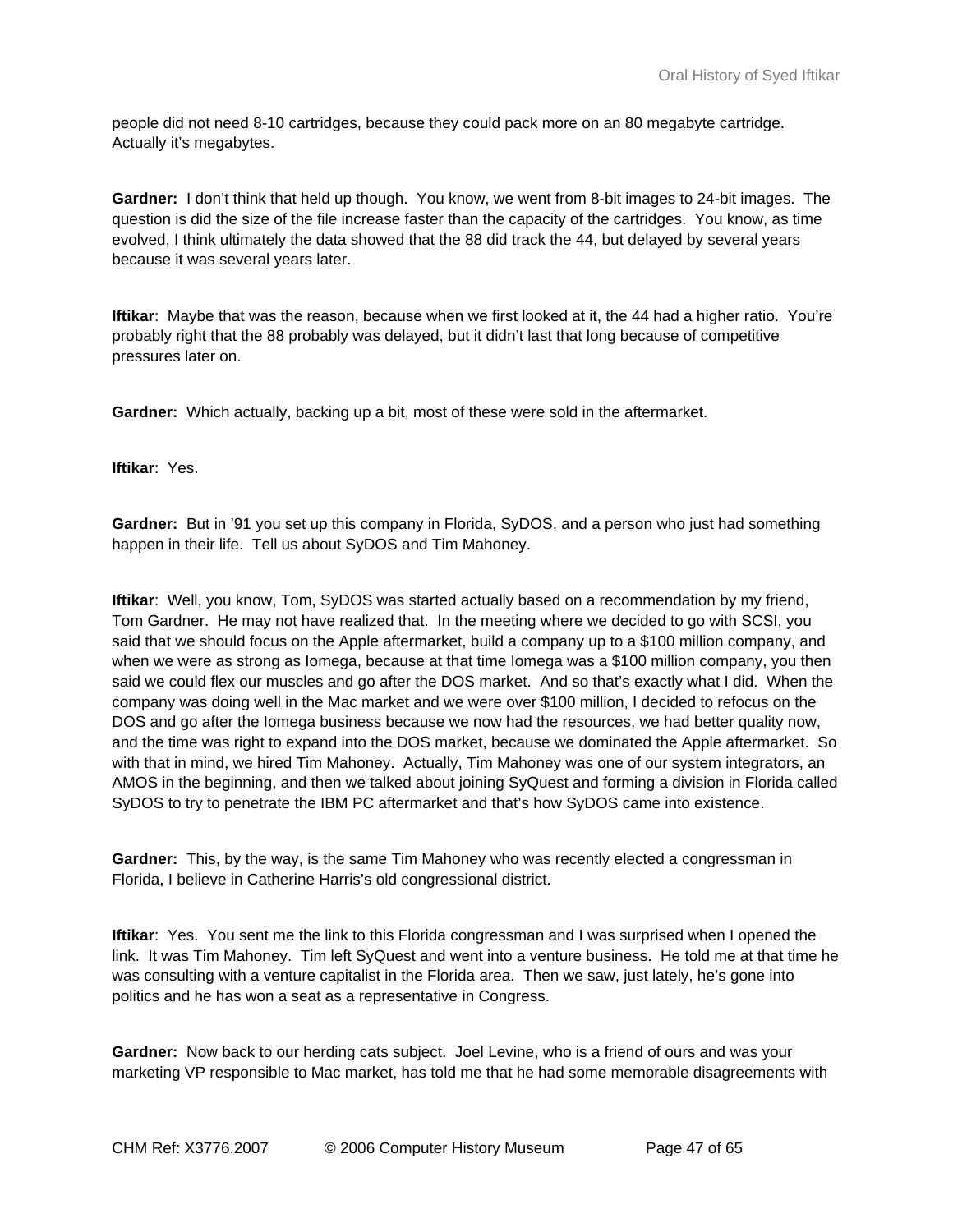people did not need 8-10 cartridges, because they could pack more on an 80 megabyte cartridge. Actually it's megabytes.

**Gardner:** I don't think that held up though. You know, we went from 8-bit images to 24-bit images. The question is did the size of the file increase faster than the capacity of the cartridges. You know, as time evolved, I think ultimately the data showed that the 88 did track the 44, but delayed by several years because it was several years later.

**Iftikar**: Maybe that was the reason, because when we first looked at it, the 44 had a higher ratio. You're probably right that the 88 probably was delayed, but it didn't last that long because of competitive pressures later on.

**Gardner:** Which actually, backing up a bit, most of these were sold in the aftermarket.

**Iftikar**: Yes.

**Gardner:** But in '91 you set up this company in Florida, SyDOS, and a person who just had something happen in their life. Tell us about SyDOS and Tim Mahoney.

**Iftikar**: Well, you know, Tom, SyDOS was started actually based on a recommendation by my friend, Tom Gardner. He may not have realized that. In the meeting where we decided to go with SCSI, you said that we should focus on the Apple aftermarket, build a company up to a $100 million company, and when we were as strong as Iomega, because at that time Iomega was a $100 million company, you then said we could flex our muscles and go after the DOS market. And so that's exactly what I did. When the company was doing well in the Mac market and we were over $100 million, I decided to refocus on the DOS and go after the Iomega business because we now had the resources, we had better quality now, and the time was right to expand into the DOS market, because we dominated the Apple aftermarket. So with that in mind, we hired Tim Mahoney. Actually, Tim Mahoney was one of our system integrators, an AMOS in the beginning, and then we talked about joining SyQuest and forming a division in Florida called SyDOS to try to penetrate the IBM PC aftermarket and that's how SyDOS came into existence.

**Gardner:** This, by the way, is the same Tim Mahoney who was recently elected a congressman in Florida, I believe in Catherine Harris's old congressional district.

**Iftikar**: Yes. You sent me the link to this Florida congressman and I was surprised when I opened the link. It was Tim Mahoney. Tim left SyQuest and went into a venture business. He told me at that time he was consulting with a venture capitalist in the Florida area. Then we saw, just lately, he's gone into politics and he has won a seat as a representative in Congress.

**Gardner:** Now back to our herding cats subject. Joel Levine, who is a friend of ours and was your marketing VP responsible to Mac market, has told me that he had some memorable disagreements with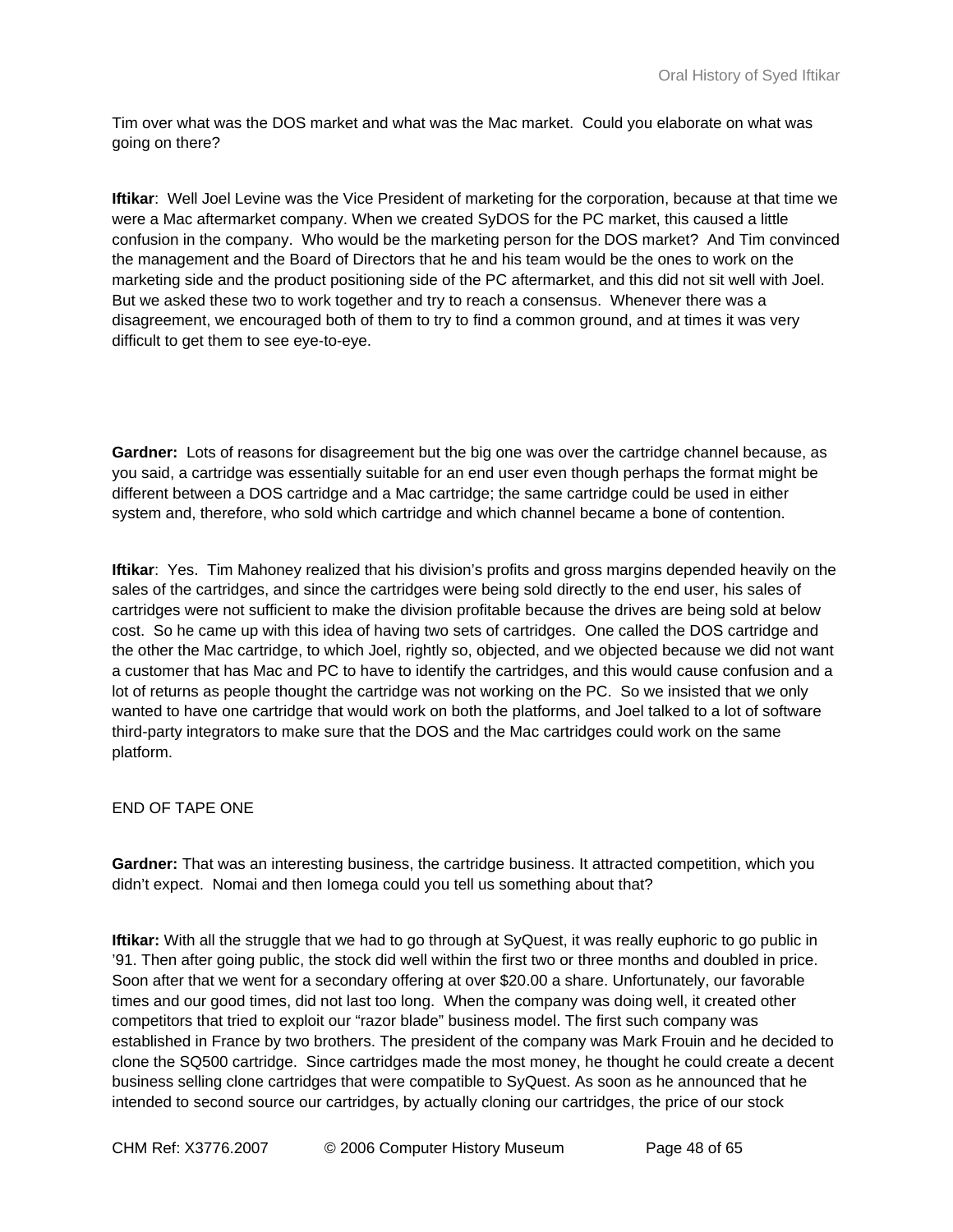Tim over what was the DOS market and what was the Mac market. Could you elaborate on what was going on there?

**Iftikar**: Well Joel Levine was the Vice President of marketing for the corporation, because at that time we were a Mac aftermarket company. When we created SyDOS for the PC market, this caused a little confusion in the company. Who would be the marketing person for the DOS market? And Tim convinced the management and the Board of Directors that he and his team would be the ones to work on the marketing side and the product positioning side of the PC aftermarket, and this did not sit well with Joel. But we asked these two to work together and try to reach a consensus. Whenever there was a disagreement, we encouraged both of them to try to find a common ground, and at times it was very difficult to get them to see eye-to-eye.

**Gardner:** Lots of reasons for disagreement but the big one was over the cartridge channel because, as you said, a cartridge was essentially suitable for an end user even though perhaps the format might be different between a DOS cartridge and a Mac cartridge; the same cartridge could be used in either system and, therefore, who sold which cartridge and which channel became a bone of contention.

**Iftikar**: Yes. Tim Mahoney realized that his division's profits and gross margins depended heavily on the sales of the cartridges, and since the cartridges were being sold directly to the end user, his sales of cartridges were not sufficient to make the division profitable because the drives are being sold at below cost. So he came up with this idea of having two sets of cartridges. One called the DOS cartridge and the other the Mac cartridge, to which Joel, rightly so, objected, and we objected because we did not want a customer that has Mac and PC to have to identify the cartridges, and this would cause confusion and a lot of returns as people thought the cartridge was not working on the PC. So we insisted that we only wanted to have one cartridge that would work on both the platforms, and Joel talked to a lot of software third-party integrators to make sure that the DOS and the Mac cartridges could work on the same platform.

END OF TAPE ONE

**Gardner:** That was an interesting business, the cartridge business. It attracted competition, which you didn't expect. Nomai and then Iomega could you tell us something about that?

**Iftikar:** With all the struggle that we had to go through at SyQuest, it was really euphoric to go public in '91. Then after going public, the stock did well within the first two or three months and doubled in price. Soon after that we went for a secondary offering at over $20.00 a share. Unfortunately, our favorable times and our good times, did not last too long. When the company was doing well, it created other competitors that tried to exploit our "razor blade" business model. The first such company was established in France by two brothers. The president of the company was Mark Frouin and he decided to clone the SQ500 cartridge. Since cartridges made the most money, he thought he could create a decent business selling clone cartridges that were compatible to SyQuest. As soon as he announced that he intended to second source our cartridges, by actually cloning our cartridges, the price of our stock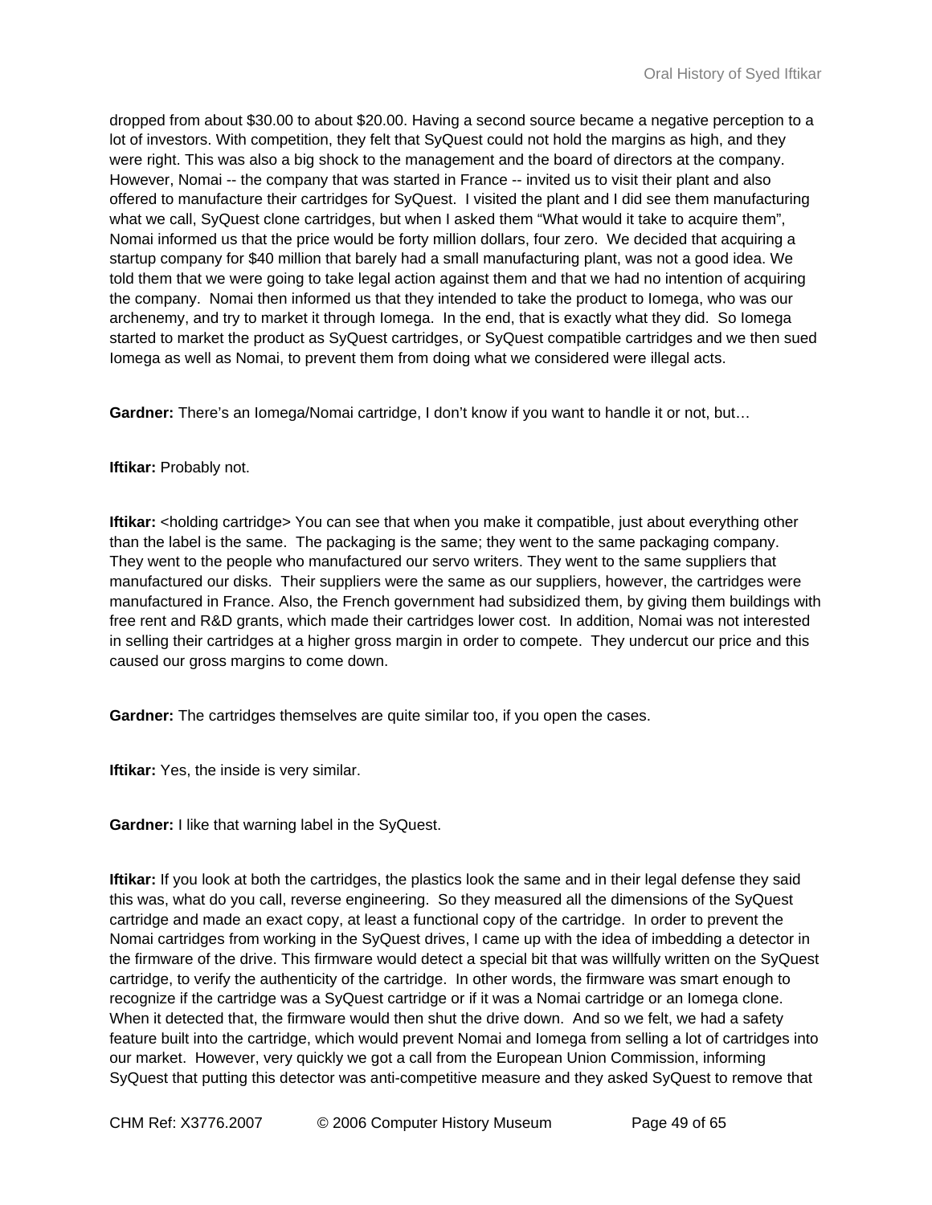dropped from about $30.00 to about $20.00. Having a second source became a negative perception to a lot of investors. With competition, they felt that SyQuest could not hold the margins as high, and they were right. This was also a big shock to the management and the board of directors at the company. However, Nomai -- the company that was started in France -- invited us to visit their plant and also offered to manufacture their cartridges for SyQuest. I visited the plant and I did see them manufacturing what we call, SyQuest clone cartridges, but when I asked them "What would it take to acquire them", Nomai informed us that the price would be forty million dollars, four zero. We decided that acquiring a startup company for $40 million that barely had a small manufacturing plant, was not a good idea. We told them that we were going to take legal action against them and that we had no intention of acquiring the company. Nomai then informed us that they intended to take the product to Iomega, who was our archenemy, and try to market it through Iomega. In the end, that is exactly what they did. So Iomega started to market the product as SyQuest cartridges, or SyQuest compatible cartridges and we then sued Iomega as well as Nomai, to prevent them from doing what we considered were illegal acts.

**Gardner:** There's an Iomega/Nomai cartridge, I don't know if you want to handle it or not, but…

**Iftikar:** Probably not.

**Iftikar:** <holding cartridge> You can see that when you make it compatible, just about everything other than the label is the same. The packaging is the same; they went to the same packaging company. They went to the people who manufactured our servo writers. They went to the same suppliers that manufactured our disks. Their suppliers were the same as our suppliers, however, the cartridges were manufactured in France. Also, the French government had subsidized them, by giving them buildings with free rent and R&D grants, which made their cartridges lower cost. In addition, Nomai was not interested in selling their cartridges at a higher gross margin in order to compete. They undercut our price and this caused our gross margins to come down.

**Gardner:** The cartridges themselves are quite similar too, if you open the cases.

**Iftikar:** Yes, the inside is very similar.

**Gardner:** I like that warning label in the SyQuest.

**Iftikar:** If you look at both the cartridges, the plastics look the same and in their legal defense they said this was, what do you call, reverse engineering. So they measured all the dimensions of the SyQuest cartridge and made an exact copy, at least a functional copy of the cartridge. In order to prevent the Nomai cartridges from working in the SyQuest drives, I came up with the idea of imbedding a detector in the firmware of the drive. This firmware would detect a special bit that was willfully written on the SyQuest cartridge, to verify the authenticity of the cartridge. In other words, the firmware was smart enough to recognize if the cartridge was a SyQuest cartridge or if it was a Nomai cartridge or an Iomega clone. When it detected that, the firmware would then shut the drive down. And so we felt, we had a safety feature built into the cartridge, which would prevent Nomai and Iomega from selling a lot of cartridges into our market. However, very quickly we got a call from the European Union Commission, informing SyQuest that putting this detector was anti-competitive measure and they asked SyQuest to remove that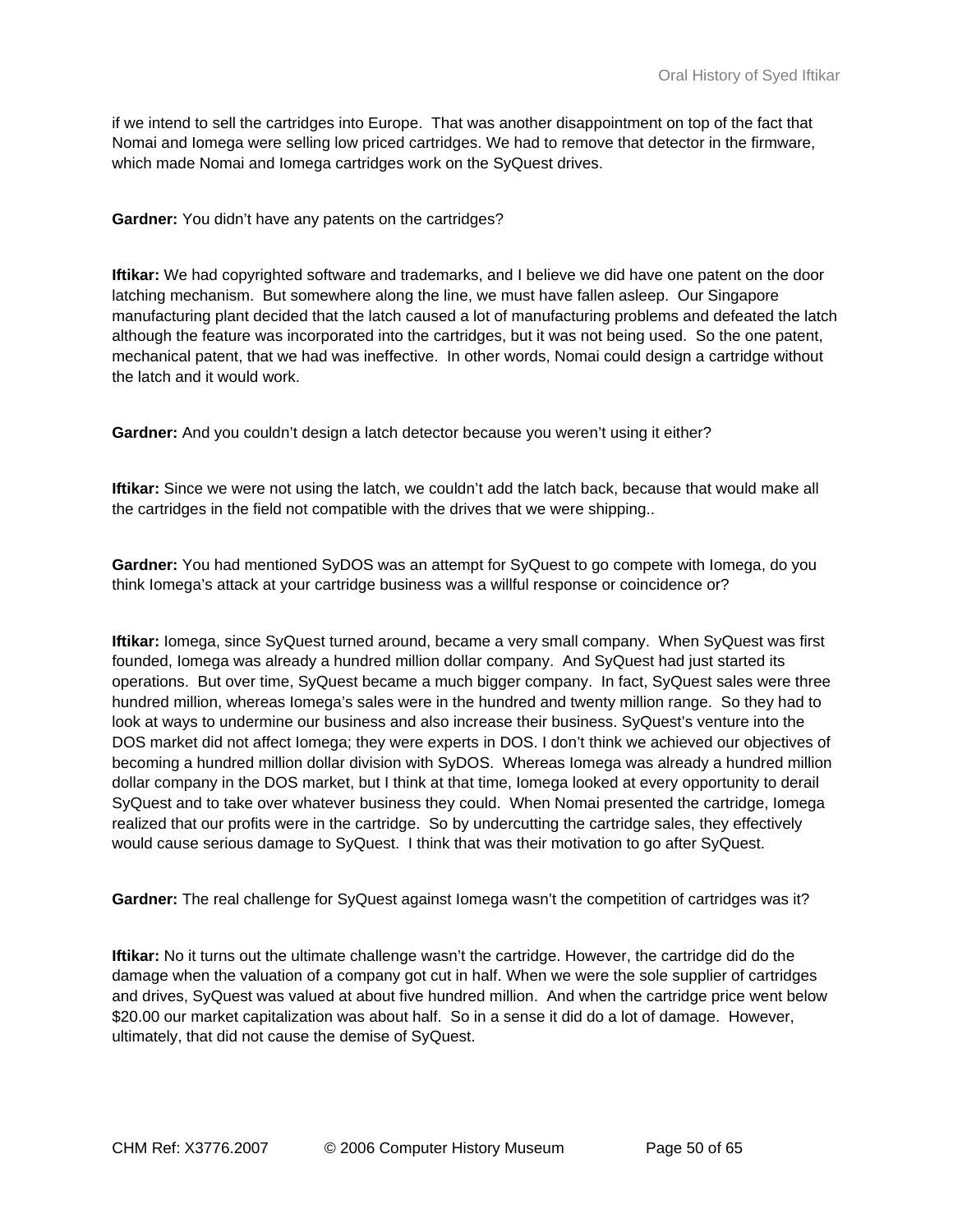if we intend to sell the cartridges into Europe. That was another disappointment on top of the fact that Nomai and Iomega were selling low priced cartridges. We had to remove that detector in the firmware, which made Nomai and Iomega cartridges work on the SyQuest drives.

**Gardner:** You didn't have any patents on the cartridges?

**Iftikar:** We had copyrighted software and trademarks, and I believe we did have one patent on the door latching mechanism. But somewhere along the line, we must have fallen asleep. Our Singapore manufacturing plant decided that the latch caused a lot of manufacturing problems and defeated the latch although the feature was incorporated into the cartridges, but it was not being used. So the one patent, mechanical patent, that we had was ineffective. In other words, Nomai could design a cartridge without the latch and it would work.

**Gardner:** And you couldn't design a latch detector because you weren't using it either?

**Iftikar:** Since we were not using the latch, we couldn't add the latch back, because that would make all the cartridges in the field not compatible with the drives that we were shipping..

**Gardner:** You had mentioned SyDOS was an attempt for SyQuest to go compete with Iomega, do you think Iomega's attack at your cartridge business was a willful response or coincidence or?

**Iftikar:** Iomega, since SyQuest turned around, became a very small company. When SyQuest was first founded, Iomega was already a hundred million dollar company. And SyQuest had just started its operations. But over time, SyQuest became a much bigger company. In fact, SyQuest sales were three hundred million, whereas Iomega's sales were in the hundred and twenty million range. So they had to look at ways to undermine our business and also increase their business. SyQuest's venture into the DOS market did not affect Iomega; they were experts in DOS. I don't think we achieved our objectives of becoming a hundred million dollar division with SyDOS. Whereas Iomega was already a hundred million dollar company in the DOS market, but I think at that time, Iomega looked at every opportunity to derail SyQuest and to take over whatever business they could. When Nomai presented the cartridge, Iomega realized that our profits were in the cartridge. So by undercutting the cartridge sales, they effectively would cause serious damage to SyQuest. I think that was their motivation to go after SyQuest.

**Gardner:** The real challenge for SyQuest against Iomega wasn't the competition of cartridges was it?

**Iftikar:** No it turns out the ultimate challenge wasn't the cartridge. However, the cartridge did do the damage when the valuation of a company got cut in half. When we were the sole supplier of cartridges and drives, SyQuest was valued at about five hundred million. And when the cartridge price went below $20.00 our market capitalization was about half. So in a sense it did do a lot of damage. However, ultimately, that did not cause the demise of SyQuest.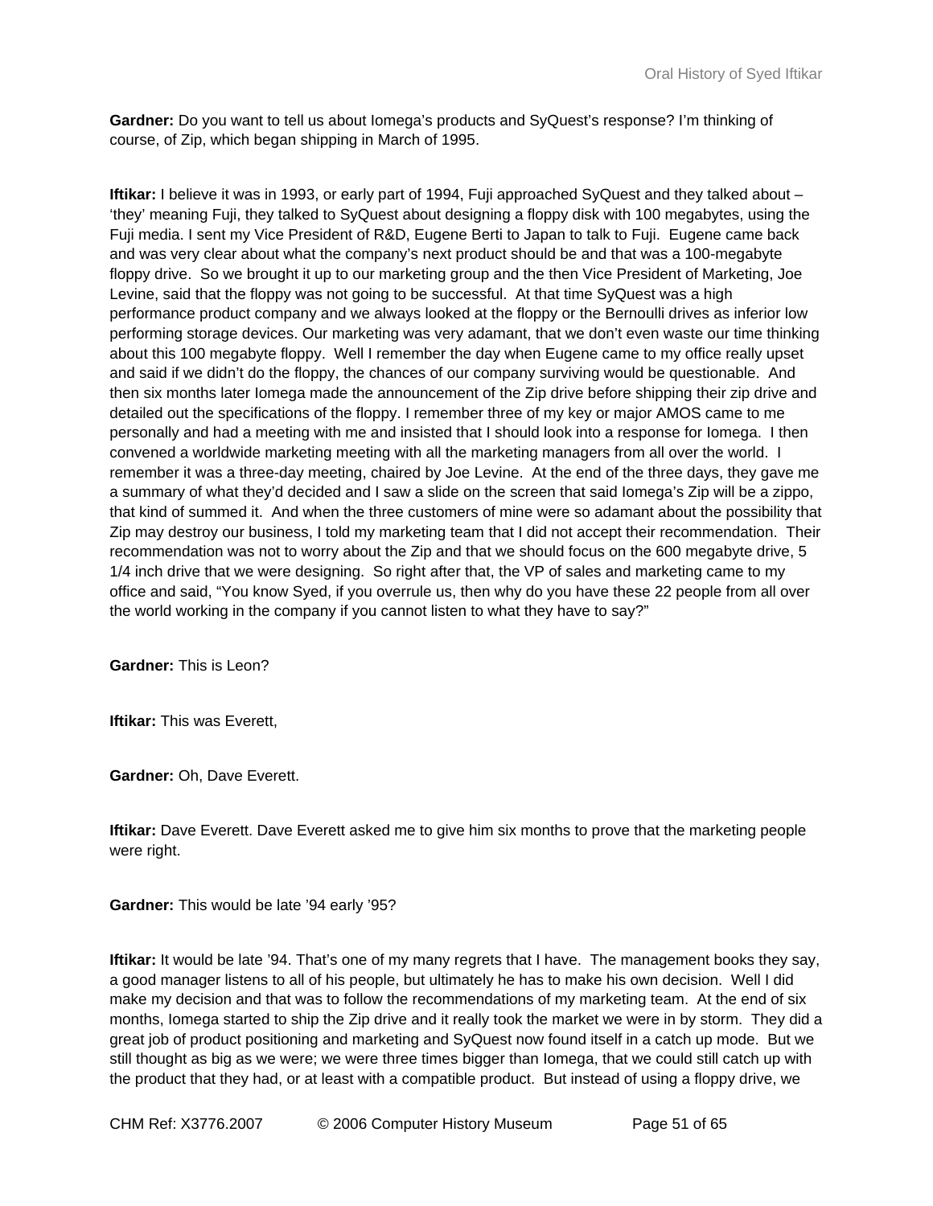**Gardner:** Do you want to tell us about Iomega's products and SyQuest's response? I'm thinking of course, of Zip, which began shipping in March of 1995.

**Iftikar:** I believe it was in 1993, or early part of 1994, Fuji approached SyQuest and they talked about – 'they' meaning Fuji, they talked to SyQuest about designing a floppy disk with 100 megabytes, using the Fuji media. I sent my Vice President of R&D, Eugene Berti to Japan to talk to Fuji. Eugene came back and was very clear about what the company's next product should be and that was a 100-megabyte floppy drive. So we brought it up to our marketing group and the then Vice President of Marketing, Joe Levine, said that the floppy was not going to be successful. At that time SyQuest was a high performance product company and we always looked at the floppy or the Bernoulli drives as inferior low performing storage devices. Our marketing was very adamant, that we don't even waste our time thinking about this 100 megabyte floppy. Well I remember the day when Eugene came to my office really upset and said if we didn't do the floppy, the chances of our company surviving would be questionable. And then six months later Iomega made the announcement of the Zip drive before shipping their zip drive and detailed out the specifications of the floppy. I remember three of my key or major AMOS came to me personally and had a meeting with me and insisted that I should look into a response for Iomega. I then convened a worldwide marketing meeting with all the marketing managers from all over the world. I remember it was a three-day meeting, chaired by Joe Levine. At the end of the three days, they gave me a summary of what they'd decided and I saw a slide on the screen that said Iomega's Zip will be a zippo, that kind of summed it. And when the three customers of mine were so adamant about the possibility that Zip may destroy our business, I told my marketing team that I did not accept their recommendation. Their recommendation was not to worry about the Zip and that we should focus on the 600 megabyte drive, 5 1/4 inch drive that we were designing. So right after that, the VP of sales and marketing came to my office and said, "You know Syed, if you overrule us, then why do you have these 22 people from all over the world working in the company if you cannot listen to what they have to say?"

**Gardner:** This is Leon?

**Iftikar:** This was Everett,

**Gardner:** Oh, Dave Everett.

**Iftikar:** Dave Everett. Dave Everett asked me to give him six months to prove that the marketing people were right.

**Gardner:** This would be late '94 early '95?

**Iftikar:** It would be late '94. That's one of my many regrets that I have. The management books they say, a good manager listens to all of his people, but ultimately he has to make his own decision. Well I did make my decision and that was to follow the recommendations of my marketing team. At the end of six months, Iomega started to ship the Zip drive and it really took the market we were in by storm. They did a great job of product positioning and marketing and SyQuest now found itself in a catch up mode. But we still thought as big as we were; we were three times bigger than Iomega, that we could still catch up with the product that they had, or at least with a compatible product. But instead of using a floppy drive, we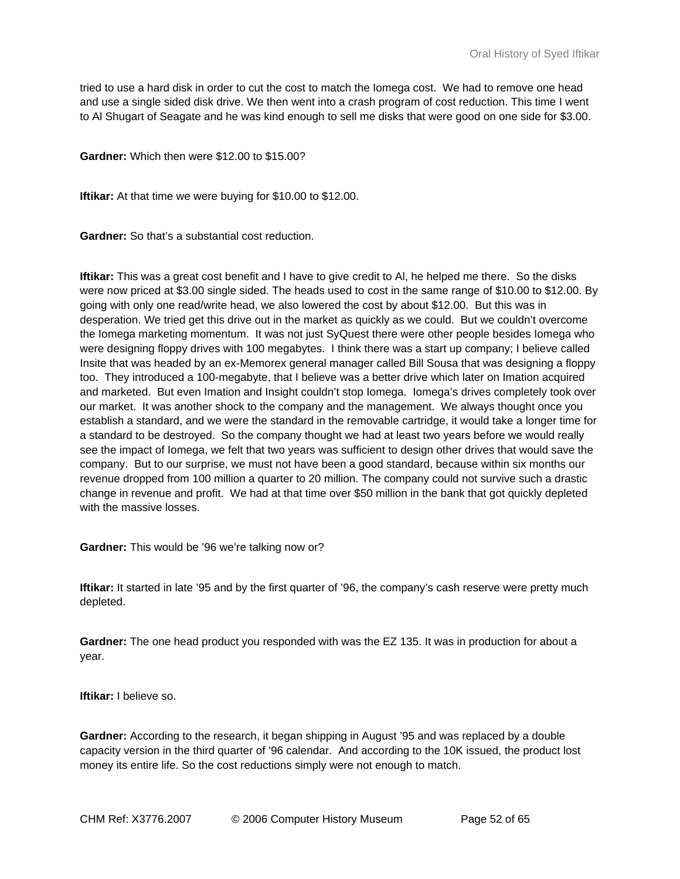tried to use a hard disk in order to cut the cost to match the Iomega cost. We had to remove one head and use a single sided disk drive. We then went into a crash program of cost reduction. This time I went to Al Shugart of Seagate and he was kind enough to sell me disks that were good on one side for $3.00.

**Gardner:** Which then were $12.00 to $15.00?

**Iftikar:** At that time we were buying for $10.00 to $12.00.

**Gardner:** So that's a substantial cost reduction.

**Iftikar:** This was a great cost benefit and I have to give credit to Al, he helped me there. So the disks were now priced at $3.00 single sided. The heads used to cost in the same range of $10.00 to $12.00. By going with only one read/write head, we also lowered the cost by about $12.00. But this was in desperation. We tried get this drive out in the market as quickly as we could. But we couldn't overcome the Iomega marketing momentum. It was not just SyQuest there were other people besides Iomega who were designing floppy drives with 100 megabytes. I think there was a start up company; I believe called Insite that was headed by an ex-Memorex general manager called Bill Sousa that was designing a floppy too. They introduced a 100-megabyte, that I believe was a better drive which later on Imation acquired and marketed. But even Imation and Insight couldn't stop Iomega. Iomega's drives completely took over our market. It was another shock to the company and the management. We always thought once you establish a standard, and we were the standard in the removable cartridge, it would take a longer time for a standard to be destroyed. So the company thought we had at least two years before we would really see the impact of Iomega, we felt that two years was sufficient to design other drives that would save the company. But to our surprise, we must not have been a good standard, because within six months our revenue dropped from 100 million a quarter to 20 million. The company could not survive such a drastic change in revenue and profit. We had at that time over $50 million in the bank that got quickly depleted with the massive losses.

**Gardner:** This would be '96 we're talking now or?

**Iftikar:** It started in late '95 and by the first quarter of '96, the company's cash reserve were pretty much depleted.

**Gardner:** The one head product you responded with was the EZ 135. It was in production for about a year.

**Iftikar:** I believe so.

**Gardner:** According to the research, it began shipping in August '95 and was replaced by a double capacity version in the third quarter of '96 calendar. And according to the 10K issued, the product lost money its entire life. So the cost reductions simply were not enough to match.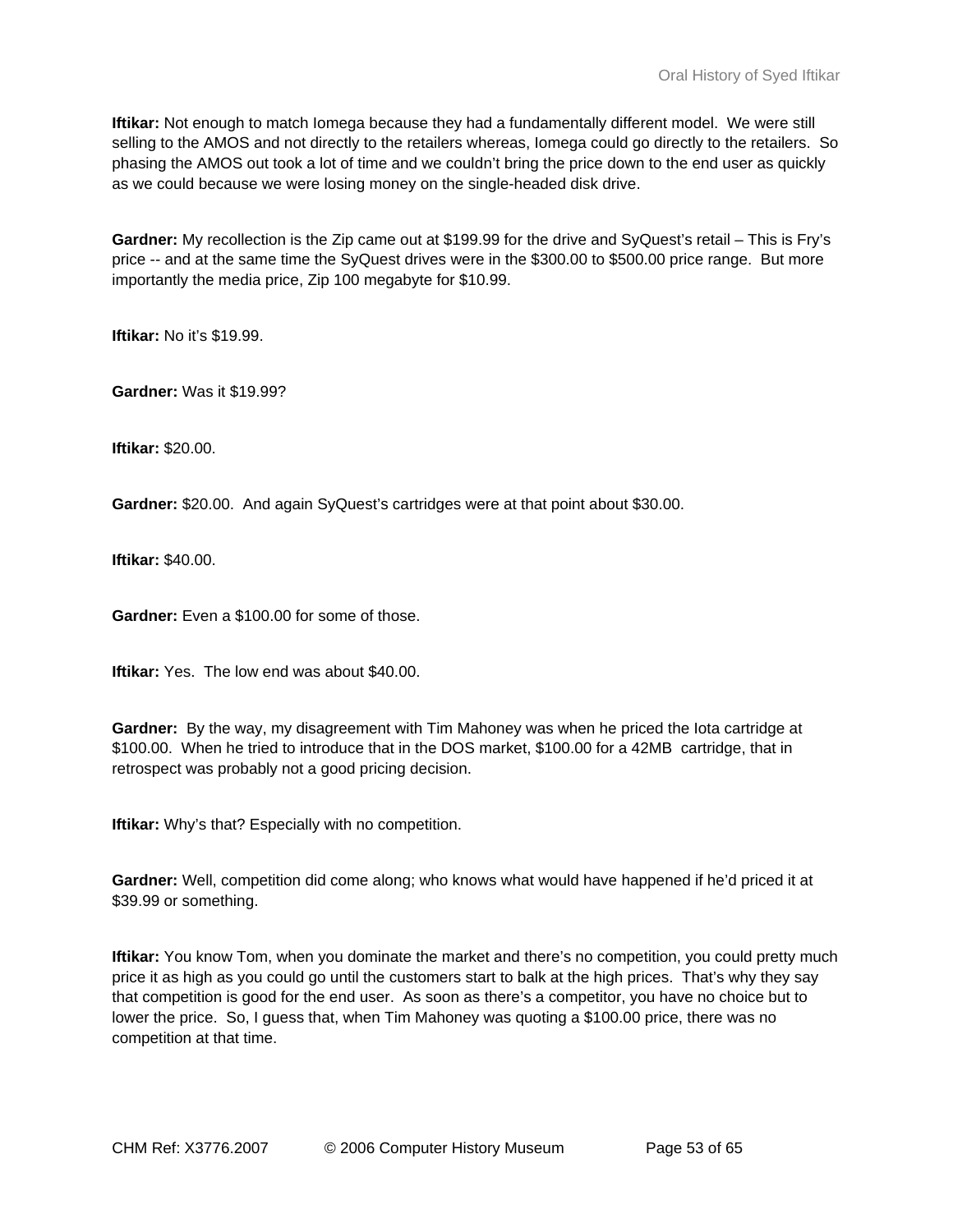**Iftikar:** Not enough to match Iomega because they had a fundamentally different model. We were still selling to the AMOS and not directly to the retailers whereas, Iomega could go directly to the retailers. So phasing the AMOS out took a lot of time and we couldn't bring the price down to the end user as quickly as we could because we were losing money on the single-headed disk drive.

**Gardner:** My recollection is the Zip came out at $199.99 for the drive and SyQuest's retail – This is Fry's price -- and at the same time the SyQuest drives were in the $300.00 to $500.00 price range. But more importantly the media price, Zip 100 megabyte for $10.99.

**Iftikar:** No it's $19.99.

**Gardner:** Was it $19.99?

**Iftikar:** $20.00.

**Gardner:** $20.00. And again SyQuest's cartridges were at that point about $30.00.

**Iftikar:** $40.00.

**Gardner:** Even a $100.00 for some of those.

**Iftikar:** Yes. The low end was about $40.00.

**Gardner:** By the way, my disagreement with Tim Mahoney was when he priced the Iota cartridge at $100.00. When he tried to introduce that in the DOS market, $100.00 for a 42MB cartridge, that in retrospect was probably not a good pricing decision.

**Iftikar:** Why's that? Especially with no competition.

**Gardner:** Well, competition did come along; who knows what would have happened if he'd priced it at $39.99 or something.

**Iftikar:** You know Tom, when you dominate the market and there's no competition, you could pretty much price it as high as you could go until the customers start to balk at the high prices. That's why they say that competition is good for the end user. As soon as there's a competitor, you have no choice but to lower the price. So, I guess that, when Tim Mahoney was quoting a $100.00 price, there was no competition at that time.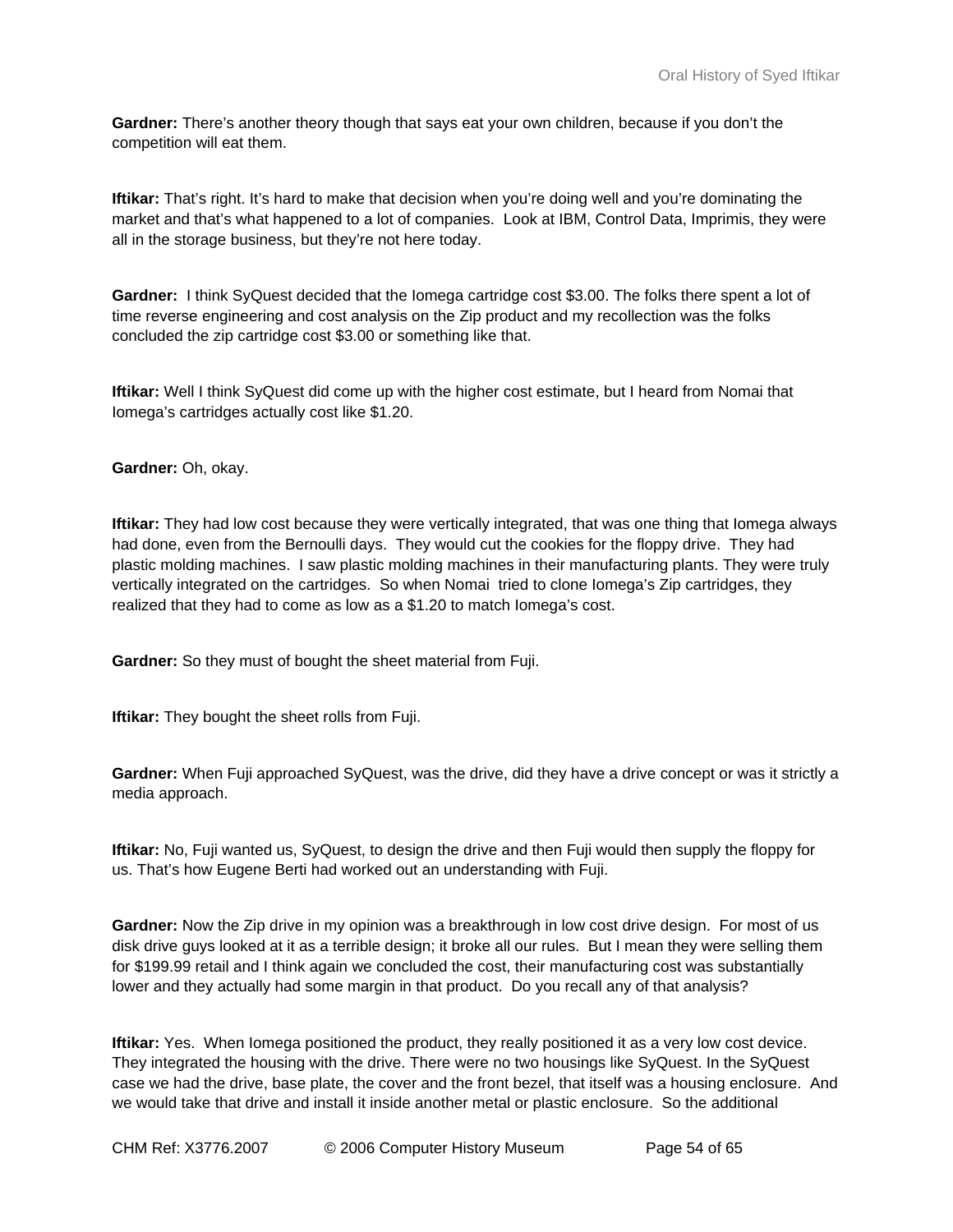**Gardner:** There's another theory though that says eat your own children, because if you don't the competition will eat them.

**Iftikar:** That's right. It's hard to make that decision when you're doing well and you're dominating the market and that's what happened to a lot of companies. Look at IBM, Control Data, Imprimis, they were all in the storage business, but they're not here today.

**Gardner:** I think SyQuest decided that the Iomega cartridge cost $3.00. The folks there spent a lot of time reverse engineering and cost analysis on the Zip product and my recollection was the folks concluded the zip cartridge cost $3.00 or something like that.

**Iftikar:** Well I think SyQuest did come up with the higher cost estimate, but I heard from Nomai that Iomega's cartridges actually cost like $1.20.

**Gardner:** Oh, okay.

**Iftikar:** They had low cost because they were vertically integrated, that was one thing that Iomega always had done, even from the Bernoulli days. They would cut the cookies for the floppy drive. They had plastic molding machines. I saw plastic molding machines in their manufacturing plants. They were truly vertically integrated on the cartridges. So when Nomai tried to clone Iomega's Zip cartridges, they realized that they had to come as low as a $1.20 to match Iomega's cost.

**Gardner:** So they must of bought the sheet material from Fuji.

**Iftikar:** They bought the sheet rolls from Fuji.

**Gardner:** When Fuji approached SyQuest, was the drive, did they have a drive concept or was it strictly a media approach.

**Iftikar:** No, Fuji wanted us, SyQuest, to design the drive and then Fuji would then supply the floppy for us. That's how Eugene Berti had worked out an understanding with Fuji.

**Gardner:** Now the Zip drive in my opinion was a breakthrough in low cost drive design. For most of us disk drive guys looked at it as a terrible design; it broke all our rules. But I mean they were selling them for $199.99 retail and I think again we concluded the cost, their manufacturing cost was substantially lower and they actually had some margin in that product. Do you recall any of that analysis?

**Iftikar:** Yes. When Iomega positioned the product, they really positioned it as a very low cost device. They integrated the housing with the drive. There were no two housings like SyQuest. In the SyQuest case we had the drive, base plate, the cover and the front bezel, that itself was a housing enclosure. And we would take that drive and install it inside another metal or plastic enclosure. So the additional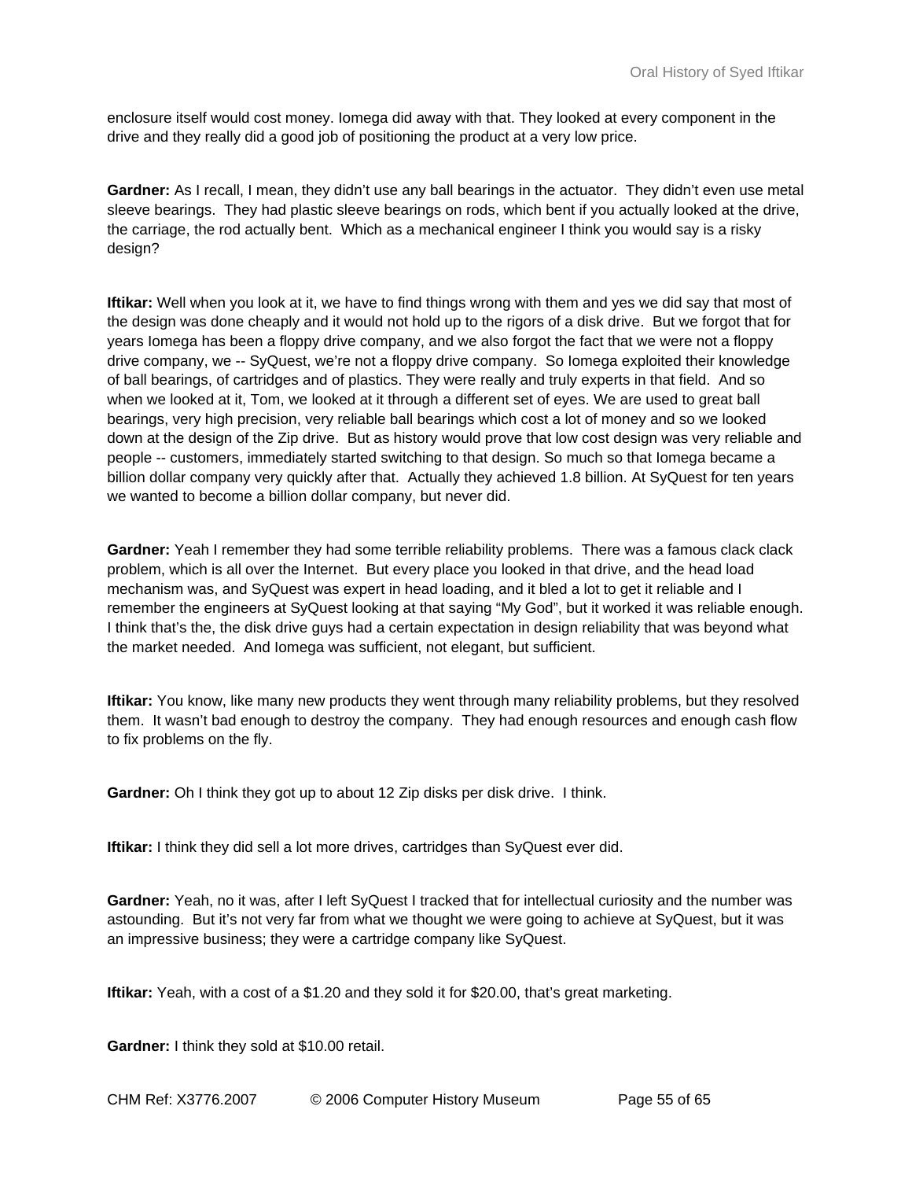enclosure itself would cost money. Iomega did away with that. They looked at every component in the drive and they really did a good job of positioning the product at a very low price.

**Gardner:** As I recall, I mean, they didn't use any ball bearings in the actuator. They didn't even use metal sleeve bearings. They had plastic sleeve bearings on rods, which bent if you actually looked at the drive, the carriage, the rod actually bent. Which as a mechanical engineer I think you would say is a risky design?

**Iftikar:** Well when you look at it, we have to find things wrong with them and yes we did say that most of the design was done cheaply and it would not hold up to the rigors of a disk drive. But we forgot that for years Iomega has been a floppy drive company, and we also forgot the fact that we were not a floppy drive company, we -- SyQuest, we're not a floppy drive company. So Iomega exploited their knowledge of ball bearings, of cartridges and of plastics. They were really and truly experts in that field. And so when we looked at it, Tom, we looked at it through a different set of eyes. We are used to great ball bearings, very high precision, very reliable ball bearings which cost a lot of money and so we looked down at the design of the Zip drive. But as history would prove that low cost design was very reliable and people -- customers, immediately started switching to that design. So much so that Iomega became a billion dollar company very quickly after that. Actually they achieved 1.8 billion. At SyQuest for ten years we wanted to become a billion dollar company, but never did.

**Gardner:** Yeah I remember they had some terrible reliability problems. There was a famous clack clack problem, which is all over the Internet. But every place you looked in that drive, and the head load mechanism was, and SyQuest was expert in head loading, and it bled a lot to get it reliable and I remember the engineers at SyQuest looking at that saying "My God", but it worked it was reliable enough. I think that's the, the disk drive guys had a certain expectation in design reliability that was beyond what the market needed. And Iomega was sufficient, not elegant, but sufficient.

**Iftikar:** You know, like many new products they went through many reliability problems, but they resolved them. It wasn't bad enough to destroy the company. They had enough resources and enough cash flow to fix problems on the fly.

**Gardner:** Oh I think they got up to about 12 Zip disks per disk drive. I think.

**Iftikar:** I think they did sell a lot more drives, cartridges than SyQuest ever did.

**Gardner:** Yeah, no it was, after I left SyQuest I tracked that for intellectual curiosity and the number was astounding. But it's not very far from what we thought we were going to achieve at SyQuest, but it was an impressive business; they were a cartridge company like SyQuest.

**Iftikar:** Yeah, with a cost of a $1.20 and they sold it for $20.00, that's great marketing.

**Gardner:** I think they sold at $10.00 retail.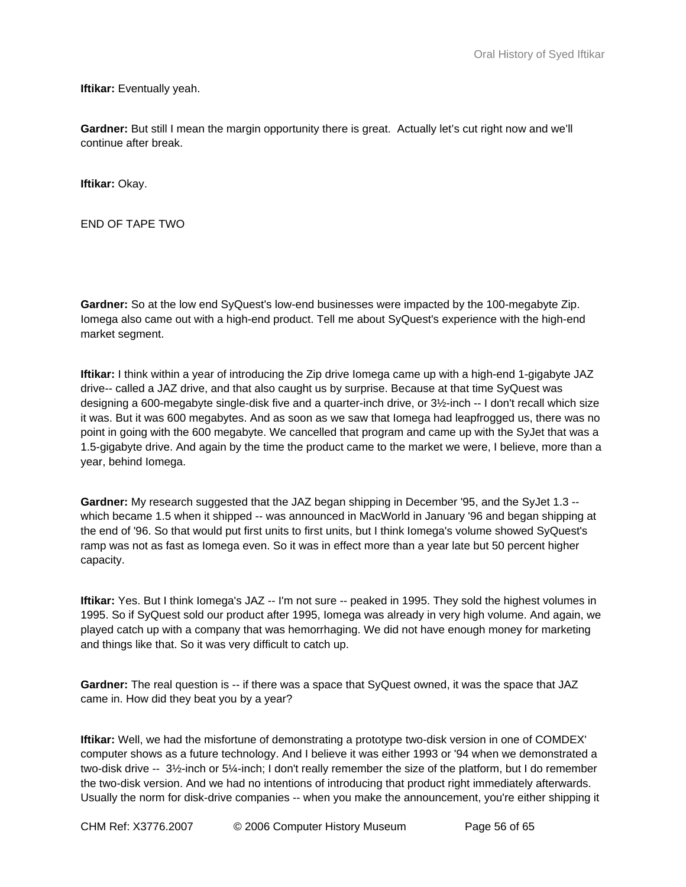**Iftikar:** Eventually yeah.

**Gardner:** But still I mean the margin opportunity there is great. Actually let's cut right now and we'll continue after break.

**Iftikar:** Okay.

END OF TAPE TWO

**Gardner:** So at the low end SyQuest's low-end businesses were impacted by the 100-megabyte Zip. Iomega also came out with a high-end product. Tell me about SyQuest's experience with the high-end market segment.

**Iftikar:** I think within a year of introducing the Zip drive Iomega came up with a high-end 1-gigabyte JAZ drive-- called a JAZ drive, and that also caught us by surprise. Because at that time SyQuest was designing a 600-megabyte single-disk five and a quarter-inch drive, or 3½-inch -- I don't recall which size it was. But it was 600 megabytes. And as soon as we saw that Iomega had leapfrogged us, there was no point in going with the 600 megabyte. We cancelled that program and came up with the SyJet that was a 1.5-gigabyte drive. And again by the time the product came to the market we were, I believe, more than a year, behind Iomega.

**Gardner:** My research suggested that the JAZ began shipping in December '95, and the SyJet 1.3 -- which became 1.5 when it shipped -- was announced in MacWorld in January '96 and began shipping at the end of '96. So that would put first units to first units, but I think Iomega's volume showed SyQuest's ramp was not as fast as Iomega even. So it was in effect more than a year late but 50 percent higher capacity.

**Iftikar:** Yes. But I think Iomega's JAZ -- I'm not sure -- peaked in 1995. They sold the highest volumes in 1995. So if SyQuest sold our product after 1995, Iomega was already in very high volume. And again, we played catch up with a company that was hemorrhaging. We did not have enough money for marketing and things like that. So it was very difficult to catch up.

**Gardner:** The real question is -- if there was a space that SyQuest owned, it was the space that JAZ came in. How did they beat you by a year?

**Iftikar:** Well, we had the misfortune of demonstrating a prototype two-disk version in one of COMDEX' computer shows as a future technology. And I believe it was either 1993 or '94 when we demonstrated a two-disk drive -- 3½-inch or 5¼-inch; I don't really remember the size of the platform, but I do remember the two-disk version. And we had no intentions of introducing that product right immediately afterwards. Usually the norm for disk-drive companies -- when you make the announcement, you're either shipping it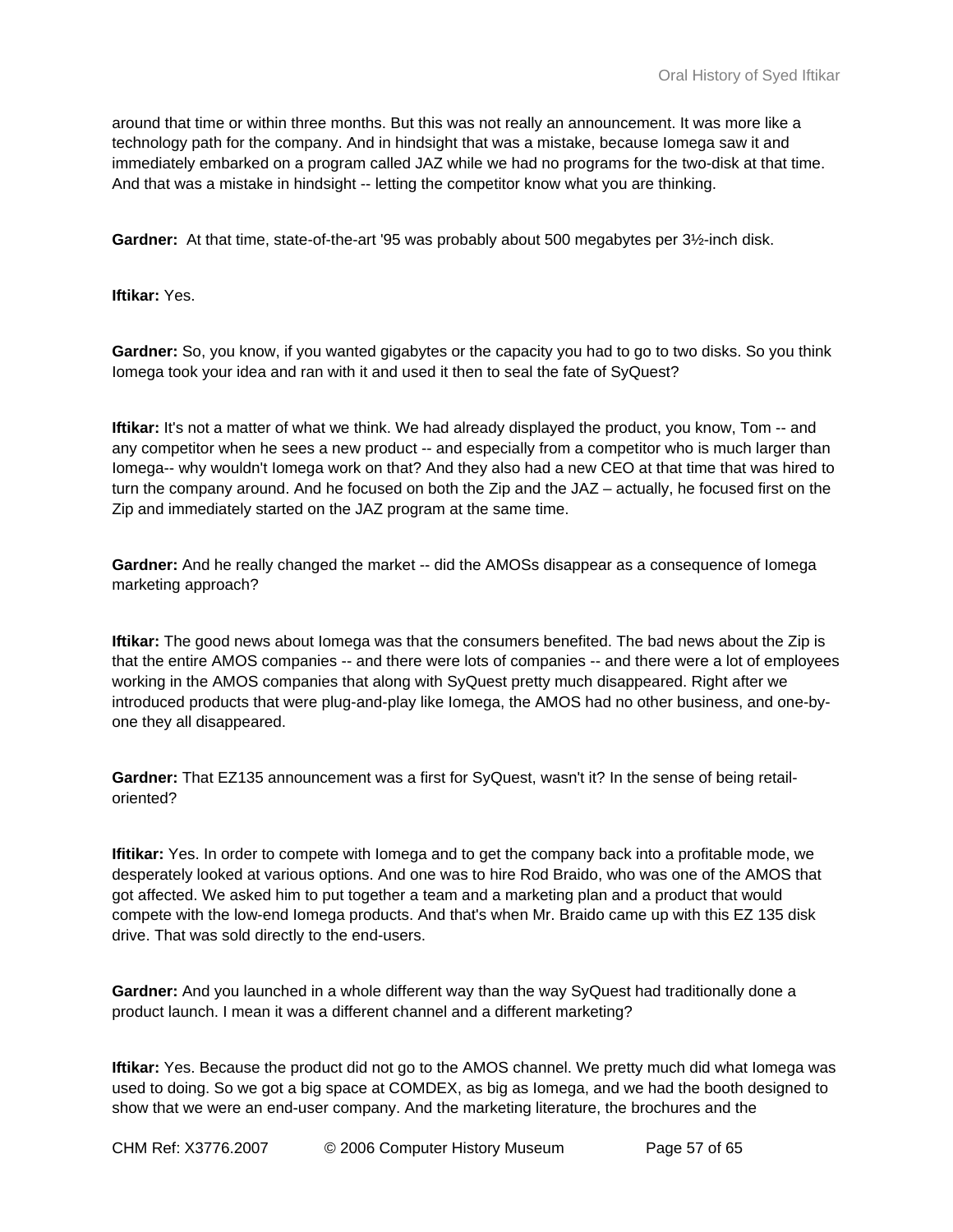around that time or within three months. But this was not really an announcement. It was more like a technology path for the company. And in hindsight that was a mistake, because Iomega saw it and immediately embarked on a program called JAZ while we had no programs for the two-disk at that time. And that was a mistake in hindsight -- letting the competitor know what you are thinking.

**Gardner:** At that time, state-of-the-art '95 was probably about 500 megabytes per 3½-inch disk.

**Iftikar:** Yes.

**Gardner:** So, you know, if you wanted gigabytes or the capacity you had to go to two disks. So you think Iomega took your idea and ran with it and used it then to seal the fate of SyQuest?

**Iftikar:** It's not a matter of what we think. We had already displayed the product, you know, Tom -- and any competitor when he sees a new product -- and especially from a competitor who is much larger than Iomega-- why wouldn't Iomega work on that? And they also had a new CEO at that time that was hired to turn the company around. And he focused on both the Zip and the JAZ – actually, he focused first on the Zip and immediately started on the JAZ program at the same time.

**Gardner:** And he really changed the market -- did the AMOSs disappear as a consequence of Iomega marketing approach?

**Iftikar:** The good news about Iomega was that the consumers benefited. The bad news about the Zip is that the entire AMOS companies -- and there were lots of companies -- and there were a lot of employees working in the AMOS companies that along with SyQuest pretty much disappeared. Right after we introduced products that were plug-and-play like Iomega, the AMOS had no other business, and one-by-one they all disappeared.

**Gardner:** That EZ135 announcement was a first for SyQuest, wasn't it? In the sense of being retail-oriented?

**Ifitikar:** Yes. In order to compete with Iomega and to get the company back into a profitable mode, we desperately looked at various options. And one was to hire Rod Braido, who was one of the AMOS that got affected. We asked him to put together a team and a marketing plan and a product that would compete with the low-end Iomega products. And that's when Mr. Braido came up with this EZ 135 disk drive. That was sold directly to the end-users.

**Gardner:** And you launched in a whole different way than the way SyQuest had traditionally done a product launch. I mean it was a different channel and a different marketing?

**Iftikar:** Yes. Because the product did not go to the AMOS channel. We pretty much did what Iomega was used to doing. So we got a big space at COMDEX, as big as Iomega, and we had the booth designed to show that we were an end-user company. And the marketing literature, the brochures and the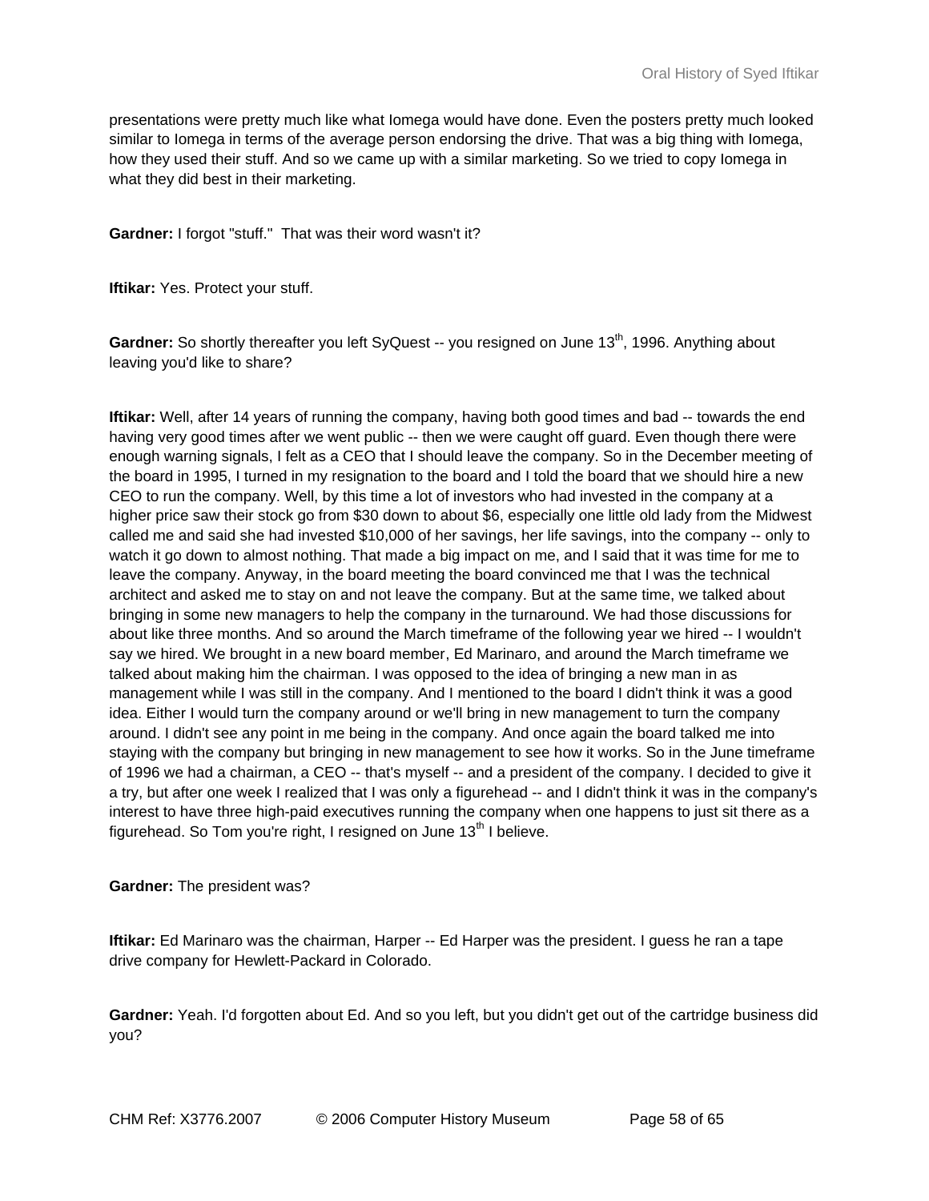presentations were pretty much like what Iomega would have done. Even the posters pretty much looked similar to Iomega in terms of the average person endorsing the drive. That was a big thing with Iomega, how they used their stuff. And so we came up with a similar marketing. So we tried to copy Iomega in what they did best in their marketing.

**Gardner:** I forgot "stuff." That was their word wasn't it?

**Iftikar:** Yes. Protect your stuff.

**Gardner:** So shortly thereafter you left SyQuest -- you resigned on June 13th, 1996. Anything about leaving you'd like to share?

**Iftikar:** Well, after 14 years of running the company, having both good times and bad -- towards the end having very good times after we went public -- then we were caught off guard. Even though there were enough warning signals, I felt as a CEO that I should leave the company. So in the December meeting of the board in 1995, I turned in my resignation to the board and I told the board that we should hire a new CEO to run the company. Well, by this time a lot of investors who had invested in the company at a higher price saw their stock go from $30 down to about $6, especially one little old lady from the Midwest called me and said she had invested $10,000 of her savings, her life savings, into the company -- only to watch it go down to almost nothing. That made a big impact on me, and I said that it was time for me to leave the company. Anyway, in the board meeting the board convinced me that I was the technical architect and asked me to stay on and not leave the company. But at the same time, we talked about bringing in some new managers to help the company in the turnaround. We had those discussions for about like three months. And so around the March timeframe of the following year we hired -- I wouldn't say we hired. We brought in a new board member, Ed Marinaro, and around the March timeframe we talked about making him the chairman. I was opposed to the idea of bringing a new man in as management while I was still in the company. And I mentioned to the board I didn't think it was a good idea. Either I would turn the company around or we'll bring in new management to turn the company around. I didn't see any point in me being in the company. And once again the board talked me into staying with the company but bringing in new management to see how it works. So in the June timeframe of 1996 we had a chairman, a CEO -- that's myself -- and a president of the company. I decided to give it a try, but after one week I realized that I was only a figurehead -- and I didn't think it was in the company's interest to have three high-paid executives running the company when one happens to just sit there as a figurehead. So Tom you're right, I resigned on June 13th I believe.

**Gardner:** The president was?

**Iftikar:** Ed Marinaro was the chairman, Harper -- Ed Harper was the president. I guess he ran a tape drive company for Hewlett-Packard in Colorado.

**Gardner:** Yeah. I'd forgotten about Ed. And so you left, but you didn't get out of the cartridge business did you?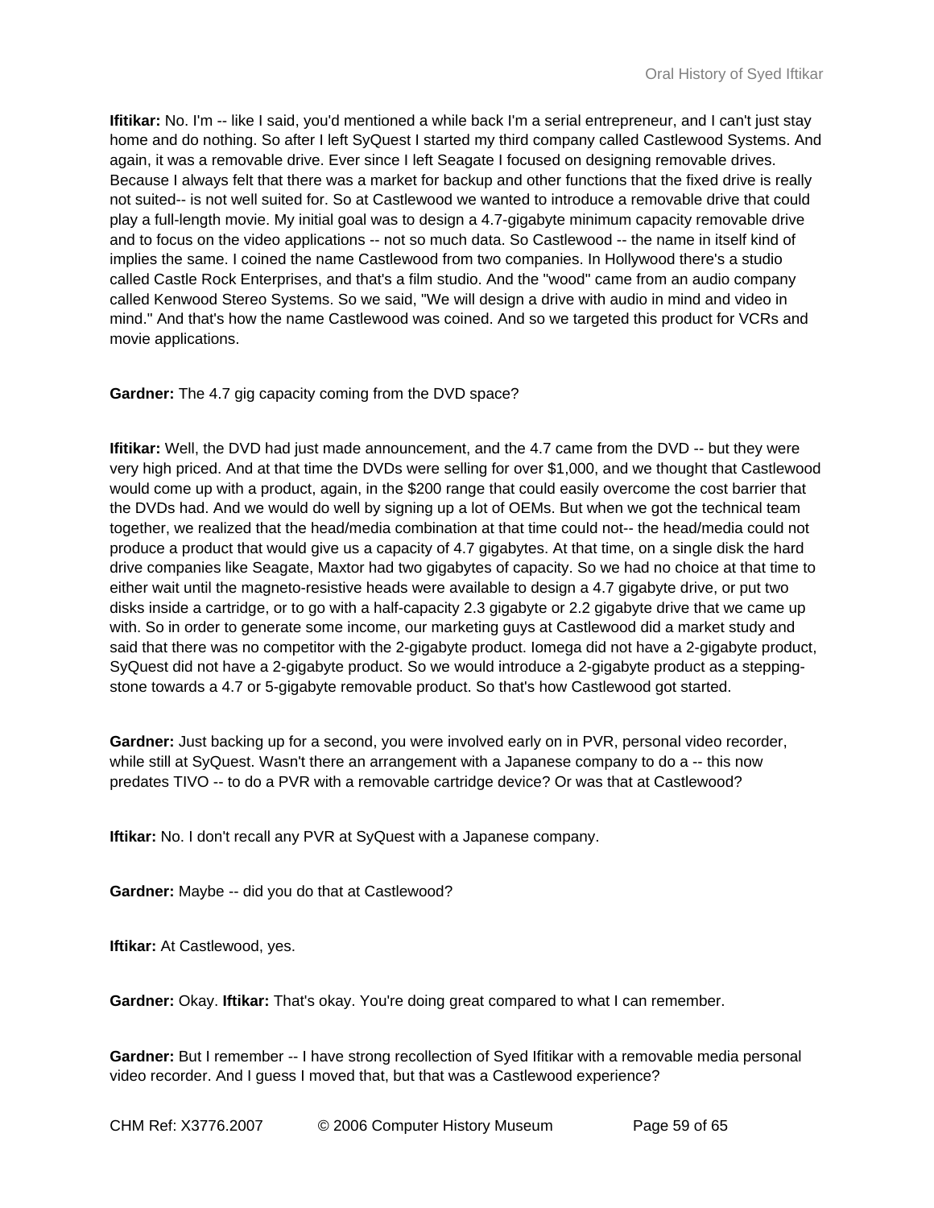**Ifitikar:** No. I'm -- like I said, you'd mentioned a while back I'm a serial entrepreneur, and I can't just stay home and do nothing. So after I left SyQuest I started my third company called Castlewood Systems. And again, it was a removable drive. Ever since I left Seagate I focused on designing removable drives. Because I always felt that there was a market for backup and other functions that the fixed drive is really not suited-- is not well suited for. So at Castlewood we wanted to introduce a removable drive that could play a full-length movie. My initial goal was to design a 4.7-gigabyte minimum capacity removable drive and to focus on the video applications -- not so much data. So Castlewood -- the name in itself kind of implies the same. I coined the name Castlewood from two companies. In Hollywood there's a studio called Castle Rock Enterprises, and that's a film studio. And the "wood" came from an audio company called Kenwood Stereo Systems. So we said, "We will design a drive with audio in mind and video in mind." And that's how the name Castlewood was coined. And so we targeted this product for VCRs and movie applications.

**Gardner:** The 4.7 gig capacity coming from the DVD space?

**Ifitikar:** Well, the DVD had just made announcement, and the 4.7 came from the DVD -- but they were very high priced. And at that time the DVDs were selling for over $1,000, and we thought that Castlewood would come up with a product, again, in the $200 range that could easily overcome the cost barrier that the DVDs had. And we would do well by signing up a lot of OEMs. But when we got the technical team together, we realized that the head/media combination at that time could not-- the head/media could not produce a product that would give us a capacity of 4.7 gigabytes. At that time, on a single disk the hard drive companies like Seagate, Maxtor had two gigabytes of capacity. So we had no choice at that time to either wait until the magneto-resistive heads were available to design a 4.7 gigabyte drive, or put two disks inside a cartridge, or to go with a half-capacity 2.3 gigabyte or 2.2 gigabyte drive that we came up with. So in order to generate some income, our marketing guys at Castlewood did a market study and said that there was no competitor with the 2-gigabyte product. Iomega did not have a 2-gigabyte product, SyQuest did not have a 2-gigabyte product. So we would introduce a 2-gigabyte product as a stepping-stone towards a 4.7 or 5-gigabyte removable product. So that's how Castlewood got started.

**Gardner:** Just backing up for a second, you were involved early on in PVR, personal video recorder, while still at SyQuest. Wasn't there an arrangement with a Japanese company to do a -- this now predates TIVO -- to do a PVR with a removable cartridge device? Or was that at Castlewood?

**Iftikar:** No. I don't recall any PVR at SyQuest with a Japanese company.

**Gardner:** Maybe -- did you do that at Castlewood?

**Iftikar:** At Castlewood, yes.

**Gardner:** Okay. **Iftikar:** That's okay. You're doing great compared to what I can remember.

**Gardner:** But I remember -- I have strong recollection of Syed Ifitikar with a removable media personal video recorder. And I guess I moved that, but that was a Castlewood experience?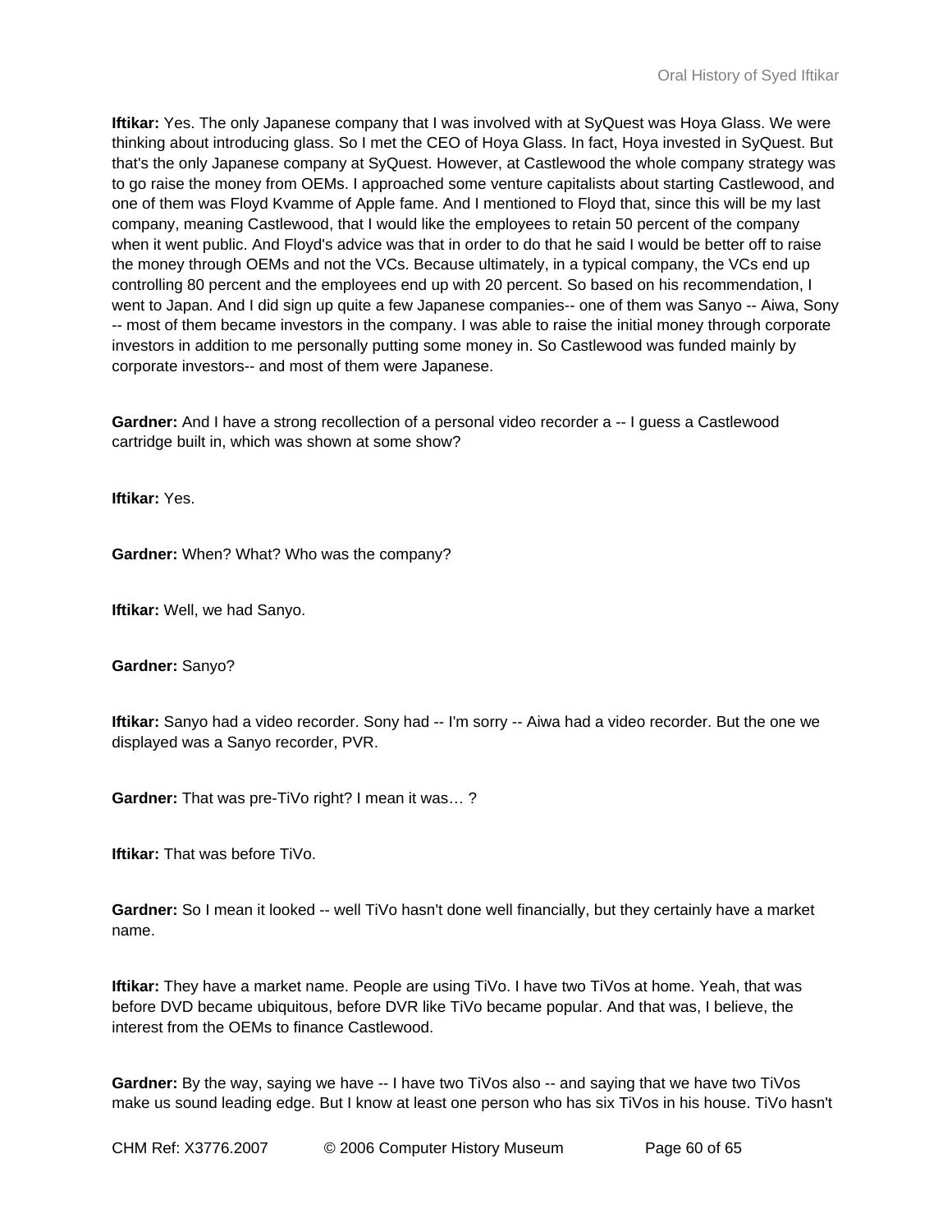**Iftikar:** Yes. The only Japanese company that I was involved with at SyQuest was Hoya Glass. We were thinking about introducing glass. So I met the CEO of Hoya Glass. In fact, Hoya invested in SyQuest. But that's the only Japanese company at SyQuest. However, at Castlewood the whole company strategy was to go raise the money from OEMs. I approached some venture capitalists about starting Castlewood, and one of them was Floyd Kvamme of Apple fame. And I mentioned to Floyd that, since this will be my last company, meaning Castlewood, that I would like the employees to retain 50 percent of the company when it went public. And Floyd's advice was that in order to do that he said I would be better off to raise the money through OEMs and not the VCs. Because ultimately, in a typical company, the VCs end up controlling 80 percent and the employees end up with 20 percent. So based on his recommendation, I went to Japan. And I did sign up quite a few Japanese companies-- one of them was Sanyo -- Aiwa, Sony -- most of them became investors in the company. I was able to raise the initial money through corporate investors in addition to me personally putting some money in. So Castlewood was funded mainly by corporate investors-- and most of them were Japanese.

**Gardner:** And I have a strong recollection of a personal video recorder a -- I guess a Castlewood cartridge built in, which was shown at some show?

**Iftikar:** Yes.

**Gardner:** When? What? Who was the company?

**Iftikar:** Well, we had Sanyo.

**Gardner:** Sanyo?

**Iftikar:** Sanyo had a video recorder. Sony had -- I'm sorry -- Aiwa had a video recorder. But the one we displayed was a Sanyo recorder, PVR.

**Gardner:** That was pre-TiVo right? I mean it was… ?

**Iftikar:** That was before TiVo.

**Gardner:** So I mean it looked -- well TiVo hasn't done well financially, but they certainly have a market name.

**Iftikar:** They have a market name. People are using TiVo. I have two TiVos at home. Yeah, that was before DVD became ubiquitous, before DVR like TiVo became popular. And that was, I believe, the interest from the OEMs to finance Castlewood.

**Gardner:** By the way, saying we have -- I have two TiVos also -- and saying that we have two TiVos make us sound leading edge. But I know at least one person who has six TiVos in his house. TiVo hasn't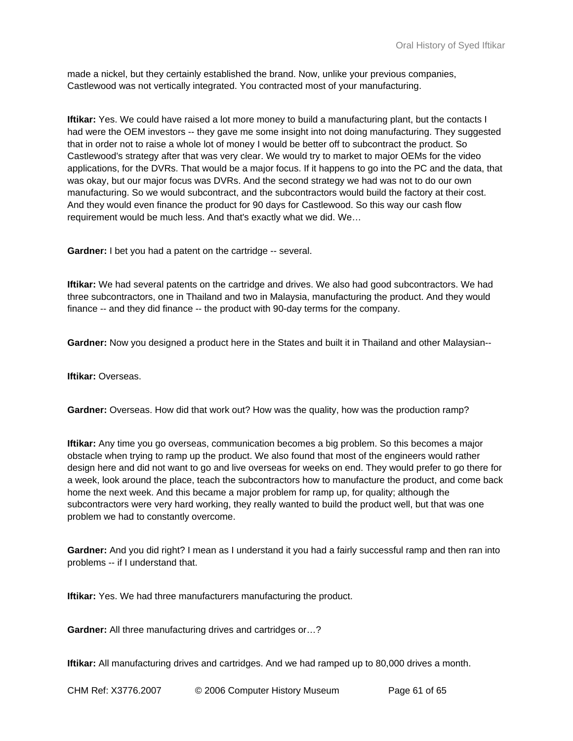made a nickel, but they certainly established the brand. Now, unlike your previous companies, Castlewood was not vertically integrated. You contracted most of your manufacturing.

**Iftikar:** Yes. We could have raised a lot more money to build a manufacturing plant, but the contacts I had were the OEM investors -- they gave me some insight into not doing manufacturing. They suggested that in order not to raise a whole lot of money I would be better off to subcontract the product. So Castlewood's strategy after that was very clear. We would try to market to major OEMs for the video applications, for the DVRs. That would be a major focus. If it happens to go into the PC and the data, that was okay, but our major focus was DVRs. And the second strategy we had was not to do our own manufacturing. So we would subcontract, and the subcontractors would build the factory at their cost. And they would even finance the product for 90 days for Castlewood. So this way our cash flow requirement would be much less. And that's exactly what we did. We…

**Gardner:** I bet you had a patent on the cartridge -- several.

**Iftikar:** We had several patents on the cartridge and drives. We also had good subcontractors. We had three subcontractors, one in Thailand and two in Malaysia, manufacturing the product. And they would finance -- and they did finance -- the product with 90-day terms for the company.

**Gardner:** Now you designed a product here in the States and built it in Thailand and other Malaysian--

**Iftikar:** Overseas.

**Gardner:** Overseas. How did that work out? How was the quality, how was the production ramp?

**Iftikar:** Any time you go overseas, communication becomes a big problem. So this becomes a major obstacle when trying to ramp up the product. We also found that most of the engineers would rather design here and did not want to go and live overseas for weeks on end. They would prefer to go there for a week, look around the place, teach the subcontractors how to manufacture the product, and come back home the next week. And this became a major problem for ramp up, for quality; although the subcontractors were very hard working, they really wanted to build the product well, but that was one problem we had to constantly overcome.

**Gardner:** And you did right? I mean as I understand it you had a fairly successful ramp and then ran into problems -- if I understand that.

**Iftikar:** Yes. We had three manufacturers manufacturing the product.

**Gardner:** All three manufacturing drives and cartridges or…?

**Iftikar:** All manufacturing drives and cartridges. And we had ramped up to 80,000 drives a month.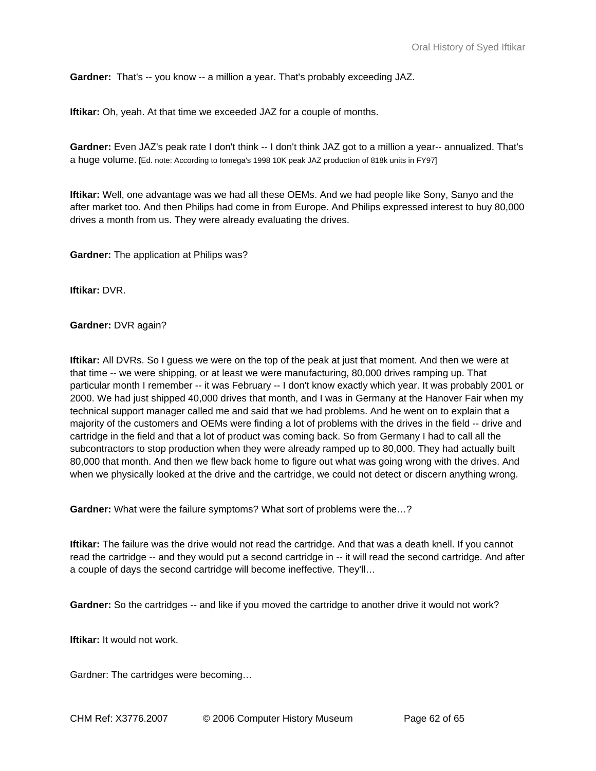**Gardner:** That's -- you know -- a million a year. That's probably exceeding JAZ.

**Iftikar:** Oh, yeah. At that time we exceeded JAZ for a couple of months.

**Gardner:** Even JAZ's peak rate I don't think -- I don't think JAZ got to a million a year-- annualized. That's a huge volume. [Ed. note: According to Iomega's 1998 10K peak JAZ production of 818k units in FY97]

**Iftikar:** Well, one advantage was we had all these OEMs. And we had people like Sony, Sanyo and the after market too. And then Philips had come in from Europe. And Philips expressed interest to buy 80,000 drives a month from us. They were already evaluating the drives.

**Gardner:** The application at Philips was?

**Iftikar:** DVR.

**Gardner:** DVR again?

**Iftikar:** All DVRs. So I guess we were on the top of the peak at just that moment. And then we were at that time -- we were shipping, or at least we were manufacturing, 80,000 drives ramping up. That particular month I remember -- it was February -- I don't know exactly which year. It was probably 2001 or 2000. We had just shipped 40,000 drives that month, and I was in Germany at the Hanover Fair when my technical support manager called me and said that we had problems. And he went on to explain that a majority of the customers and OEMs were finding a lot of problems with the drives in the field -- drive and cartridge in the field and that a lot of product was coming back. So from Germany I had to call all the subcontractors to stop production when they were already ramped up to 80,000. They had actually built 80,000 that month. And then we flew back home to figure out what was going wrong with the drives. And when we physically looked at the drive and the cartridge, we could not detect or discern anything wrong.

**Gardner:** What were the failure symptoms? What sort of problems were the…?

**Iftikar:** The failure was the drive would not read the cartridge. And that was a death knell. If you cannot read the cartridge -- and they would put a second cartridge in -- it will read the second cartridge. And after a couple of days the second cartridge will become ineffective. They'll…

**Gardner:** So the cartridges -- and like if you moved the cartridge to another drive it would not work?

**Iftikar:** It would not work.

Gardner: The cartridges were becoming…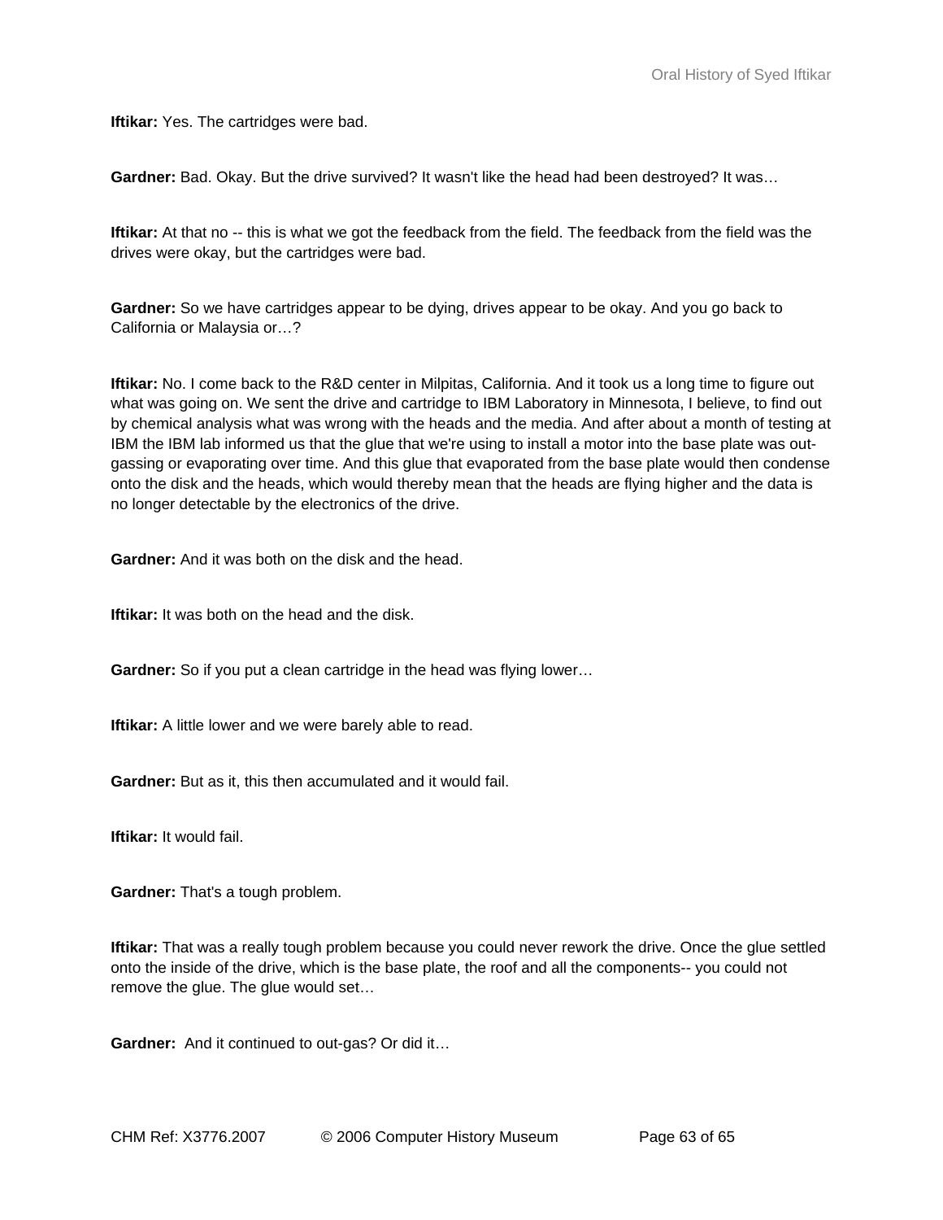**Iftikar:** Yes. The cartridges were bad.

**Gardner:** Bad. Okay. But the drive survived? It wasn't like the head had been destroyed? It was…

**Iftikar:** At that no -- this is what we got the feedback from the field. The feedback from the field was the drives were okay, but the cartridges were bad.

**Gardner:** So we have cartridges appear to be dying, drives appear to be okay. And you go back to California or Malaysia or…?

**Iftikar:** No. I come back to the R&D center in Milpitas, California. And it took us a long time to figure out what was going on. We sent the drive and cartridge to IBM Laboratory in Minnesota, I believe, to find out by chemical analysis what was wrong with the heads and the media. And after about a month of testing at IBM the IBM lab informed us that the glue that we're using to install a motor into the base plate was out-gassing or evaporating over time. And this glue that evaporated from the base plate would then condense onto the disk and the heads, which would thereby mean that the heads are flying higher and the data is no longer detectable by the electronics of the drive.

**Gardner:** And it was both on the disk and the head.

**Iftikar:** It was both on the head and the disk.

**Gardner:** So if you put a clean cartridge in the head was flying lower…

**Iftikar:** A little lower and we were barely able to read.

**Gardner:** But as it, this then accumulated and it would fail.

**Iftikar:** It would fail.

**Gardner:** That's a tough problem.

**Iftikar:** That was a really tough problem because you could never rework the drive. Once the glue settled onto the inside of the drive, which is the base plate, the roof and all the components-- you could not remove the glue. The glue would set…

**Gardner:** And it continued to out-gas? Or did it…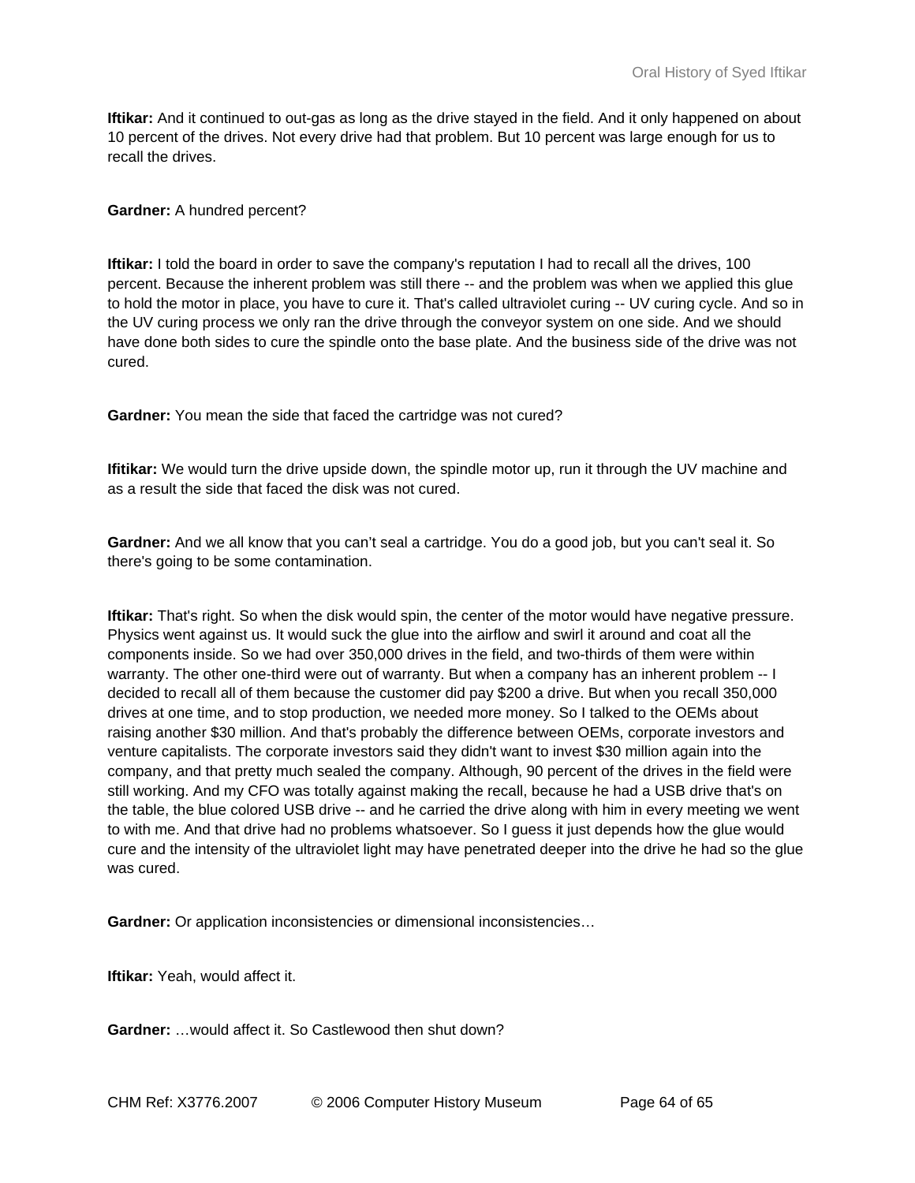**Iftikar:** And it continued to out-gas as long as the drive stayed in the field. And it only happened on about 10 percent of the drives. Not every drive had that problem. But 10 percent was large enough for us to recall the drives.

**Gardner:** A hundred percent?

**Iftikar:** I told the board in order to save the company's reputation I had to recall all the drives, 100 percent. Because the inherent problem was still there -- and the problem was when we applied this glue to hold the motor in place, you have to cure it. That's called ultraviolet curing -- UV curing cycle. And so in the UV curing process we only ran the drive through the conveyor system on one side. And we should have done both sides to cure the spindle onto the base plate. And the business side of the drive was not cured.

**Gardner:** You mean the side that faced the cartridge was not cured?

**Ifitikar:** We would turn the drive upside down, the spindle motor up, run it through the UV machine and as a result the side that faced the disk was not cured.

**Gardner:** And we all know that you can't seal a cartridge. You do a good job, but you can't seal it. So there's going to be some contamination.

**Iftikar:** That's right. So when the disk would spin, the center of the motor would have negative pressure. Physics went against us. It would suck the glue into the airflow and swirl it around and coat all the components inside. So we had over 350,000 drives in the field, and two-thirds of them were within warranty. The other one-third were out of warranty. But when a company has an inherent problem -- I decided to recall all of them because the customer did pay $200 a drive. But when you recall 350,000 drives at one time, and to stop production, we needed more money. So I talked to the OEMs about raising another $30 million. And that's probably the difference between OEMs, corporate investors and venture capitalists. The corporate investors said they didn't want to invest $30 million again into the company, and that pretty much sealed the company. Although, 90 percent of the drives in the field were still working. And my CFO was totally against making the recall, because he had a USB drive that's on the table, the blue colored USB drive -- and he carried the drive along with him in every meeting we went to with me. And that drive had no problems whatsoever. So I guess it just depends how the glue would cure and the intensity of the ultraviolet light may have penetrated deeper into the drive he had so the glue was cured.

**Gardner:** Or application inconsistencies or dimensional inconsistencies…

**Iftikar:** Yeah, would affect it.

**Gardner:** …would affect it. So Castlewood then shut down?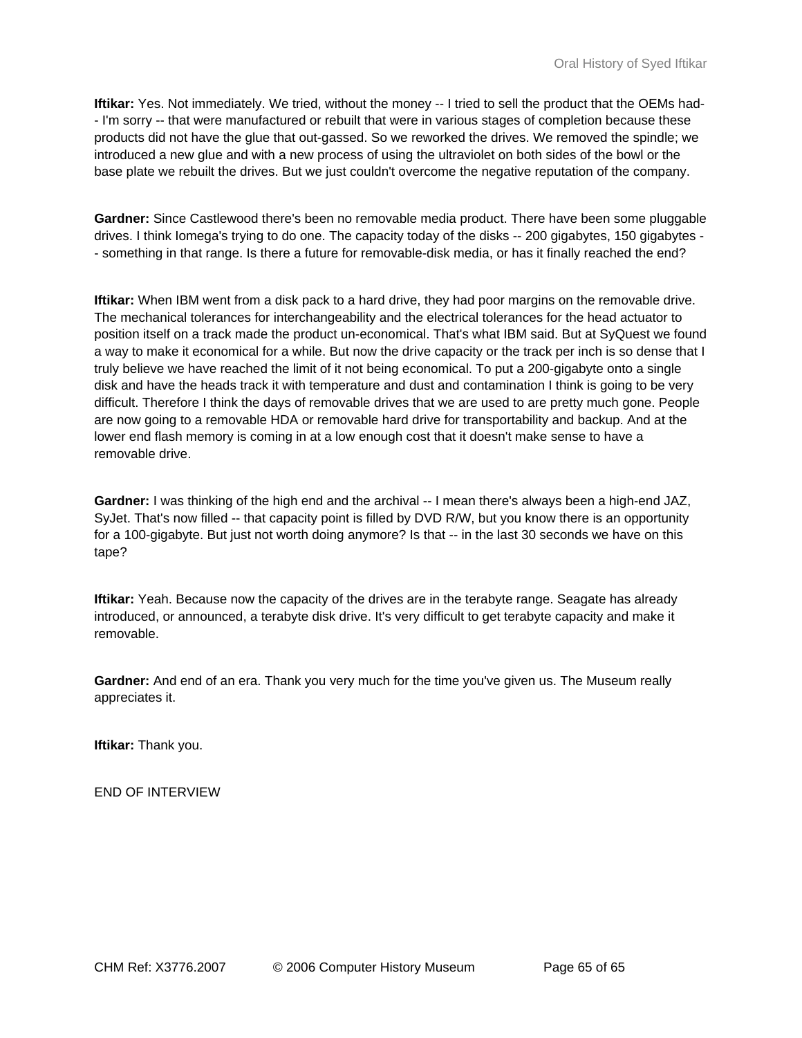**Iftikar:** Yes. Not immediately. We tried, without the money -- I tried to sell the product that the OEMs had-- I'm sorry -- that were manufactured or rebuilt that were in various stages of completion because these products did not have the glue that out-gassed. So we reworked the drives. We removed the spindle; we introduced a new glue and with a new process of using the ultraviolet on both sides of the bowl or the base plate we rebuilt the drives. But we just couldn't overcome the negative reputation of the company.

**Gardner:** Since Castlewood there's been no removable media product. There have been some pluggable drives. I think Iomega's trying to do one. The capacity today of the disks -- 200 gigabytes, 150 gigabytes -- something in that range. Is there a future for removable-disk media, or has it finally reached the end?

**Iftikar:** When IBM went from a disk pack to a hard drive, they had poor margins on the removable drive. The mechanical tolerances for interchangeability and the electrical tolerances for the head actuator to position itself on a track made the product un-economical. That's what IBM said. But at SyQuest we found a way to make it economical for a while. But now the drive capacity or the track per inch is so dense that I truly believe we have reached the limit of it not being economical. To put a 200-gigabyte onto a single disk and have the heads track it with temperature and dust and contamination I think is going to be very difficult. Therefore I think the days of removable drives that we are used to are pretty much gone. People are now going to a removable HDA or removable hard drive for transportability and backup. And at the lower end flash memory is coming in at a low enough cost that it doesn't make sense to have a removable drive.

**Gardner:** I was thinking of the high end and the archival -- I mean there's always been a high-end JAZ, SyJet. That's now filled -- that capacity point is filled by DVD R/W, but you know there is an opportunity for a 100-gigabyte. But just not worth doing anymore? Is that -- in the last 30 seconds we have on this tape?

**Iftikar:** Yeah. Because now the capacity of the drives are in the terabyte range. Seagate has already introduced, or announced, a terabyte disk drive. It's very difficult to get terabyte capacity and make it removable.

**Gardner:** And end of an era. Thank you very much for the time you've given us. The Museum really appreciates it.

**Iftikar:** Thank you.

END OF INTERVIEW